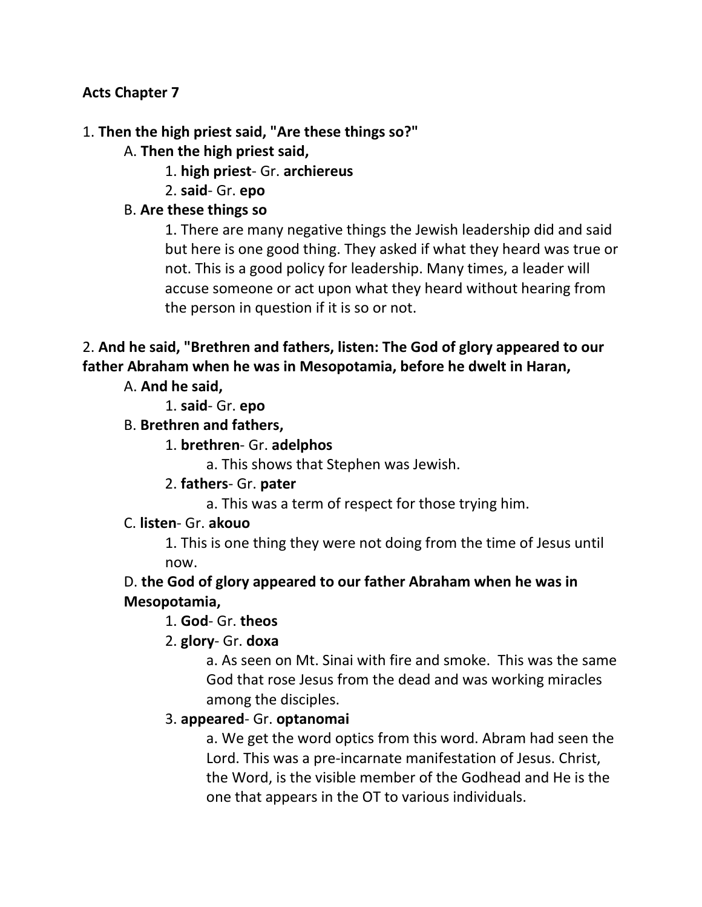**Acts Chapter 7**

1\. **Then the high priest said, "Are these things so?"**

- A. **Then the high priest said,**
  - 1\. **high priest**- Gr. **archiereus**
  - 2\. **said**- Gr. **epo**
- B. **Are these things so**
  - 1\. There are many negative things the Jewish leadership did and said but here is one good thing. They asked if what they heard was true or not. This is a good policy for leadership. Many times, a leader will accuse someone or act upon what they heard without hearing from the person in question if it is so or not.

2\. **And he said, "Brethren and fathers, listen: The God of glory appeared to our father Abraham when he was in Mesopotamia, before he dwelt in Haran,**

- A. **And he said,**
  - 1\. **said**- Gr. **epo**
- B. **Brethren and fathers,**
  - 1\. **brethren**- Gr. **adelphos**
    - a. This shows that Stephen was Jewish.
  - 2\. **fathers**- Gr. **pater**
    - a. This was a term of respect for those trying him.
- C. **listen**- Gr. **akouo**
  - 1\. This is one thing they were not doing from the time of Jesus until now.
- D. **the God of glory appeared to our father Abraham when he was in Mesopotamia,**
  - 1\. **God**- Gr. **theos**
  - 2\. **glory**- Gr. **doxa**
    - a. As seen on Mt. Sinai with fire and smoke. This was the same God that rose Jesus from the dead and was working miracles among the disciples.
  - 3\. **appeared**- Gr. **optanomai**
    - a. We get the word optics from this word. Abram had seen the Lord. This was a pre-incarnate manifestation of Jesus. Christ, the Word, is the visible member of the Godhead and He is the one that appears in the OT to various individuals.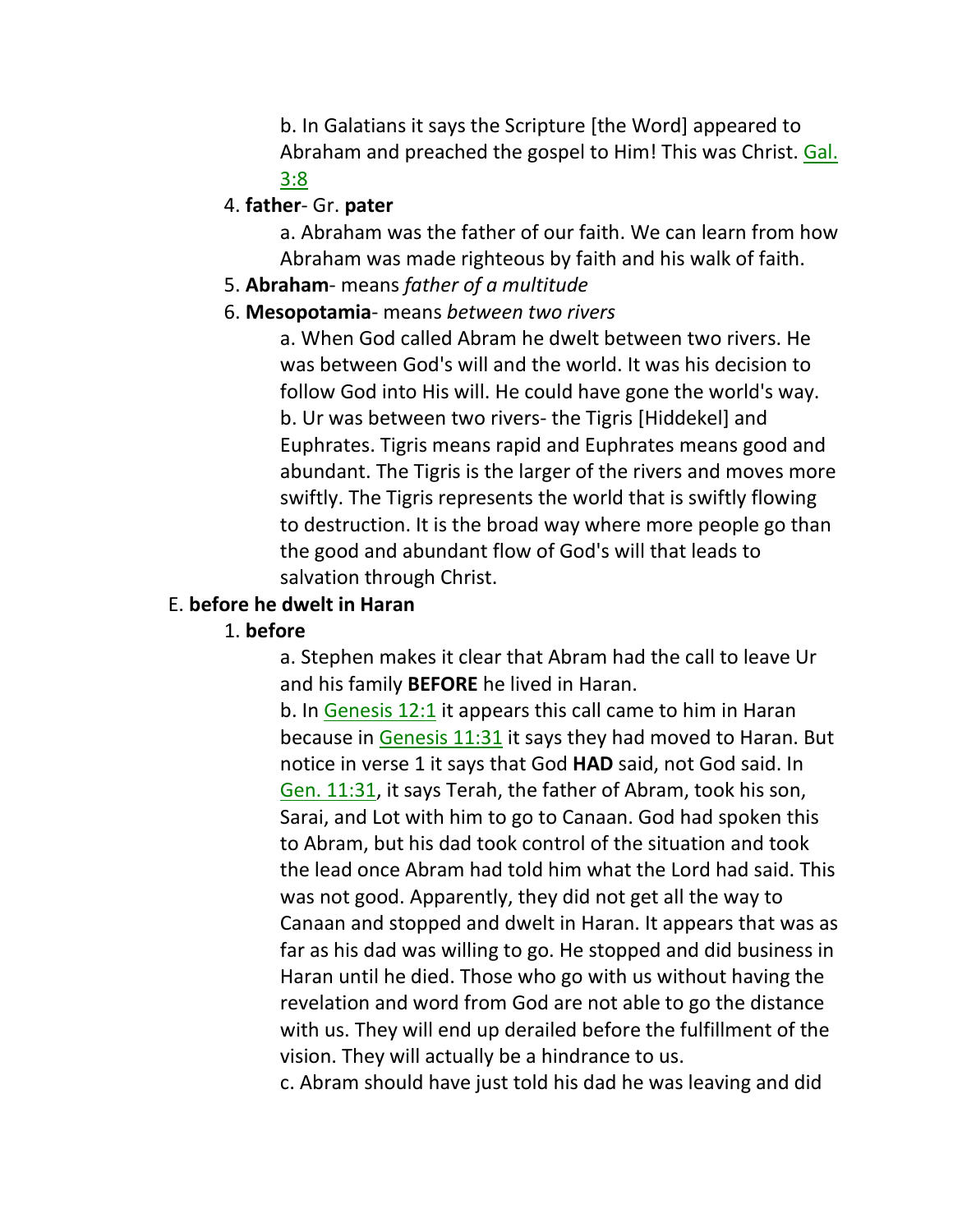b. In Galatians it says the Scripture [the Word] appeared to Abraham and preached the gospel to Him! This was Christ. Gal. 3:8

4. **father**- Gr. **pater**

   a. Abraham was the father of our faith. We can learn from how Abraham was made righteous by faith and his walk of faith.

5. **Abraham**- means *father of a multitude*

6. **Mesopotamia**- means *between two rivers*

   a. When God called Abram he dwelt between two rivers. He was between God's will and the world. It was his decision to follow God into His will. He could have gone the world's way.
   b. Ur was between two rivers- the Tigris [Hiddekel] and Euphrates. Tigris means rapid and Euphrates means good and abundant. The Tigris is the larger of the rivers and moves more swiftly. The Tigris represents the world that is swiftly flowing to destruction. It is the broad way where more people go than the good and abundant flow of God's will that leads to salvation through Christ.

E. **before he dwelt in Haran**

1. **before**

   a. Stephen makes it clear that Abram had the call to leave Ur and his family **BEFORE** he lived in Haran.
   b. In Genesis 12:1 it appears this call came to him in Haran because in Genesis 11:31 it says they had moved to Haran. But notice in verse 1 it says that God **HAD** said, not God said. In Gen. 11:31, it says Terah, the father of Abram, took his son, Sarai, and Lot with him to go to Canaan. God had spoken this to Abram, but his dad took control of the situation and took the lead once Abram had told him what the Lord had said. This was not good. Apparently, they did not get all the way to Canaan and stopped and dwelt in Haran. It appears that was as far as his dad was willing to go. He stopped and did business in Haran until he died. Those who go with us without having the revelation and word from God are not able to go the distance with us. They will end up derailed before the fulfillment of the vision. They will actually be a hindrance to us.
   c. Abram should have just told his dad he was leaving and did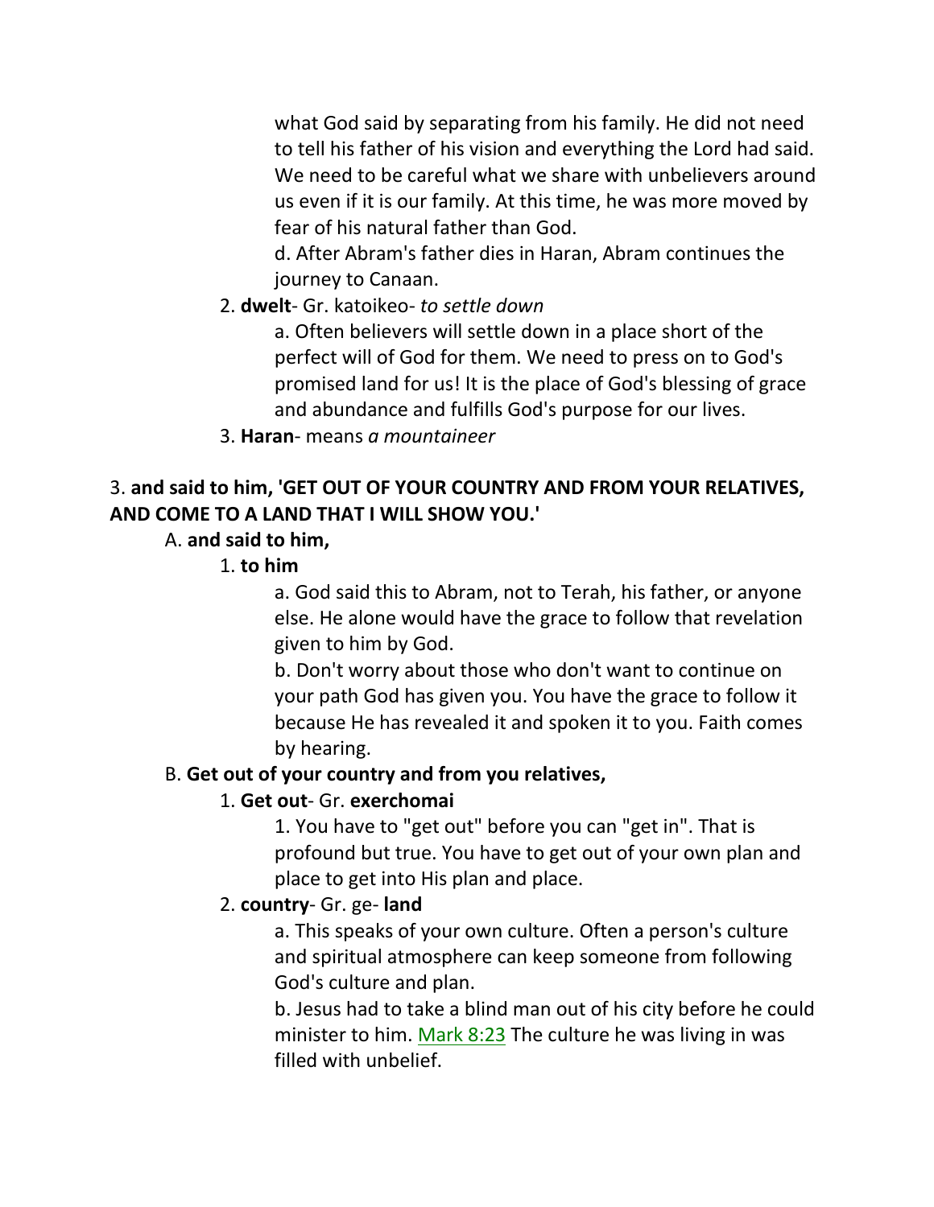what God said by separating from his family. He did not need to tell his father of his vision and everything the Lord had said. We need to be careful what we share with unbelievers around us even if it is our family. At this time, he was more moved by fear of his natural father than God.

d. After Abram's father dies in Haran, Abram continues the journey to Canaan.

2. **dwelt**- Gr. katoikeo- *to settle down*

a. Often believers will settle down in a place short of the perfect will of God for them. We need to press on to God's promised land for us! It is the place of God's blessing of grace and abundance and fulfills God's purpose for our lives.

3. **Haran**- means *a mountaineer*

3. **and said to him, 'GET OUT OF YOUR COUNTRY AND FROM YOUR RELATIVES, AND COME TO A LAND THAT I WILL SHOW YOU.'**

A. **and said to him,**

1. **to him**

a. God said this to Abram, not to Terah, his father, or anyone else. He alone would have the grace to follow that revelation given to him by God.

b. Don't worry about those who don't want to continue on your path God has given you. You have the grace to follow it because He has revealed it and spoken it to you. Faith comes by hearing.

B. **Get out of your country and from you relatives,**

1. **Get out**- Gr. **exerchomai**

1. You have to "get out" before you can "get in". That is profound but true. You have to get out of your own plan and place to get into His plan and place.

2. **country**- Gr. ge- **land**

a. This speaks of your own culture. Often a person's culture and spiritual atmosphere can keep someone from following God's culture and plan.

b. Jesus had to take a blind man out of his city before he could minister to him. Mark 8:23 The culture he was living in was filled with unbelief.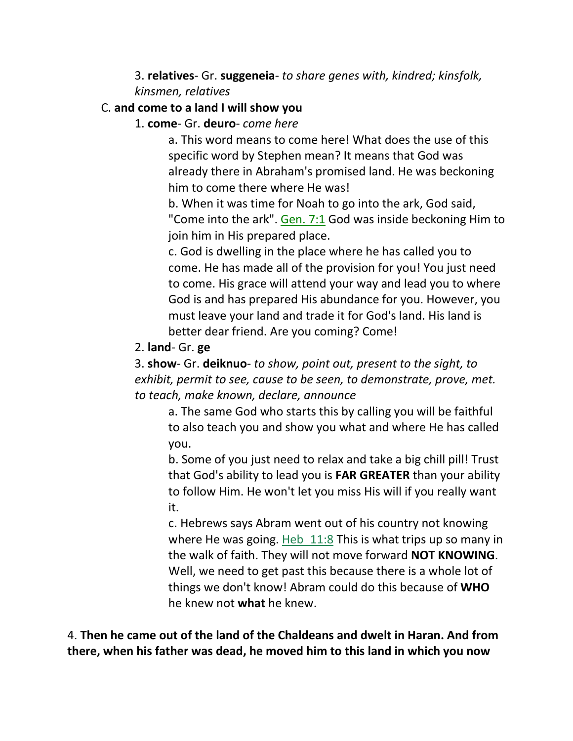3. **relatives**- Gr. **suggeneia**- *to share genes with, kindred; kinsfolk, kinsmen, relatives*

C. **and come to a land I will show you**

1. **come**- Gr. **deuro**- *come here*

a. This word means to come here! What does the use of this specific word by Stephen mean? It means that God was already there in Abraham's promised land. He was beckoning him to come there where He was!

b. When it was time for Noah to go into the ark, God said, "Come into the ark". Gen. 7:1 God was inside beckoning Him to join him in His prepared place.

c. God is dwelling in the place where he has called you to come. He has made all of the provision for you! You just need to come. His grace will attend your way and lead you to where God is and has prepared His abundance for you. However, you must leave your land and trade it for God's land. His land is better dear friend. Are you coming? Come!

2. **land**- Gr. **ge**

3. **show**- Gr. **deiknuo**- *to show, point out, present to the sight, to exhibit, permit to see, cause to be seen, to demonstrate, prove, met. to teach, make known, declare, announce*

a. The same God who starts this by calling you will be faithful to also teach you and show you what and where He has called you.

b. Some of you just need to relax and take a big chill pill! Trust that God's ability to lead you is **FAR GREATER** than your ability to follow Him. He won't let you miss His will if you really want it.

c. Hebrews says Abram went out of his country not knowing where He was going. Heb 11:8 This is what trips up so many in the walk of faith. They will not move forward **NOT KNOWING**. Well, we need to get past this because there is a whole lot of things we don't know! Abram could do this because of **WHO** he knew not **what** he knew.

4. **Then he came out of the land of the Chaldeans and dwelt in Haran. And from there, when his father was dead, he moved him to this land in which you now**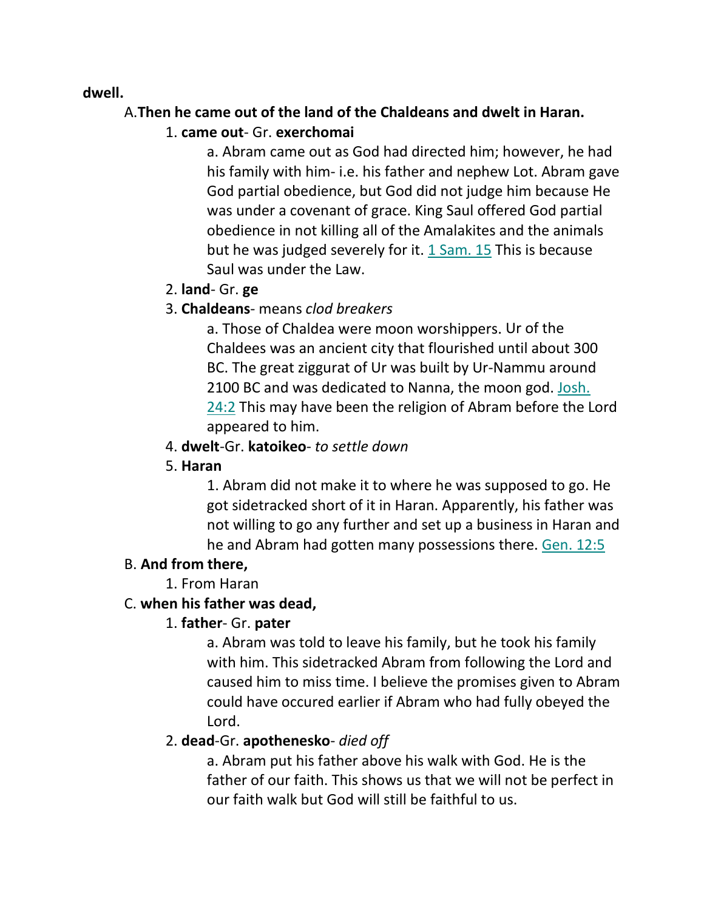**dwell.**

A. **Then he came out of the land of the Chaldeans and dwelt in Haran.**

1. **came out**- Gr. **exerchomai**

   a. Abram came out as God had directed him; however, he had his family with him- i.e. his father and nephew Lot. Abram gave God partial obedience, but God did not judge him because He was under a covenant of grace. King Saul offered God partial obedience in not killing all of the Amalakites and the animals but he was judged severely for it. 1 Sam. 15 This is because Saul was under the Law.

2. **land**- Gr. **ge**

3. **Chaldeans**- means *clod breakers*

   a. Those of Chaldea were moon worshippers. Ur of the Chaldees was an ancient city that flourished until about 300 BC. The great ziggurat of Ur was built by Ur-Nammu around 2100 BC and was dedicated to Nanna, the moon god. Josh. 24:2 This may have been the religion of Abram before the Lord appeared to him.

4. **dwelt**-Gr. **katoikeo**- *to settle down*

5. **Haran**

   1. Abram did not make it to where he was supposed to go. He got sidetracked short of it in Haran. Apparently, his father was not willing to go any further and set up a business in Haran and he and Abram had gotten many possessions there. Gen. 12:5

B. **And from there,**

1. From Haran

C. **when his father was dead,**

1. **father**- Gr. **pater**

   a. Abram was told to leave his family, but he took his family with him. This sidetracked Abram from following the Lord and caused him to miss time. I believe the promises given to Abram could have occured earlier if Abram who had fully obeyed the Lord.

2. **dead**-Gr. **apothenesko**- *died off*

   a. Abram put his father above his walk with God. He is the father of our faith. This shows us that we will not be perfect in our faith walk but God will still be faithful to us.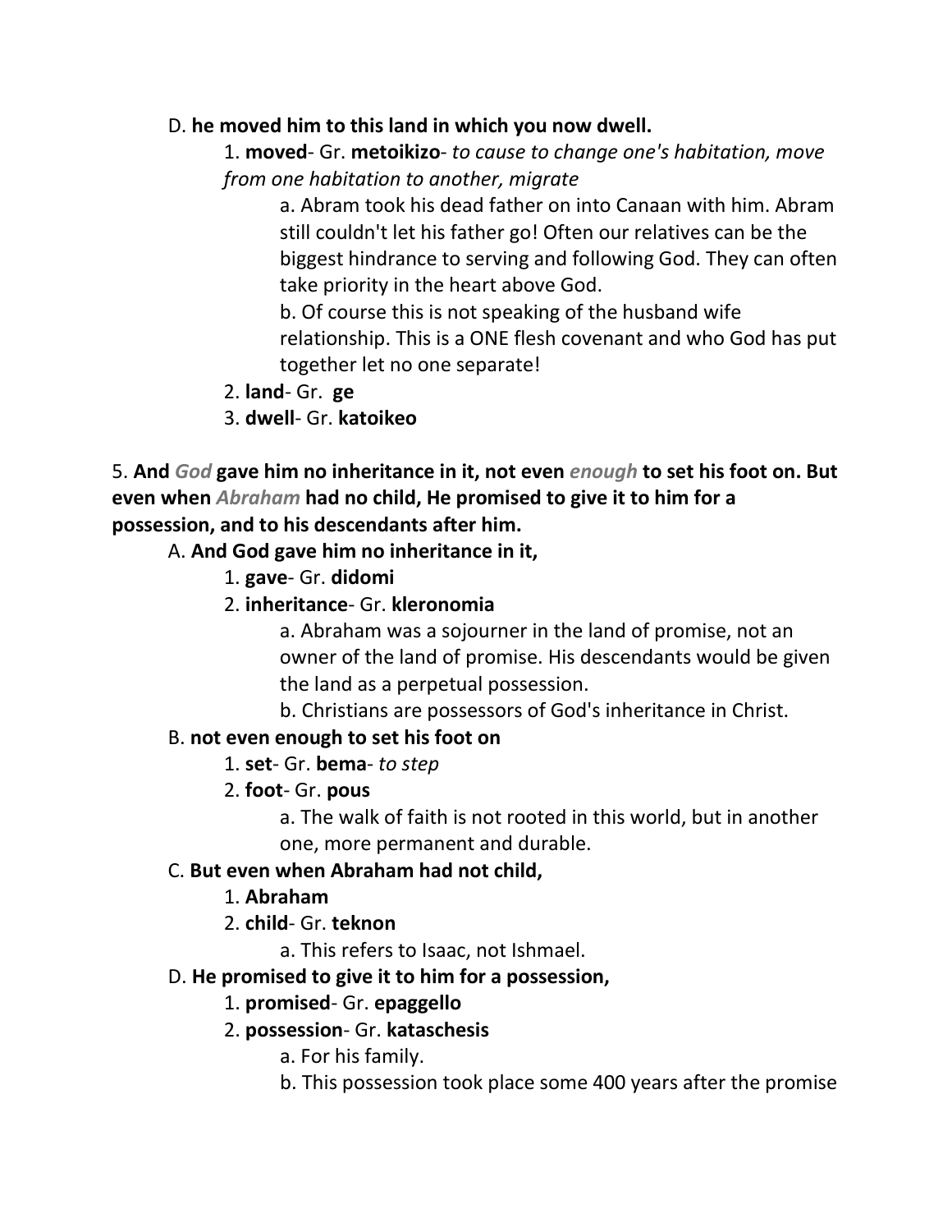D. **he moved him to this land in which you now dwell.**

1. **moved**- Gr. **metoikizo**- *to cause to change one's habitation, move from one habitation to another, migrate*

a. Abram took his dead father on into Canaan with him. Abram still couldn't let his father go! Often our relatives can be the biggest hindrance to serving and following God. They can often take priority in the heart above God.

b. Of course this is not speaking of the husband wife relationship. This is a ONE flesh covenant and who God has put together let no one separate!

2. **land**- Gr. **ge**

3. **dwell**- Gr. **katoikeo**

5. **And** ***God*** **gave him no inheritance in it, not even** ***enough*** **to set his foot on. But even when** ***Abraham*** **had no child, He promised to give it to him for a possession, and to his descendants after him.**

A. **And God gave him no inheritance in it,**

1. **gave**- Gr. **didomi**

2. **inheritance**- Gr. **kleronomia**

a. Abraham was a sojourner in the land of promise, not an owner of the land of promise. His descendants would be given the land as a perpetual possession.

b. Christians are possessors of God's inheritance in Christ.

B. **not even enough to set his foot on**

1. **set**- Gr. **bema**- *to step*

2. **foot**- Gr. **pous**

a. The walk of faith is not rooted in this world, but in another one, more permanent and durable.

C. **But even when Abraham had not child,**

1. **Abraham**

2. **child**- Gr. **teknon**

a. This refers to Isaac, not Ishmael.

D. **He promised to give it to him for a possession,**

1. **promised**- Gr. **epaggello**

2. **possession**- Gr. **kataschesis**

a. For his family.

b. This possession took place some 400 years after the promise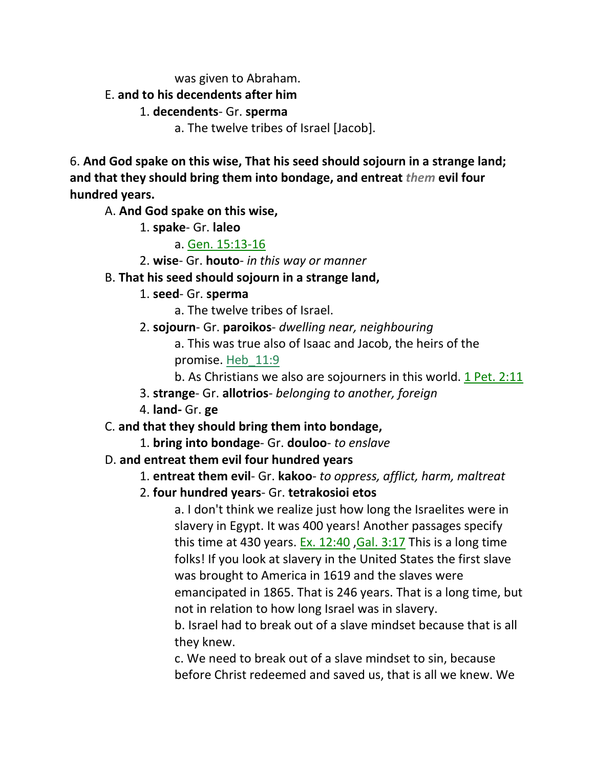was given to Abraham.

E. **and to his decendents after him**

1. **decendents**- Gr. **sperma**

a. The twelve tribes of Israel [Jacob].

6. **And God spake on this wise, That his seed should sojourn in a strange land; and that they should bring them into bondage, and entreat *them* evil four hundred years.**

A. **And God spake on this wise,**

1. **spake**- Gr. **laleo**

a. Gen. 15:13-16

2. **wise**- Gr. **houto**- *in this way or manner*

B. **That his seed should sojourn in a strange land,**

1. **seed**- Gr. **sperma**

a. The twelve tribes of Israel.

2. **sojourn**- Gr. **paroikos**- *dwelling near, neighbouring*

a. This was true also of Isaac and Jacob, the heirs of the promise. Heb_11:9

b. As Christians we also are sojourners in this world. 1 Pet. 2:11

3. **strange**- Gr. **allotrios**- *belonging to another, foreign*

4. **land-** Gr. **ge**

C. **and that they should bring them into bondage,**

1. **bring into bondage**- Gr. **douloo**- *to enslave*

D. **and entreat them evil four hundred years**

1. **entreat them evil**- Gr. **kakoo**- *to oppress, afflict, harm, maltreat*

2. **four hundred years**- Gr. **tetrakosioi etos**

a. I don't think we realize just how long the Israelites were in slavery in Egypt. It was 400 years! Another passages specify this time at 430 years. Ex. 12:40 ,Gal. 3:17 This is a long time folks! If you look at slavery in the United States the first slave was brought to America in 1619 and the slaves were emancipated in 1865. That is 246 years. That is a long time, but not in relation to how long Israel was in slavery.

b. Israel had to break out of a slave mindset because that is all they knew.

c. We need to break out of a slave mindset to sin, because before Christ redeemed and saved us, that is all we knew. We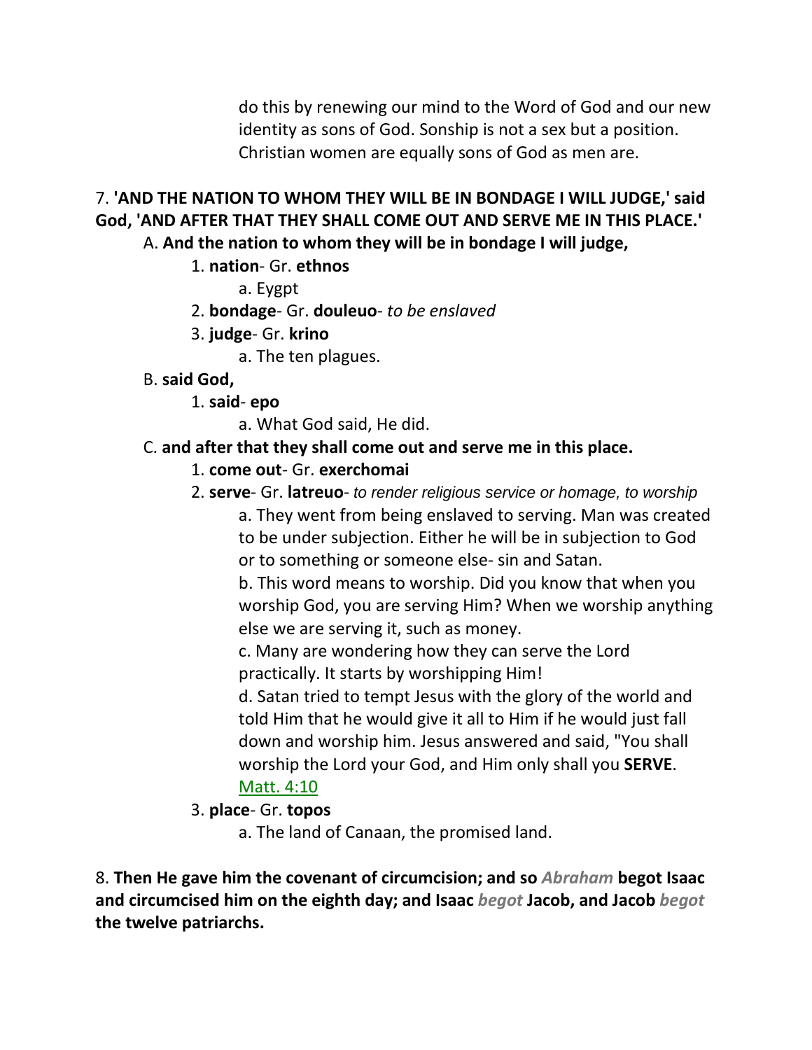do this by renewing our mind to the Word of God and our new identity as sons of God. Sonship is not a sex but a position. Christian women are equally sons of God as men are.

7. **'AND THE NATION TO WHOM THEY WILL BE IN BONDAGE I WILL JUDGE,' said God, 'AND AFTER THAT THEY SHALL COME OUT AND SERVE ME IN THIS PLACE.'**

A. **And the nation to whom they will be in bondage I will judge,**

1. **nation**- Gr. **ethnos**

a. Eygpt

2. **bondage**- Gr. **douleuo**- *to be enslaved*

3. **judge**- Gr. **krino**

a. The ten plagues.

B. **said God,**

1. **said**- **epo**

a. What God said, He did.

C. **and after that they shall come out and serve me in this place.**

1. **come out**- Gr. **exerchomai**

2. **serve**- Gr. **latreuo**- *to render religious service or homage, to worship*

a. They went from being enslaved to serving. Man was created to be under subjection. Either he will be in subjection to God or to something or someone else- sin and Satan.

b. This word means to worship. Did you know that when you worship God, you are serving Him? When we worship anything else we are serving it, such as money.

c. Many are wondering how they can serve the Lord practically. It starts by worshipping Him!

d. Satan tried to tempt Jesus with the glory of the world and told Him that he would give it all to Him if he would just fall down and worship him. Jesus answered and said, "You shall worship the Lord your God, and Him only shall you **SERVE**. Matt. 4:10

3. **place**- Gr. **topos**

a. The land of Canaan, the promised land.

8. **Then He gave him the covenant of circumcision; and so *Abraham* begot Isaac and circumcised him on the eighth day; and Isaac *begot* Jacob, and Jacob *begot* the twelve patriarchs.**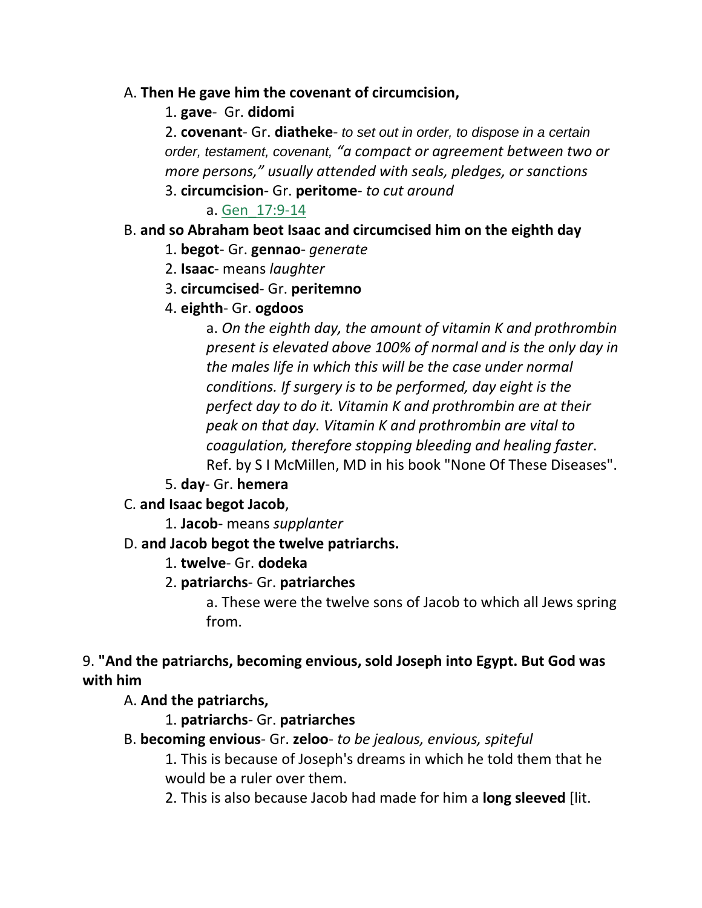A. **Then He gave him the covenant of circumcision,**

1. **gave**- Gr. **didomi**

2. **covenant**- Gr. **diatheke**- *to set out in order, to dispose in a certain order, testament, covenant, "a compact or agreement between two or more persons," usually attended with seals, pledges, or sanctions*

3. **circumcision**- Gr. **peritome**- *to cut around*

a. Gen_17:9-14

B. **and so Abraham beot Isaac and circumcised him on the eighth day**

1. **begot**- Gr. **gennao**- *generate*

2. **Isaac**- means *laughter*

3. **circumcised**- Gr. **peritemno**

4. **eighth**- Gr. **ogdoos**

a. *On the eighth day, the amount of vitamin K and prothrombin present is elevated above 100% of normal and is the only day in the males life in which this will be the case under normal conditions. If surgery is to be performed, day eight is the perfect day to do it. Vitamin K and prothrombin are at their peak on that day. Vitamin K and prothrombin are vital to coagulation, therefore stopping bleeding and healing faster*. Ref. by S I McMillen, MD in his book "None Of These Diseases".

5. **day**- Gr. **hemera**

C. **and Isaac begot Jacob**,

1. **Jacob**- means *supplanter*

D. **and Jacob begot the twelve patriarchs.**

1. **twelve**- Gr. **dodeka**

2. **patriarchs**- Gr. **patriarches**

a. These were the twelve sons of Jacob to which all Jews spring from.

9. **"And the patriarchs, becoming envious, sold Joseph into Egypt. But God was with him**

A. **And the patriarchs,**

1. **patriarchs**- Gr. **patriarches**

B. **becoming envious**- Gr. **zeloo**- *to be jealous, envious, spiteful*

1. This is because of Joseph's dreams in which he told them that he would be a ruler over them.

2. This is also because Jacob had made for him a **long sleeved** [lit.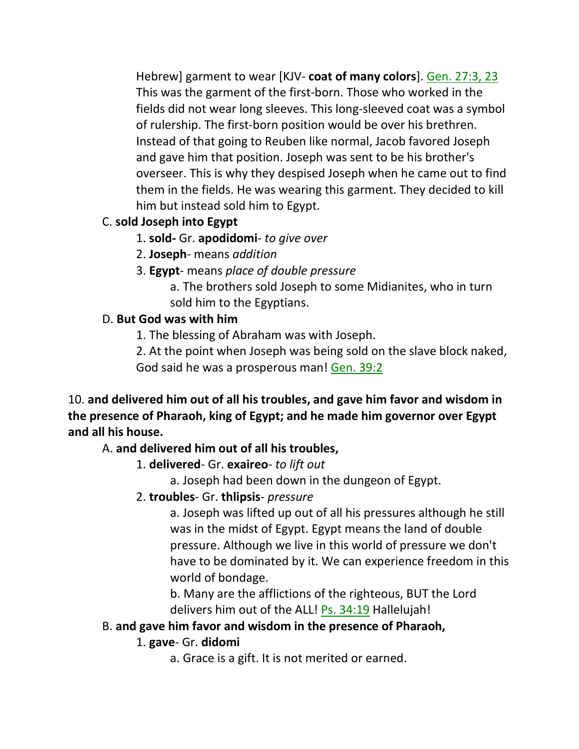Hebrew] garment to wear [KJV- **coat of many colors**]. Gen. 27:3, 23 This was the garment of the first-born. Those who worked in the fields did not wear long sleeves. This long-sleeved coat was a symbol of rulership. The first-born position would be over his brethren. Instead of that going to Reuben like normal, Jacob favored Joseph and gave him that position. Joseph was sent to be his brother's overseer. This is why they despised Joseph when he came out to find them in the fields. He was wearing this garment. They decided to kill him but instead sold him to Egypt.

C. **sold Joseph into Egypt**

1. **sold-** Gr. **apodidomi**- *to give over*
2. **Joseph**- means *addition*
3. **Egypt**- means *place of double pressure*
    a. The brothers sold Joseph to some Midianites, who in turn sold him to the Egyptians.

D. **But God was with him**

1. The blessing of Abraham was with Joseph.
2. At the point when Joseph was being sold on the slave block naked, God said he was a prosperous man! Gen. 39:2

10. **and delivered him out of all his troubles, and gave him favor and wisdom in the presence of Pharaoh, king of Egypt; and he made him governor over Egypt and all his house.**

A. **and delivered him out of all his troubles,**

1. **delivered**- Gr. **exaireo**- *to lift out*
    a. Joseph had been down in the dungeon of Egypt.
2. **troubles**- Gr. **thlipsis**- *pressure*
    a. Joseph was lifted up out of all his pressures although he still was in the midst of Egypt. Egypt means the land of double pressure. Although we live in this world of pressure we don't have to be dominated by it. We can experience freedom in this world of bondage.
    b. Many are the afflictions of the righteous, BUT the Lord delivers him out of the ALL! Ps. 34:19 Hallelujah!

B. **and gave him favor and wisdom in the presence of Pharaoh,**

1. **gave**- Gr. **didomi**
    a. Grace is a gift. It is not merited or earned.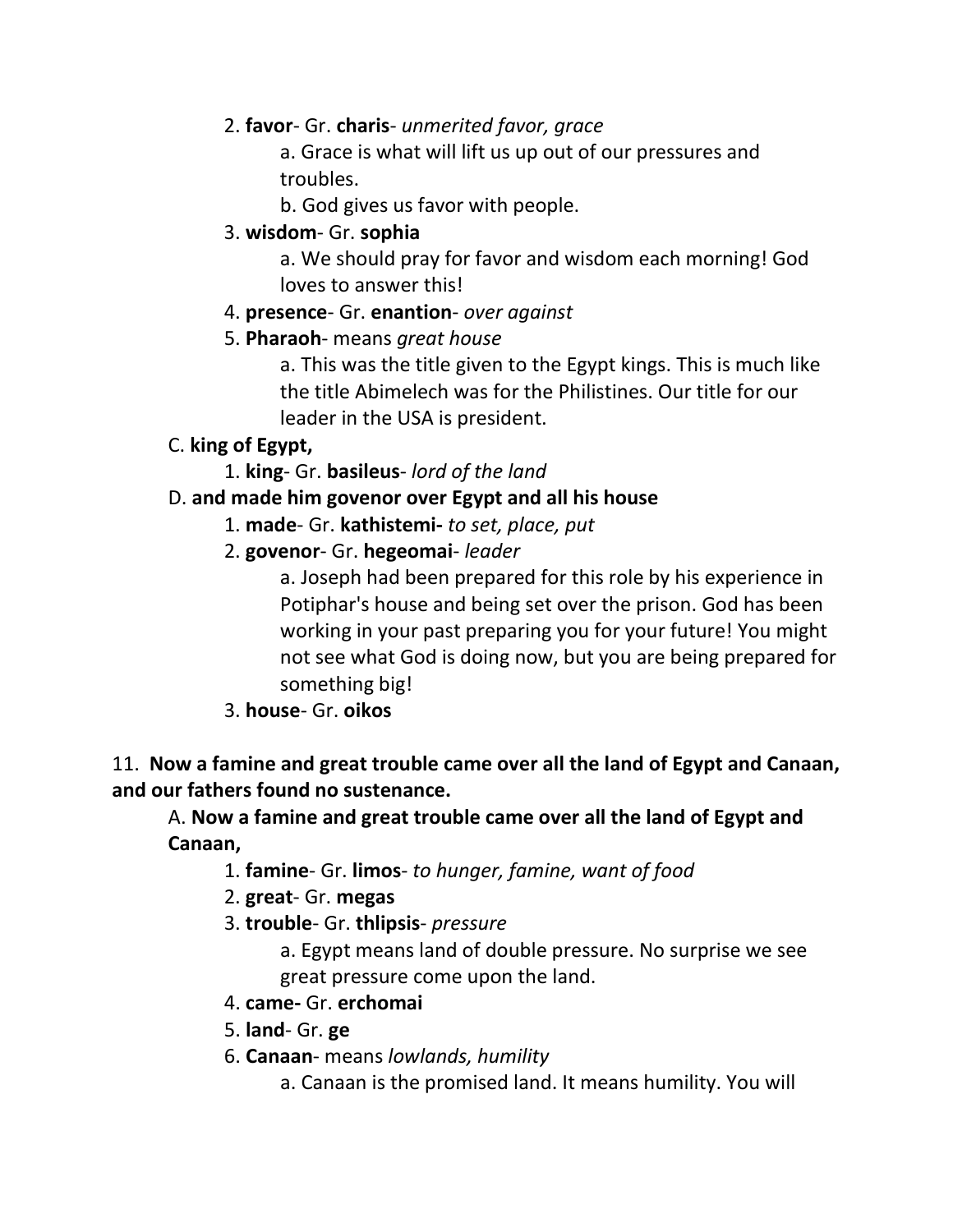2. **favor**- Gr. **charis**- *unmerited favor, grace*

a. Grace is what will lift us up out of our pressures and troubles.

b. God gives us favor with people.

3. **wisdom**- Gr. **sophia**

a. We should pray for favor and wisdom each morning! God loves to answer this!

4. **presence**- Gr. **enantion**- *over against*

5. **Pharaoh**- means *great house*

a. This was the title given to the Egypt kings. This is much like the title Abimelech was for the Philistines. Our title for our leader in the USA is president.

C. **king of Egypt,**

1. **king**- Gr. **basileus**- *lord of the land*

D. **and made him govenor over Egypt and all his house**

1. **made**- Gr. **kathistemi-** *to set, place, put*

2. **govenor**- Gr. **hegeomai**- *leader*

a. Joseph had been prepared for this role by his experience in Potiphar's house and being set over the prison. God has been working in your past preparing you for your future! You might not see what God is doing now, but you are being prepared for something big!

3. **house**- Gr. **oikos**

11. **Now a famine and great trouble came over all the land of Egypt and Canaan, and our fathers found no sustenance.**

A. **Now a famine and great trouble came over all the land of Egypt and Canaan,**

1. **famine**- Gr. **limos**- *to hunger, famine, want of food*

2. **great**- Gr. **megas**

3. **trouble**- Gr. **thlipsis**- *pressure*

a. Egypt means land of double pressure. No surprise we see great pressure come upon the land.

4. **came-** Gr. **erchomai**

5. **land**- Gr. **ge**

6. **Canaan**- means *lowlands, humility*

a. Canaan is the promised land. It means humility. You will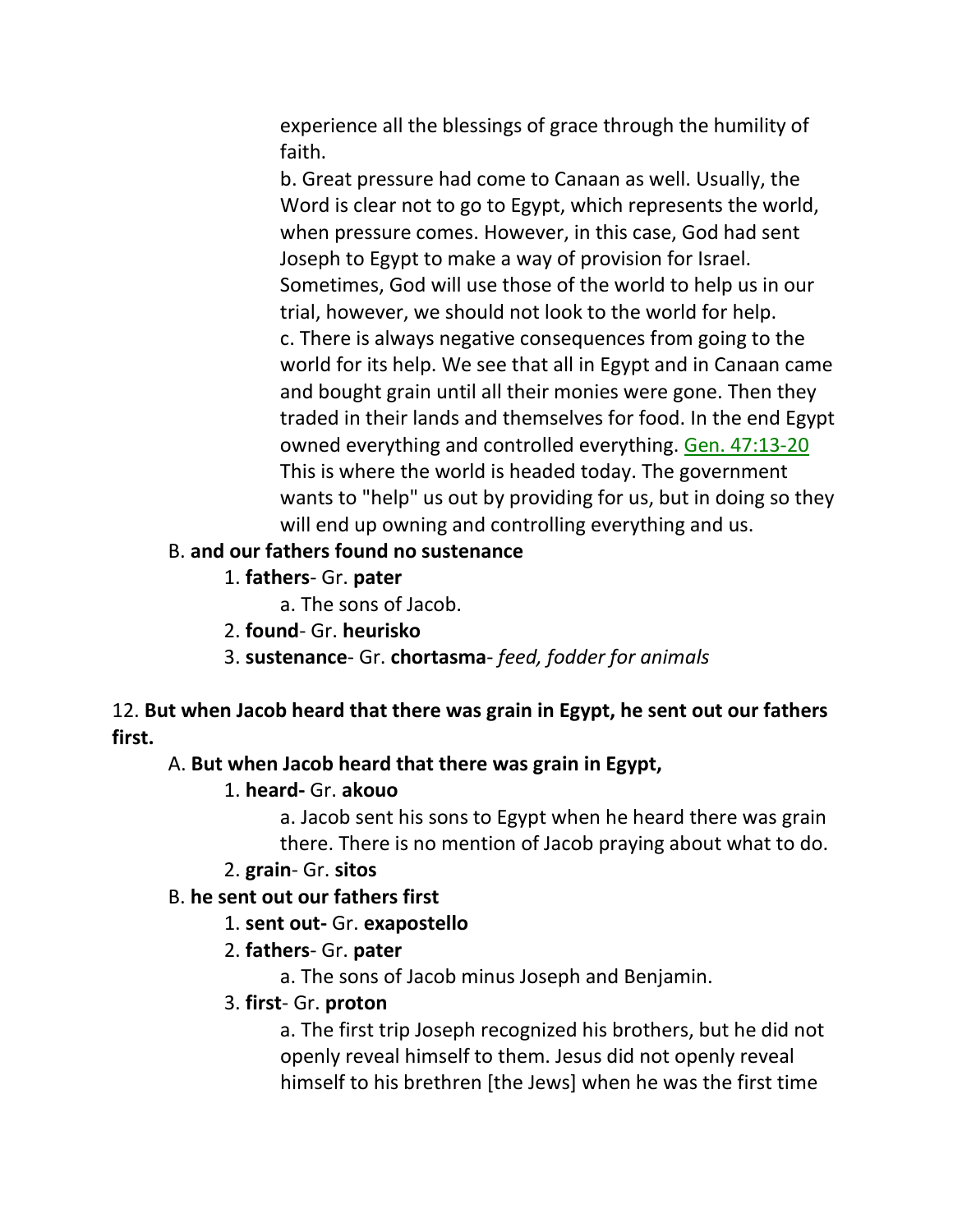experience all the blessings of grace through the humility of faith.

b. Great pressure had come to Canaan as well. Usually, the Word is clear not to go to Egypt, which represents the world, when pressure comes. However, in this case, God had sent Joseph to Egypt to make a way of provision for Israel. Sometimes, God will use those of the world to help us in our trial, however, we should not look to the world for help.

c. There is always negative consequences from going to the world for its help. We see that all in Egypt and in Canaan came and bought grain until all their monies were gone. Then they traded in their lands and themselves for food. In the end Egypt owned everything and controlled everything. Gen. 47:13-20 This is where the world is headed today. The government wants to "help" us out by providing for us, but in doing so they will end up owning and controlling everything and us.

B. **and our fathers found no sustenance**

1. **fathers**- Gr. **pater**

a. The sons of Jacob.

2. **found**- Gr. **heurisko**

3. **sustenance**- Gr. **chortasma**- *feed, fodder for animals*

12. **But when Jacob heard that there was grain in Egypt, he sent out our fathers first.**

A. **But when Jacob heard that there was grain in Egypt,**

1. **heard-** Gr. **akouo**

a. Jacob sent his sons to Egypt when he heard there was grain there. There is no mention of Jacob praying about what to do.

2. **grain**- Gr. **sitos**

B. **he sent out our fathers first**

1. **sent out-** Gr. **exapostello**

2. **fathers**- Gr. **pater**

a. The sons of Jacob minus Joseph and Benjamin.

3. **first**- Gr. **proton**

a. The first trip Joseph recognized his brothers, but he did not openly reveal himself to them. Jesus did not openly reveal himself to his brethren [the Jews] when he was the first time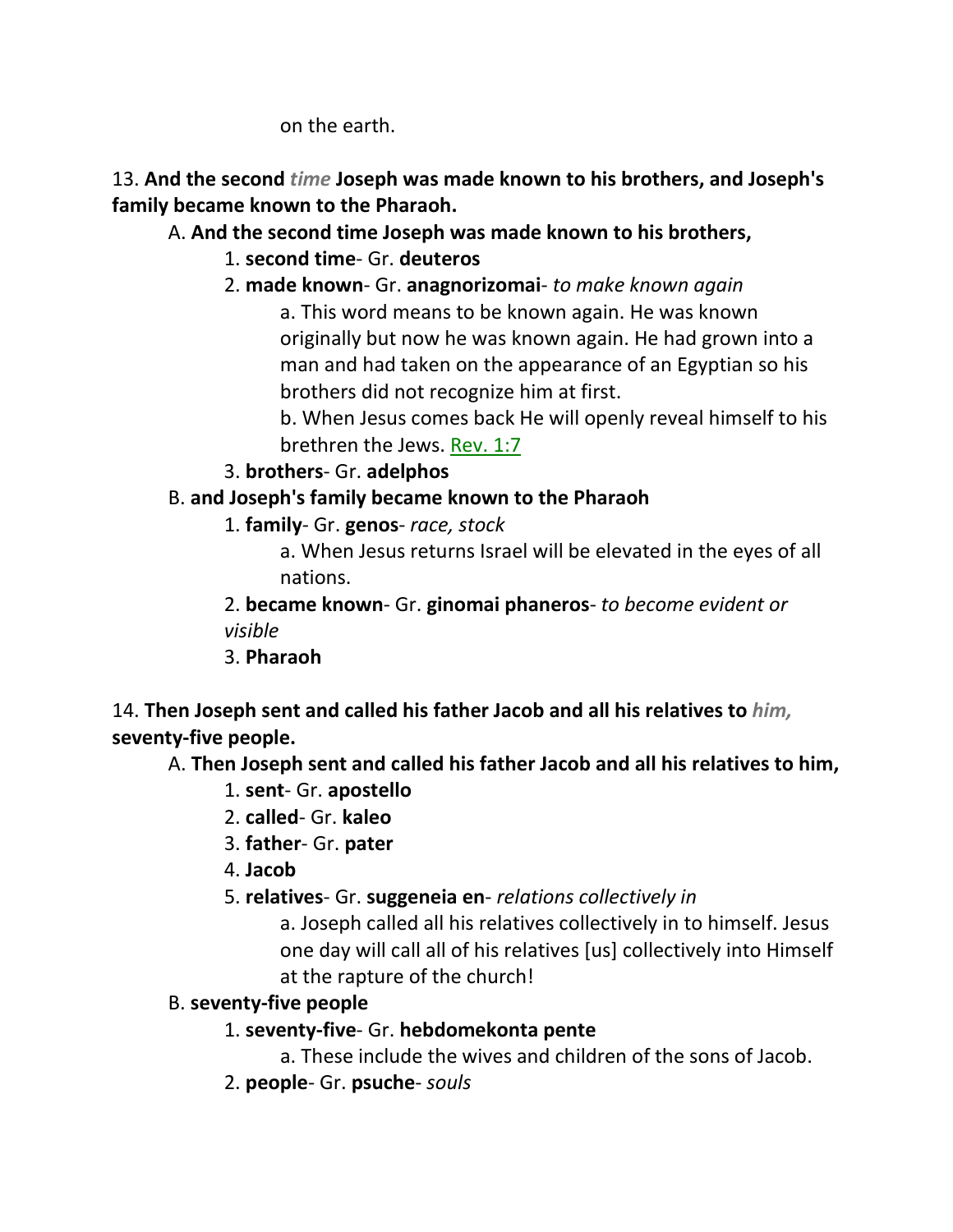on the earth.

13. **And the second** ***time*** **Joseph was made known to his brothers, and Joseph's family became known to the Pharaoh.**

A. **And the second time Joseph was made known to his brothers,**

1. **second time**- Gr. **deuteros**
2. **made known**- Gr. **anagnorizomai**- *to make known again*

a. This word means to be known again. He was known originally but now he was known again. He had grown into a man and had taken on the appearance of an Egyptian so his brothers did not recognize him at first.

b. When Jesus comes back He will openly reveal himself to his brethren the Jews. Rev. 1:7

3. **brothers**- Gr. **adelphos**

B. **and Joseph's family became known to the Pharaoh**

1. **family**- Gr. **genos**- *race, stock*

a. When Jesus returns Israel will be elevated in the eyes of all nations.

2. **became known**- Gr. **ginomai phaneros**- *to become evident or visible*
3. **Pharaoh**

14. **Then Joseph sent and called his father Jacob and all his relatives to** ***him,*** **seventy-five people.**

A. **Then Joseph sent and called his father Jacob and all his relatives to him,**

1. **sent**- Gr. **apostello**
2. **called**- Gr. **kaleo**
3. **father**- Gr. **pater**
4. **Jacob**
5. **relatives**- Gr. **suggeneia en**- *relations collectively in*

a. Joseph called all his relatives collectively in to himself. Jesus one day will call all of his relatives [us] collectively into Himself at the rapture of the church!

B. **seventy-five people**

1. **seventy-five**- Gr. **hebdomekonta pente**

a. These include the wives and children of the sons of Jacob.

2. **people**- Gr. **psuche**- *souls*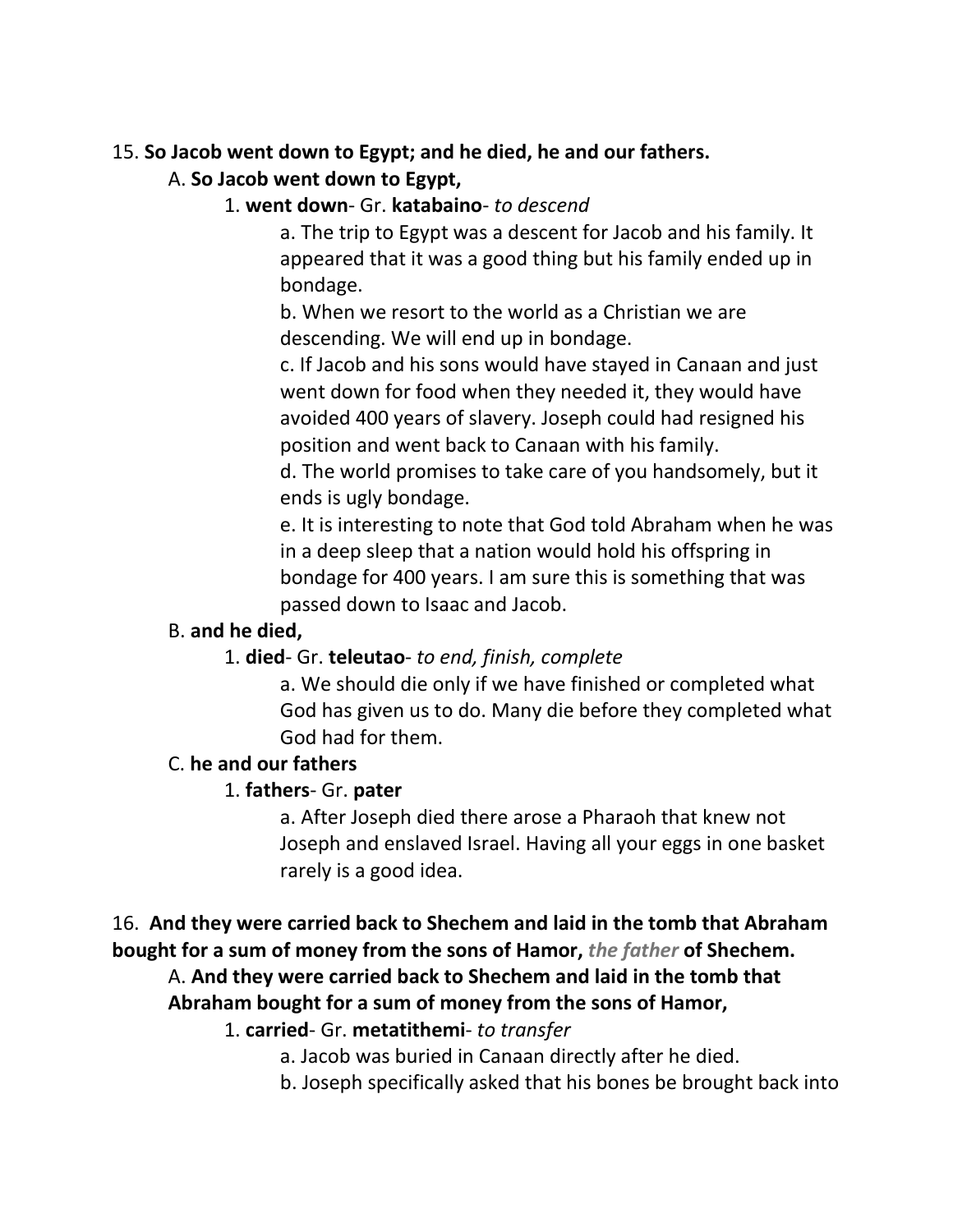15. **So Jacob went down to Egypt; and he died, he and our fathers.**

A. **So Jacob went down to Egypt,**

1. **went down**- Gr. **katabaino**- *to descend*

a. The trip to Egypt was a descent for Jacob and his family. It appeared that it was a good thing but his family ended up in bondage.

b. When we resort to the world as a Christian we are descending. We will end up in bondage.

c. If Jacob and his sons would have stayed in Canaan and just went down for food when they needed it, they would have avoided 400 years of slavery. Joseph could had resigned his position and went back to Canaan with his family.

d. The world promises to take care of you handsomely, but it ends is ugly bondage.

e. It is interesting to note that God told Abraham when he was in a deep sleep that a nation would hold his offspring in bondage for 400 years. I am sure this is something that was passed down to Isaac and Jacob.

B. **and he died,**

1. **died**- Gr. **teleutao**- *to end, finish, complete*

a. We should die only if we have finished or completed what God has given us to do. Many die before they completed what God had for them.

C. **he and our fathers**

1. **fathers**- Gr. **pater**

a. After Joseph died there arose a Pharaoh that knew not Joseph and enslaved Israel. Having all your eggs in one basket rarely is a good idea.

16. **And they were carried back to Shechem and laid in the tomb that Abraham bought for a sum of money from the sons of Hamor,** ***the father*** **of Shechem.**

A. **And they were carried back to Shechem and laid in the tomb that Abraham bought for a sum of money from the sons of Hamor,**

1. **carried**- Gr. **metatithemi**- *to transfer*

a. Jacob was buried in Canaan directly after he died.

b. Joseph specifically asked that his bones be brought back into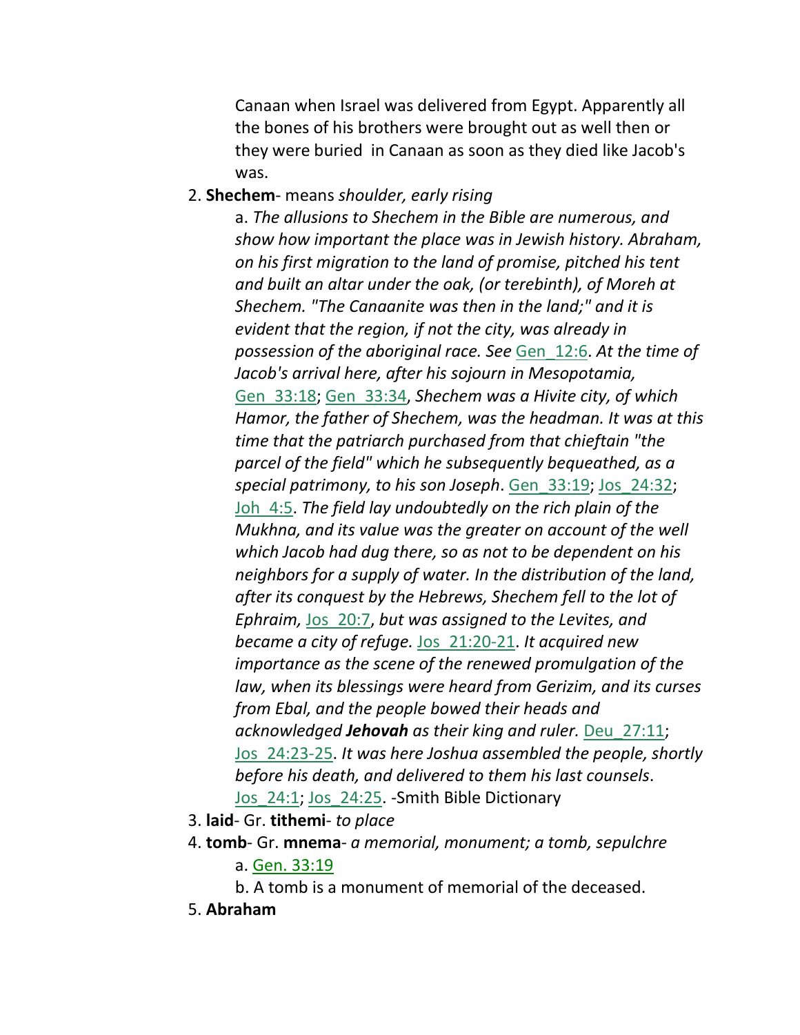Canaan when Israel was delivered from Egypt. Apparently all the bones of his brothers were brought out as well then or they were buried in Canaan as soon as they died like Jacob's was.

2. **Shechem**- means *shoulder, early rising*

    a. *The allusions to Shechem in the Bible are numerous, and show how important the place was in Jewish history. Abraham, on his first migration to the land of promise, pitched his tent and built an altar under the oak, (or terebinth), of Moreh at Shechem. "The Canaanite was then in the land;" and it is evident that the region, if not the city, was already in possession of the aboriginal race. See* Gen_12:6. *At the time of Jacob's arrival here, after his sojourn in Mesopotamia,* Gen_33:18; Gen_33:34, *Shechem was a Hivite city, of which Hamor, the father of Shechem, was the headman. It was at this time that the patriarch purchased from that chieftain "the parcel of the field" which he subsequently bequeathed, as a special patrimony, to his son Joseph*. Gen_33:19; Jos_24:32; Joh_4:5. *The field lay undoubtedly on the rich plain of the Mukhna, and its value was the greater on account of the well which Jacob had dug there, so as not to be dependent on his neighbors for a supply of water. In the distribution of the land, after its conquest by the Hebrews, Shechem fell to the lot of Ephraim,* Jos_20:7, *but was assigned to the Levites, and became a city of refuge.* Jos_21:20-21. *It acquired new importance as the scene of the renewed promulgation of the law, when its blessings were heard from Gerizim, and its curses from Ebal, and the people bowed their heads and acknowledged **Jehovah** as their king and ruler.* Deu_27:11; Jos_24:23-25. *It was here Joshua assembled the people, shortly before his death, and delivered to them his last counsels*. Jos_24:1; Jos_24:25. -Smith Bible Dictionary

3. **laid**- Gr. **tithemi**- *to place*
4. **tomb**- Gr. **mnema**- *a memorial, monument; a tomb, sepulchre*

    a. Gen. 33:19

    b. A tomb is a monument of memorial of the deceased.

5. **Abraham**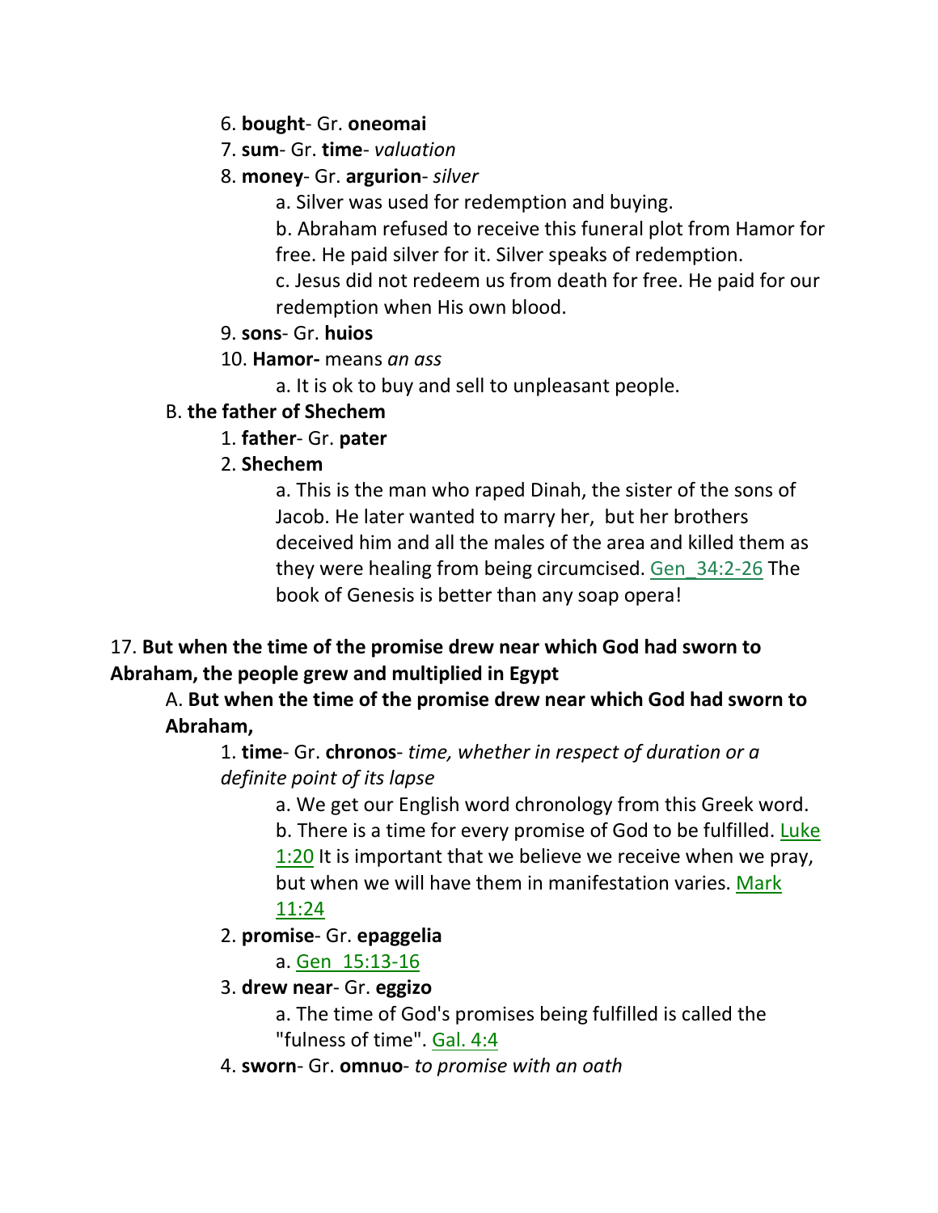6. **bought**- Gr. **oneomai**

7. **sum**- Gr. **time**- *valuation*

8. **money**- Gr. **argurion**- *silver*

   a. Silver was used for redemption and buying.

   b. Abraham refused to receive this funeral plot from Hamor for free. He paid silver for it. Silver speaks of redemption.

   c. Jesus did not redeem us from death for free. He paid for our redemption when His own blood.

9. **sons**- Gr. **huios**

10. **Hamor-** means *an ass*

   a. It is ok to buy and sell to unpleasant people.

B. **the father of Shechem**

1. **father**- Gr. **pater**

2. **Shechem**

   a. This is the man who raped Dinah, the sister of the sons of Jacob. He later wanted to marry her, but her brothers deceived him and all the males of the area and killed them as they were healing from being circumcised. Gen_34:2-26 The book of Genesis is better than any soap opera!

17. **But when the time of the promise drew near which God had sworn to Abraham, the people grew and multiplied in Egypt**

A. **But when the time of the promise drew near which God had sworn to Abraham,**

1. **time**- Gr. **chronos**- *time, whether in respect of duration or a definite point of its lapse*

   a. We get our English word chronology from this Greek word.

   b. There is a time for every promise of God to be fulfilled. Luke 1:20 It is important that we believe we receive when we pray, but when we will have them in manifestation varies. Mark 11:24

2. **promise**- Gr. **epaggelia**

   a. Gen_15:13-16

3. **drew near**- Gr. **eggizo**

   a. The time of God's promises being fulfilled is called the "fulness of time". Gal. 4:4

4. **sworn**- Gr. **omnuo**- *to promise with an oath*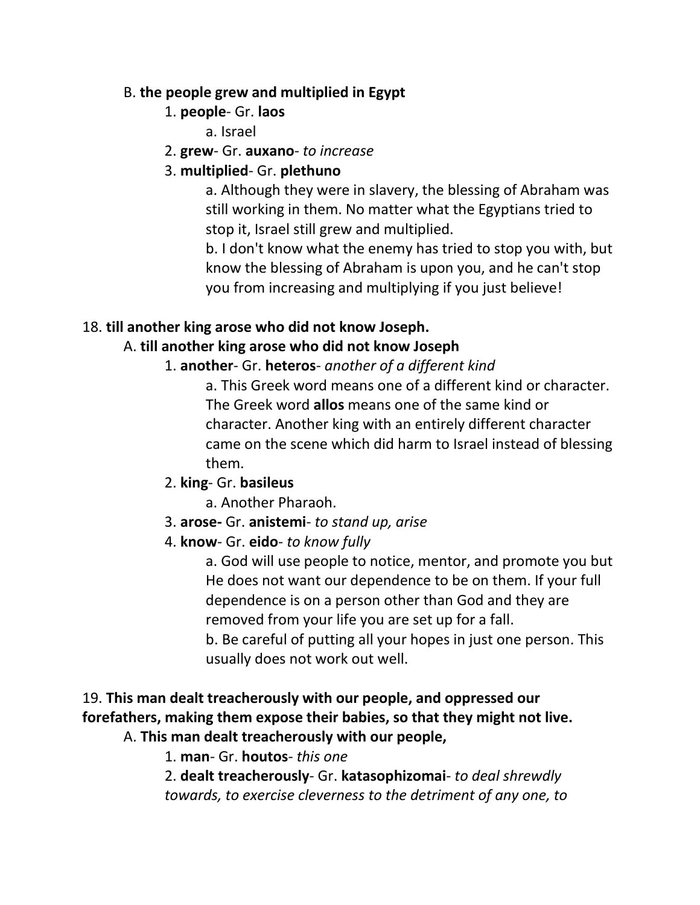B. **the people grew and multiplied in Egypt**

1. **people**- Gr. **laos**
   a. Israel
2. **grew**- Gr. **auxano**- *to increase*
3. **multiplied**- Gr. **plethuno**
   a. Although they were in slavery, the blessing of Abraham was still working in them. No matter what the Egyptians tried to stop it, Israel still grew and multiplied.
   b. I don't know what the enemy has tried to stop you with, but know the blessing of Abraham is upon you, and he can't stop you from increasing and multiplying if you just believe!

18. **till another king arose who did not know Joseph.**

A. **till another king arose who did not know Joseph**

1. **another**- Gr. **heteros**- *another of a different kind*
   a. This Greek word means one of a different kind or character. The Greek word **allos** means one of the same kind or character. Another king with an entirely different character came on the scene which did harm to Israel instead of blessing them.
2. **king**- Gr. **basileus**
   a. Another Pharaoh.
3. **arose-** Gr. **anistemi**- *to stand up, arise*
4. **know**- Gr. **eido**- *to know fully*
   a. God will use people to notice, mentor, and promote you but He does not want our dependence to be on them. If your full dependence is on a person other than God and they are removed from your life you are set up for a fall.
   b. Be careful of putting all your hopes in just one person. This usually does not work out well.

19. **This man dealt treacherously with our people, and oppressed our forefathers, making them expose their babies, so that they might not live.**

A. **This man dealt treacherously with our people,**

1. **man**- Gr. **houtos**- *this one*
2. **dealt treacherously**- Gr. **katasophizomai**- *to deal shrewdly towards, to exercise cleverness to the detriment of any one, to*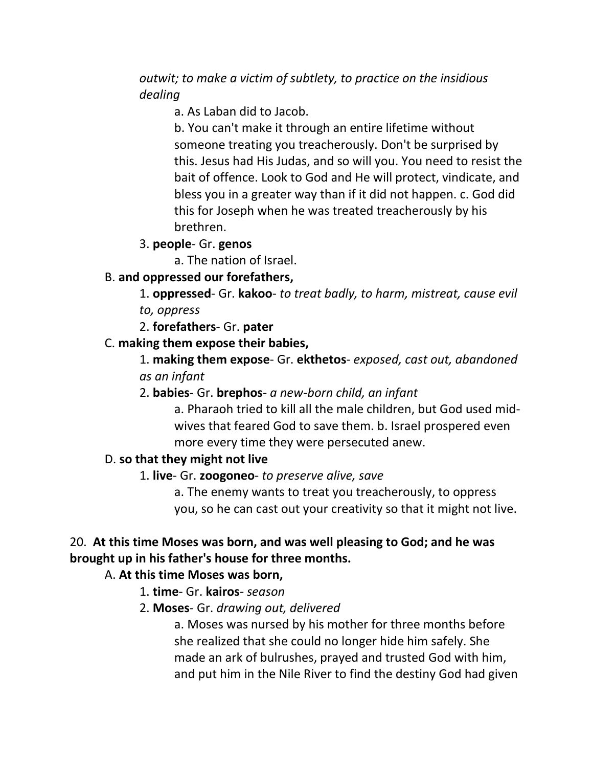*outwit; to make a victim of subtlety, to practice on the insidious dealing*

a. As Laban did to Jacob.

b. You can't make it through an entire lifetime without someone treating you treacherously. Don't be surprised by this. Jesus had His Judas, and so will you. You need to resist the bait of offence. Look to God and He will protect, vindicate, and bless you in a greater way than if it did not happen. c. God did this for Joseph when he was treated treacherously by his brethren.

3. **people**- Gr. **genos**

a. The nation of Israel.

B. **and oppressed our forefathers,**

1. **oppressed**- Gr. **kakoo**- *to treat badly, to harm, mistreat, cause evil to, oppress*

2. **forefathers**- Gr. **pater**

C. **making them expose their babies,**

1. **making them expose**- Gr. **ekthetos**- *exposed, cast out, abandoned as an infant*

2. **babies**- Gr. **brephos**- *a new-born child, an infant*

a. Pharaoh tried to kill all the male children, but God used mid-wives that feared God to save them. b. Israel prospered even more every time they were persecuted anew.

D. **so that they might not live**

1. **live**- Gr. **zoogoneo**- *to preserve alive, save*

a. The enemy wants to treat you treacherously, to oppress you, so he can cast out your creativity so that it might not live.

20. **At this time Moses was born, and was well pleasing to God; and he was brought up in his father's house for three months.**

A. **At this time Moses was born,**

1. **time**- Gr. **kairos**- *season*

2. **Moses**- Gr. *drawing out, delivered*

a. Moses was nursed by his mother for three months before she realized that she could no longer hide him safely. She made an ark of bulrushes, prayed and trusted God with him, and put him in the Nile River to find the destiny God had given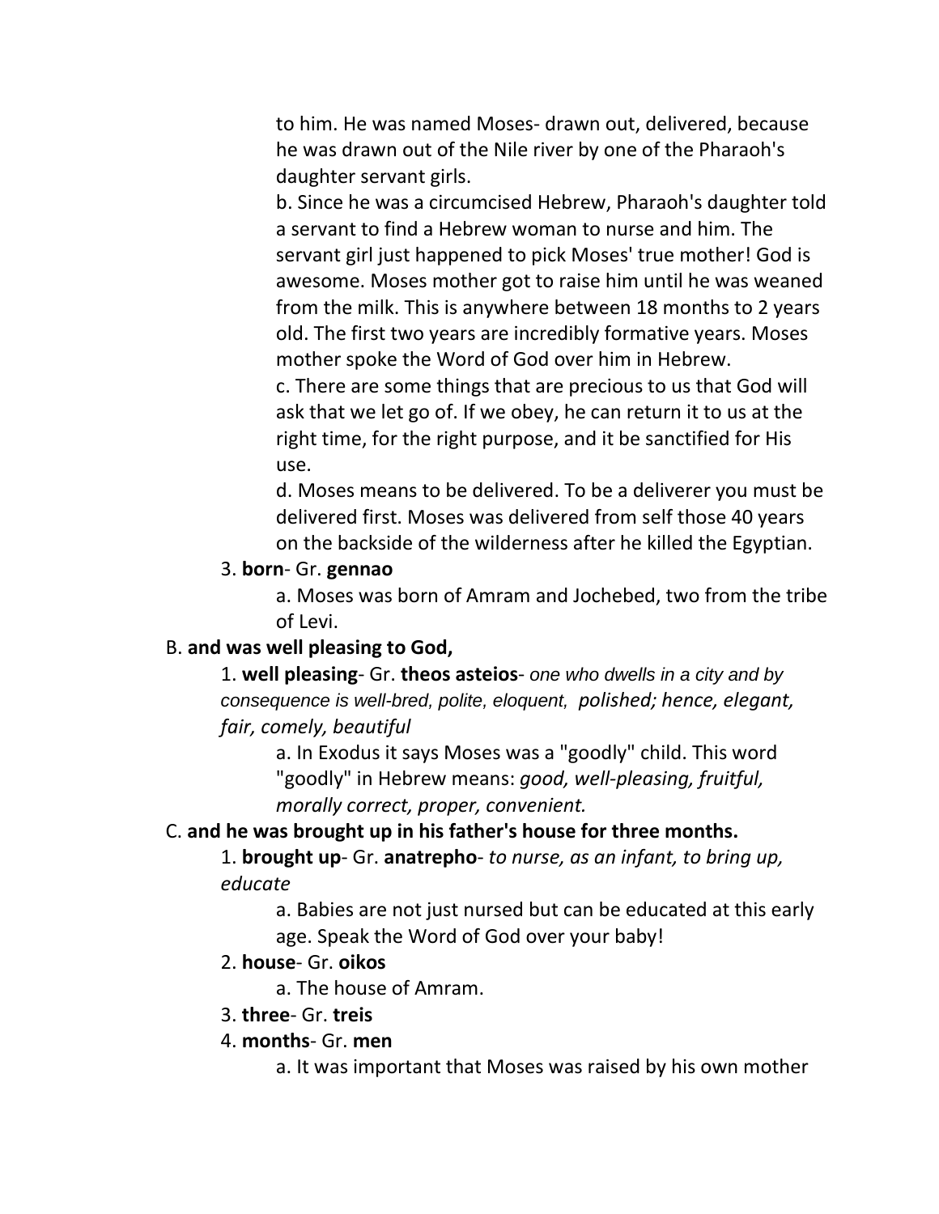to him. He was named Moses- drawn out, delivered, because he was drawn out of the Nile river by one of the Pharaoh's daughter servant girls.

b. Since he was a circumcised Hebrew, Pharaoh's daughter told a servant to find a Hebrew woman to nurse and him. The servant girl just happened to pick Moses' true mother! God is awesome. Moses mother got to raise him until he was weaned from the milk. This is anywhere between 18 months to 2 years old. The first two years are incredibly formative years. Moses mother spoke the Word of God over him in Hebrew.

c. There are some things that are precious to us that God will ask that we let go of. If we obey, he can return it to us at the right time, for the right purpose, and it be sanctified for His use.

d. Moses means to be delivered. To be a deliverer you must be delivered first. Moses was delivered from self those 40 years on the backside of the wilderness after he killed the Egyptian.

3. **born**- Gr. **gennao**

a. Moses was born of Amram and Jochebed, two from the tribe of Levi.

B. **and was well pleasing to God,**

1. **well pleasing**- Gr. **theos asteios**- *one who dwells in a city and by consequence is well-bred, polite, eloquent, polished; hence, elegant, fair, comely, beautiful*

a. In Exodus it says Moses was a "goodly" child. This word "goodly" in Hebrew means: *good, well-pleasing, fruitful, morally correct, proper, convenient.*

C. **and he was brought up in his father's house for three months.**

1. **brought up**- Gr. **anatrepho**- *to nurse, as an infant, to bring up, educate*

a. Babies are not just nursed but can be educated at this early age. Speak the Word of God over your baby!

2. **house**- Gr. **oikos**

a. The house of Amram.

3. **three**- Gr. **treis**

4. **months**- Gr. **men**

a. It was important that Moses was raised by his own mother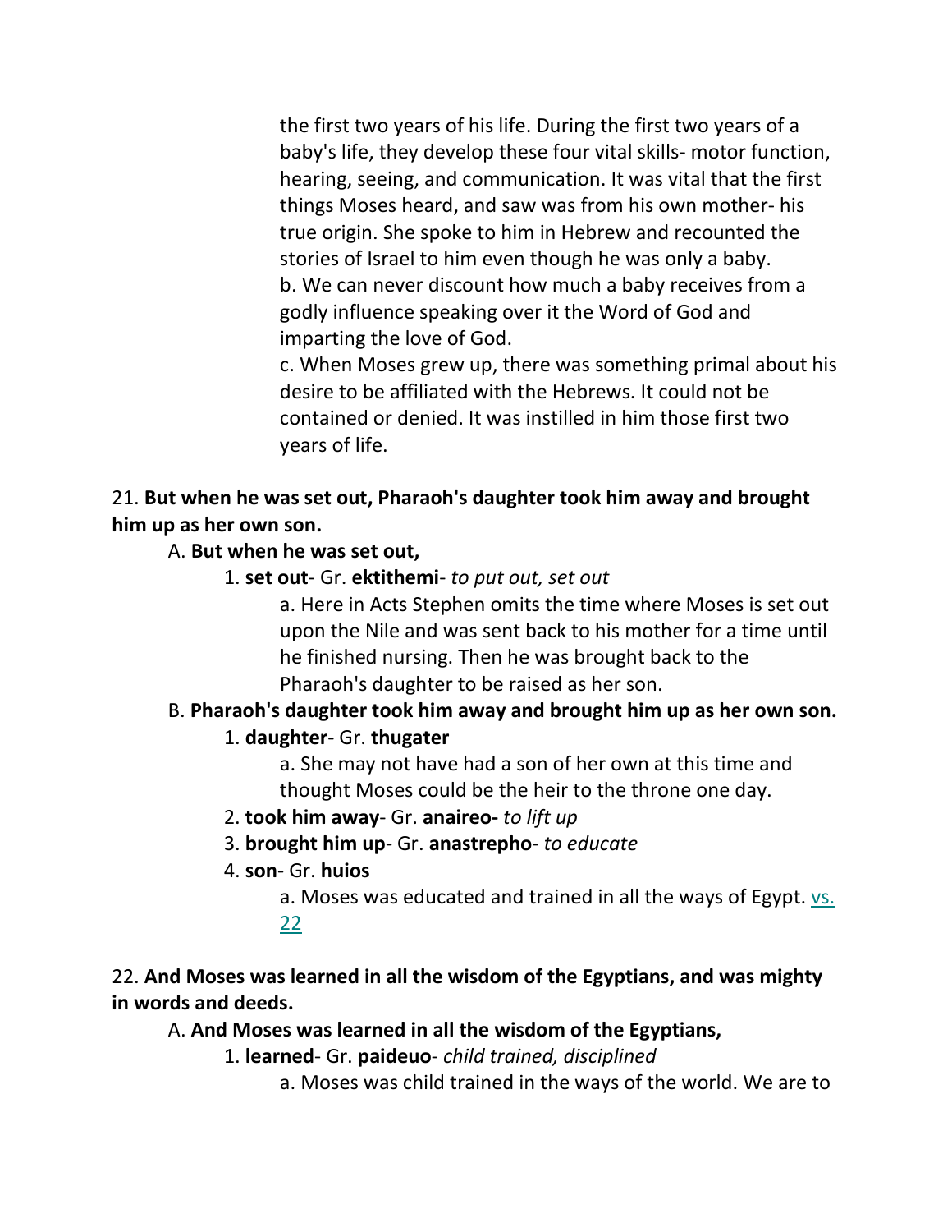the first two years of his life. During the first two years of a baby's life, they develop these four vital skills- motor function, hearing, seeing, and communication. It was vital that the first things Moses heard, and saw was from his own mother- his true origin. She spoke to him in Hebrew and recounted the stories of Israel to him even though he was only a baby.

b. We can never discount how much a baby receives from a godly influence speaking over it the Word of God and imparting the love of God.

c. When Moses grew up, there was something primal about his desire to be affiliated with the Hebrews. It could not be contained or denied. It was instilled in him those first two years of life.

21. **But when he was set out, Pharaoh's daughter took him away and brought him up as her own son.**

A. **But when he was set out,**

1. **set out**- Gr. **ektithemi**- *to put out, set out*

a. Here in Acts Stephen omits the time where Moses is set out upon the Nile and was sent back to his mother for a time until he finished nursing. Then he was brought back to the Pharaoh's daughter to be raised as her son.

B. **Pharaoh's daughter took him away and brought him up as her own son.**

1. **daughter**- Gr. **thugater**

a. She may not have had a son of her own at this time and thought Moses could be the heir to the throne one day.

2. **took him away**- Gr. **anaireo-** *to lift up*

3. **brought him up**- Gr. **anastrepho**- *to educate*

4. **son**- Gr. **huios**

a. Moses was educated and trained in all the ways of Egypt. vs. 22

22. **And Moses was learned in all the wisdom of the Egyptians, and was mighty in words and deeds.**

A. **And Moses was learned in all the wisdom of the Egyptians,**

1. **learned**- Gr. **paideuo**- *child trained, disciplined*

a. Moses was child trained in the ways of the world. We are to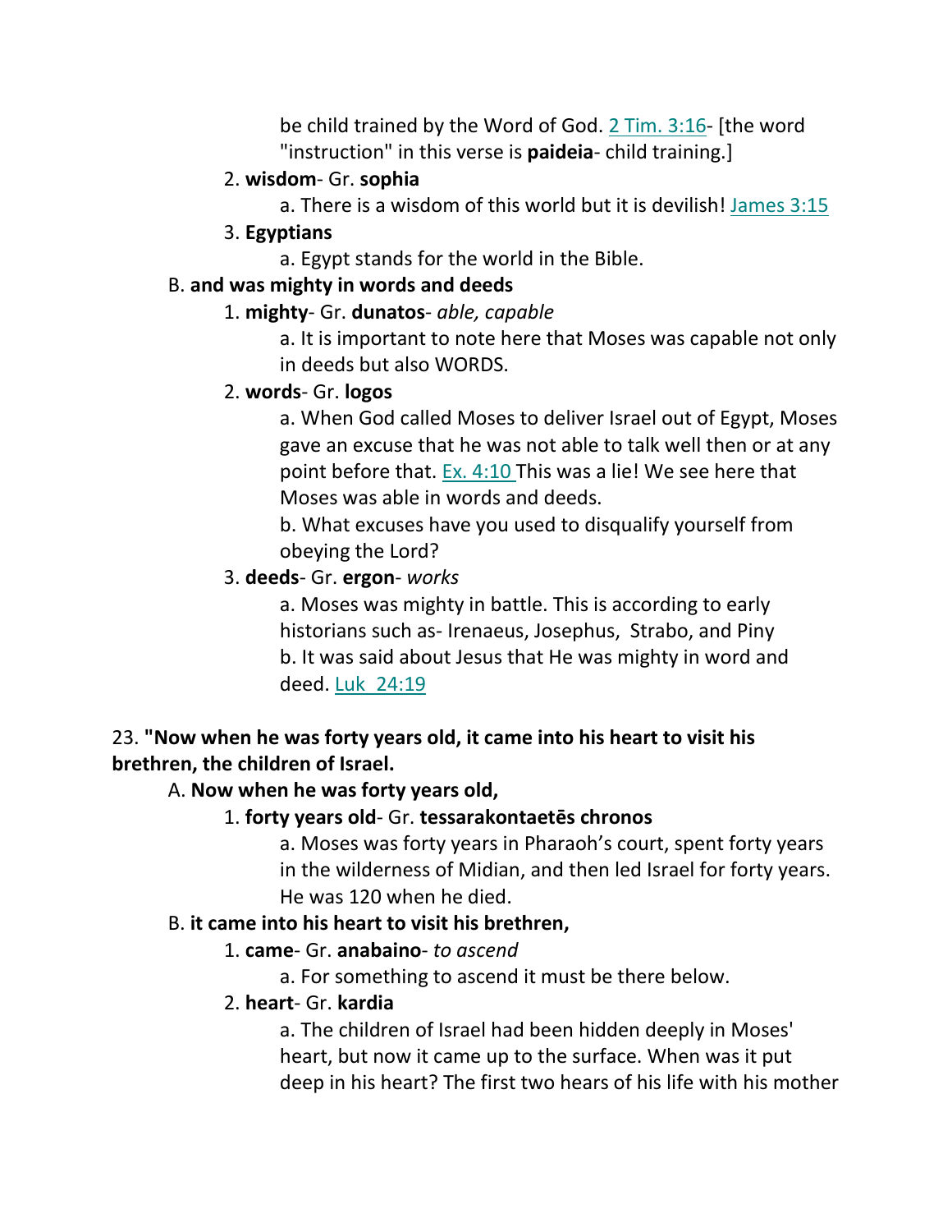be child trained by the Word of God. 2 Tim. 3:16- [the word "instruction" in this verse is **paideia**- child training.]

2. **wisdom**- Gr. **sophia**

a. There is a wisdom of this world but it is devilish! James 3:15

3. **Egyptians**

a. Egypt stands for the world in the Bible.

B. **and was mighty in words and deeds**

1. **mighty**- Gr. **dunatos**- *able, capable*

a. It is important to note here that Moses was capable not only in deeds but also WORDS.

2. **words**- Gr. **logos**

a. When God called Moses to deliver Israel out of Egypt, Moses gave an excuse that he was not able to talk well then or at any point before that. Ex. 4:10 This was a lie! We see here that Moses was able in words and deeds.

b. What excuses have you used to disqualify yourself from obeying the Lord?

3. **deeds**- Gr. **ergon**- *works*

a. Moses was mighty in battle. This is according to early historians such as- Irenaeus, Josephus, Strabo, and Piny

b. It was said about Jesus that He was mighty in word and deed. Luk 24:19

23. **"Now when he was forty years old, it came into his heart to visit his brethren, the children of Israel.**

A. **Now when he was forty years old,**

1. **forty years old**- Gr. **tessarakontaetēs chronos**

a. Moses was forty years in Pharaoh's court, spent forty years in the wilderness of Midian, and then led Israel for forty years. He was 120 when he died.

B. **it came into his heart to visit his brethren,**

1. **came**- Gr. **anabaino**- *to ascend*

a. For something to ascend it must be there below.

2. **heart**- Gr. **kardia**

a. The children of Israel had been hidden deeply in Moses' heart, but now it came up to the surface. When was it put deep in his heart? The first two hears of his life with his mother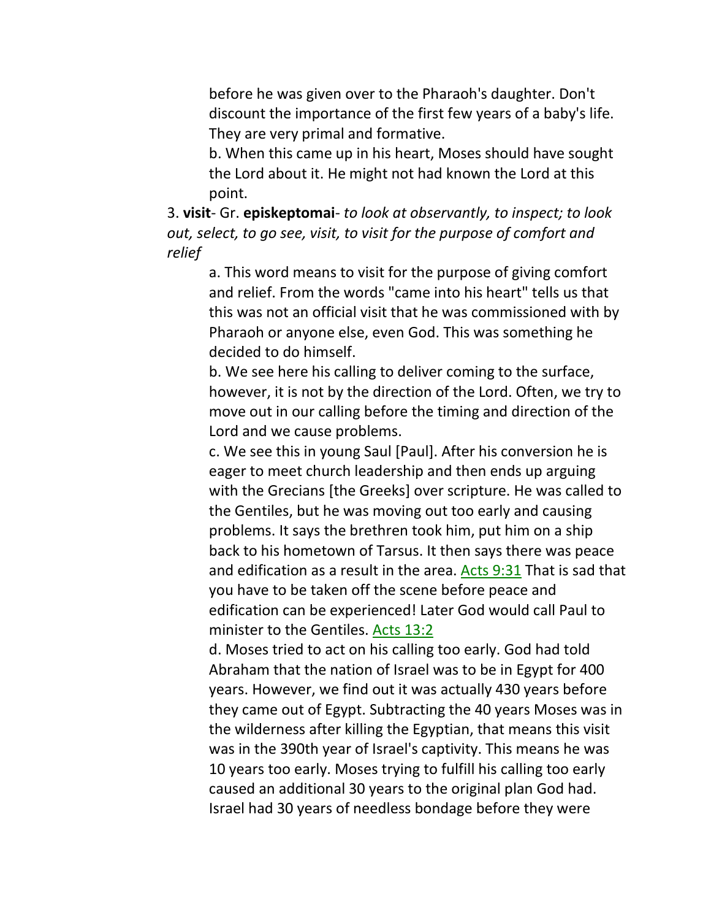before he was given over to the Pharaoh's daughter. Don't discount the importance of the first few years of a baby's life. They are very primal and formative.

b. When this came up in his heart, Moses should have sought the Lord about it. He might not had known the Lord at this point.

3. **visit**- Gr. **episkeptomai**- *to look at observantly, to inspect; to look out, select, to go see, visit, to visit for the purpose of comfort and relief*

a. This word means to visit for the purpose of giving comfort and relief. From the words "came into his heart" tells us that this was not an official visit that he was commissioned with by Pharaoh or anyone else, even God. This was something he decided to do himself.

b. We see here his calling to deliver coming to the surface, however, it is not by the direction of the Lord. Often, we try to move out in our calling before the timing and direction of the Lord and we cause problems.

c. We see this in young Saul [Paul]. After his conversion he is eager to meet church leadership and then ends up arguing with the Grecians [the Greeks] over scripture. He was called to the Gentiles, but he was moving out too early and causing problems. It says the brethren took him, put him on a ship back to his hometown of Tarsus. It then says there was peace and edification as a result in the area. Acts 9:31 That is sad that you have to be taken off the scene before peace and edification can be experienced! Later God would call Paul to minister to the Gentiles. Acts 13:2

d. Moses tried to act on his calling too early. God had told Abraham that the nation of Israel was to be in Egypt for 400 years. However, we find out it was actually 430 years before they came out of Egypt. Subtracting the 40 years Moses was in the wilderness after killing the Egyptian, that means this visit was in the 390th year of Israel's captivity. This means he was 10 years too early. Moses trying to fulfill his calling too early caused an additional 30 years to the original plan God had. Israel had 30 years of needless bondage before they were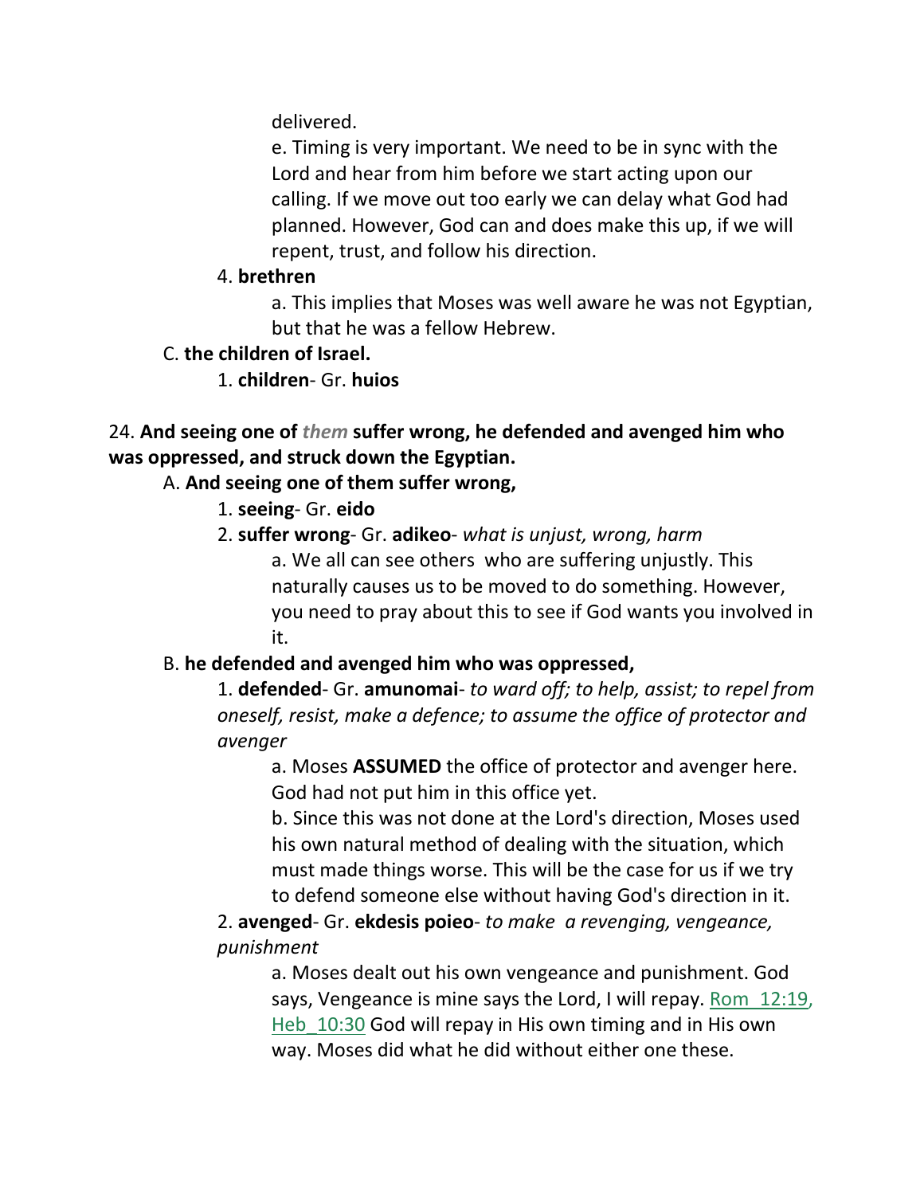delivered.

e. Timing is very important. We need to be in sync with the Lord and hear from him before we start acting upon our calling. If we move out too early we can delay what God had planned. However, God can and does make this up, if we will repent, trust, and follow his direction.

4. **brethren**

a. This implies that Moses was well aware he was not Egyptian, but that he was a fellow Hebrew.

C. **the children of Israel.**

1. **children**- Gr. **huios**

24. **And seeing one of** ***them*** **suffer wrong, he defended and avenged him who was oppressed, and struck down the Egyptian.**

A. **And seeing one of them suffer wrong,**

1. **seeing**- Gr. **eido**

2. **suffer wrong**- Gr. **adikeo**- *what is unjust, wrong, harm*

a. We all can see others who are suffering unjustly. This naturally causes us to be moved to do something. However, you need to pray about this to see if God wants you involved in it.

B. **he defended and avenged him who was oppressed,**

1. **defended**- Gr. **amunomai**- *to ward off; to help, assist; to repel from oneself, resist, make a defence; to assume the office of protector and avenger*

a. Moses **ASSUMED** the office of protector and avenger here. God had not put him in this office yet.

b. Since this was not done at the Lord's direction, Moses used his own natural method of dealing with the situation, which must made things worse. This will be the case for us if we try to defend someone else without having God's direction in it.

2. **avenged**- Gr. **ekdesis poieo**- *to make a revenging, vengeance, punishment*

a. Moses dealt out his own vengeance and punishment. God says, Vengeance is mine says the Lord, I will repay. Rom_12:19, Heb_10:30 God will repay in His own timing and in His own way. Moses did what he did without either one these.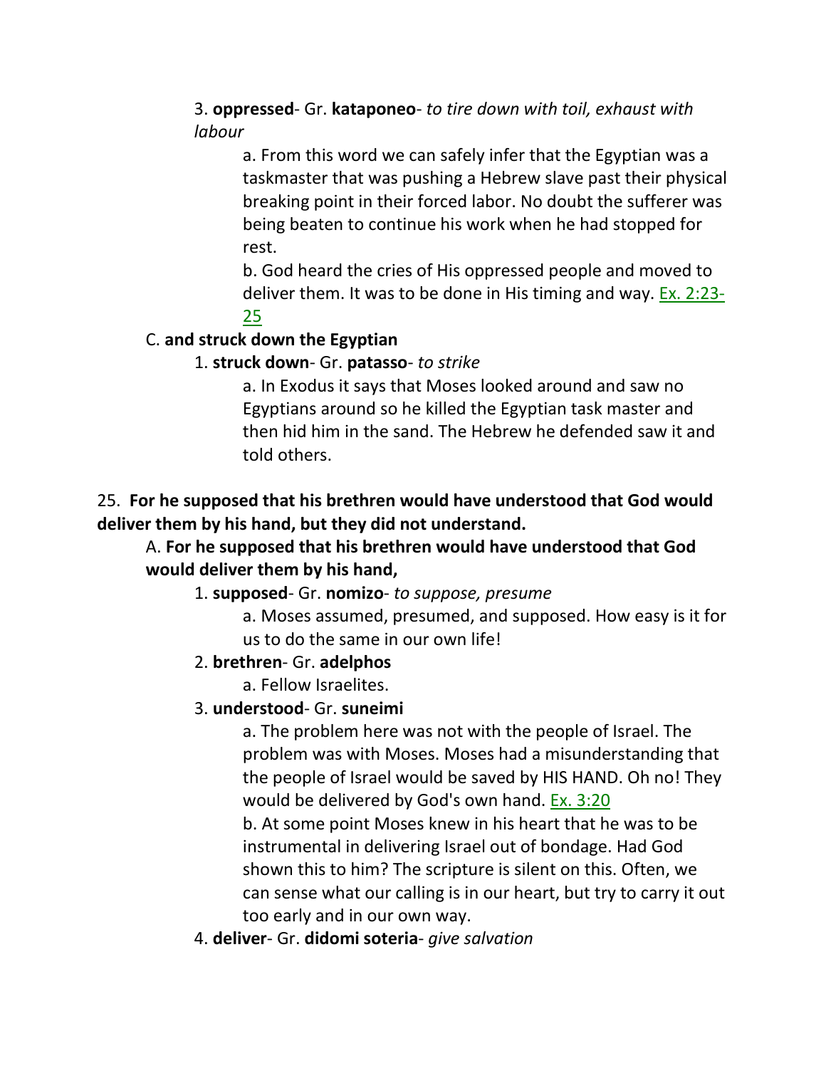3. **oppressed**- Gr. **kataponeo**- *to tire down with toil, exhaust with labour*

a. From this word we can safely infer that the Egyptian was a taskmaster that was pushing a Hebrew slave past their physical breaking point in their forced labor. No doubt the sufferer was being beaten to continue his work when he had stopped for rest.

b. God heard the cries of His oppressed people and moved to deliver them. It was to be done in His timing and way. Ex. 2:23-25

C. **and struck down the Egyptian**

1. **struck down**- Gr. **patasso**- *to strike*

a. In Exodus it says that Moses looked around and saw no Egyptians around so he killed the Egyptian task master and then hid him in the sand. The Hebrew he defended saw it and told others.

25. **For he supposed that his brethren would have understood that God would deliver them by his hand, but they did not understand.**

A. **For he supposed that his brethren would have understood that God would deliver them by his hand,**

1. **supposed**- Gr. **nomizo**- *to suppose, presume*

a. Moses assumed, presumed, and supposed. How easy is it for us to do the same in our own life!

2. **brethren**- Gr. **adelphos**

a. Fellow Israelites.

3. **understood**- Gr. **suneimi**

a. The problem here was not with the people of Israel. The problem was with Moses. Moses had a misunderstanding that the people of Israel would be saved by HIS HAND. Oh no! They would be delivered by God's own hand. Ex. 3:20

b. At some point Moses knew in his heart that he was to be instrumental in delivering Israel out of bondage. Had God shown this to him? The scripture is silent on this. Often, we can sense what our calling is in our heart, but try to carry it out too early and in our own way.

4. **deliver**- Gr. **didomi soteria**- *give salvation*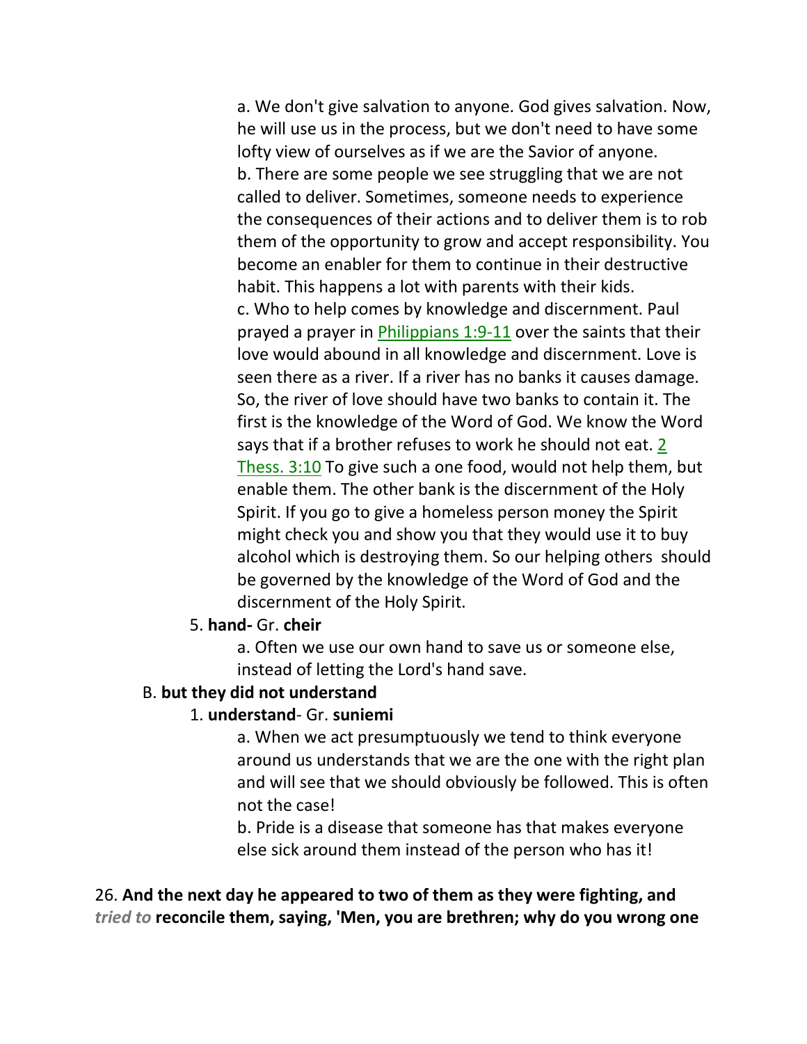a. We don't give salvation to anyone. God gives salvation. Now, he will use us in the process, but we don't need to have some lofty view of ourselves as if we are the Savior of anyone.

b. There are some people we see struggling that we are not called to deliver. Sometimes, someone needs to experience the consequences of their actions and to deliver them is to rob them of the opportunity to grow and accept responsibility. You become an enabler for them to continue in their destructive habit. This happens a lot with parents with their kids.

c. Who to help comes by knowledge and discernment. Paul prayed a prayer in Philippians 1:9-11 over the saints that their love would abound in all knowledge and discernment. Love is seen there as a river. If a river has no banks it causes damage. So, the river of love should have two banks to contain it. The first is the knowledge of the Word of God. We know the Word says that if a brother refuses to work he should not eat. 2 Thess. 3:10 To give such a one food, would not help them, but enable them. The other bank is the discernment of the Holy Spirit. If you go to give a homeless person money the Spirit might check you and show you that they would use it to buy alcohol which is destroying them. So our helping others should be governed by the knowledge of the Word of God and the discernment of the Holy Spirit.

5. **hand-** Gr. **cheir**

a. Often we use our own hand to save us or someone else, instead of letting the Lord's hand save.

B. **but they did not understand**

1. **understand**- Gr. **suniemi**

a. When we act presumptuously we tend to think everyone around us understands that we are the one with the right plan and will see that we should obviously be followed. This is often not the case!

b. Pride is a disease that someone has that makes everyone else sick around them instead of the person who has it!

26. **And the next day he appeared to two of them as they were fighting, and** *tried to* **reconcile them, saying, 'Men, you are brethren; why do you wrong one**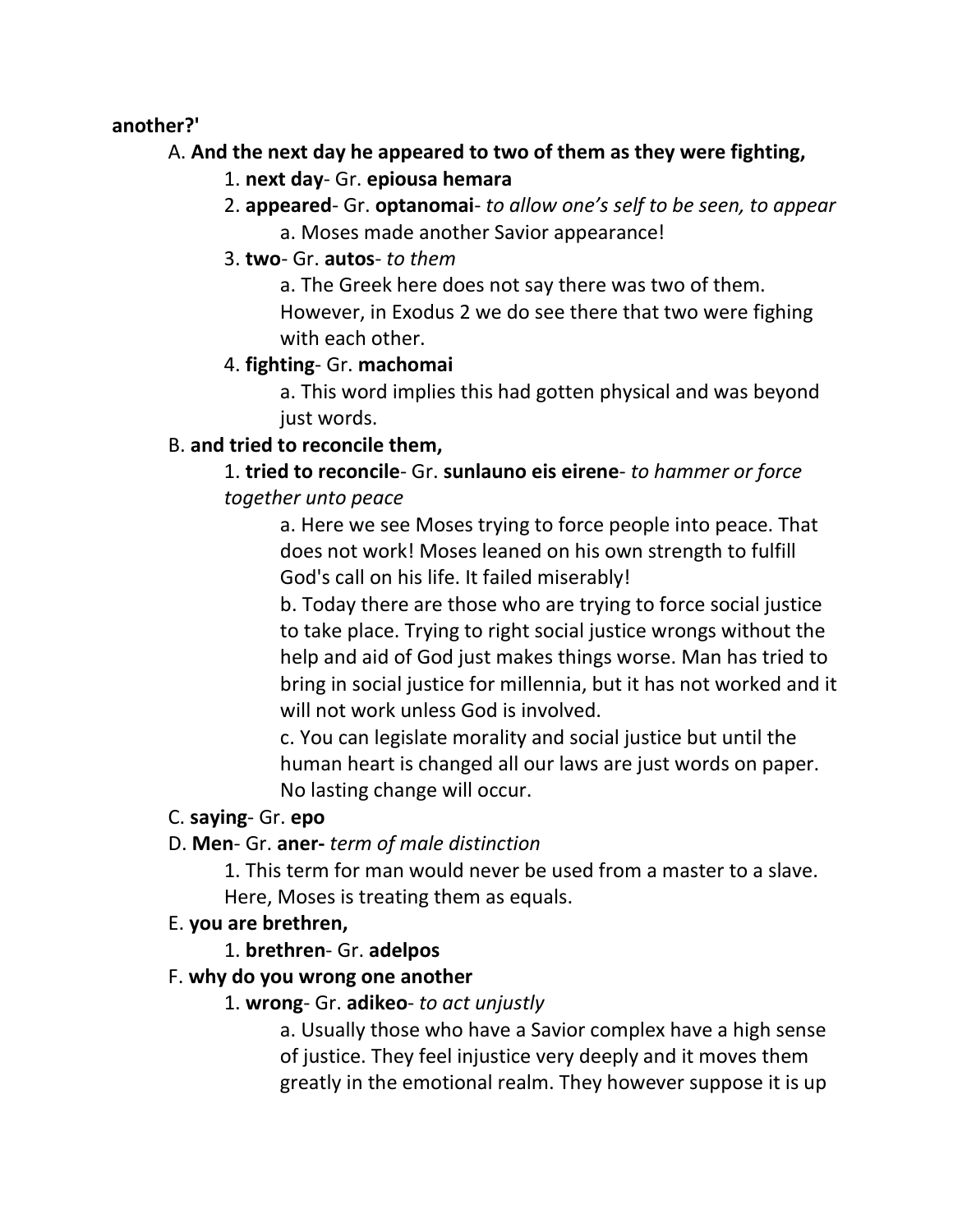**another?'**

A. **And the next day he appeared to two of them as they were fighting,**

1. **next day**- Gr. **epiousa hemara**
2. **appeared**- Gr. **optanomai**- *to allow one's self to be seen, to appear*
    a. Moses made another Savior appearance!
3. **two**- Gr. **autos**- *to them*
    a. The Greek here does not say there was two of them. However, in Exodus 2 we do see there that two were fighing with each other.
4. **fighting**- Gr. **machomai**
    a. This word implies this had gotten physical and was beyond just words.

B. **and tried to reconcile them,**

1. **tried to reconcile**- Gr. **sunlauno eis eirene**- *to hammer or force together unto peace*
    a. Here we see Moses trying to force people into peace. That does not work! Moses leaned on his own strength to fulfill God's call on his life. It failed miserably!
    b. Today there are those who are trying to force social justice to take place. Trying to right social justice wrongs without the help and aid of God just makes things worse. Man has tried to bring in social justice for millennia, but it has not worked and it will not work unless God is involved.
    c. You can legislate morality and social justice but until the human heart is changed all our laws are just words on paper. No lasting change will occur.

C. **saying**- Gr. **epo**

D. **Men**- Gr. **aner-** *term of male distinction*

1. This term for man would never be used from a master to a slave. Here, Moses is treating them as equals.

E. **you are brethren,**

1. **brethren**- Gr. **adelpos**

F. **why do you wrong one another**

1. **wrong**- Gr. **adikeo**- *to act unjustly*
    a. Usually those who have a Savior complex have a high sense of justice. They feel injustice very deeply and it moves them greatly in the emotional realm. They however suppose it is up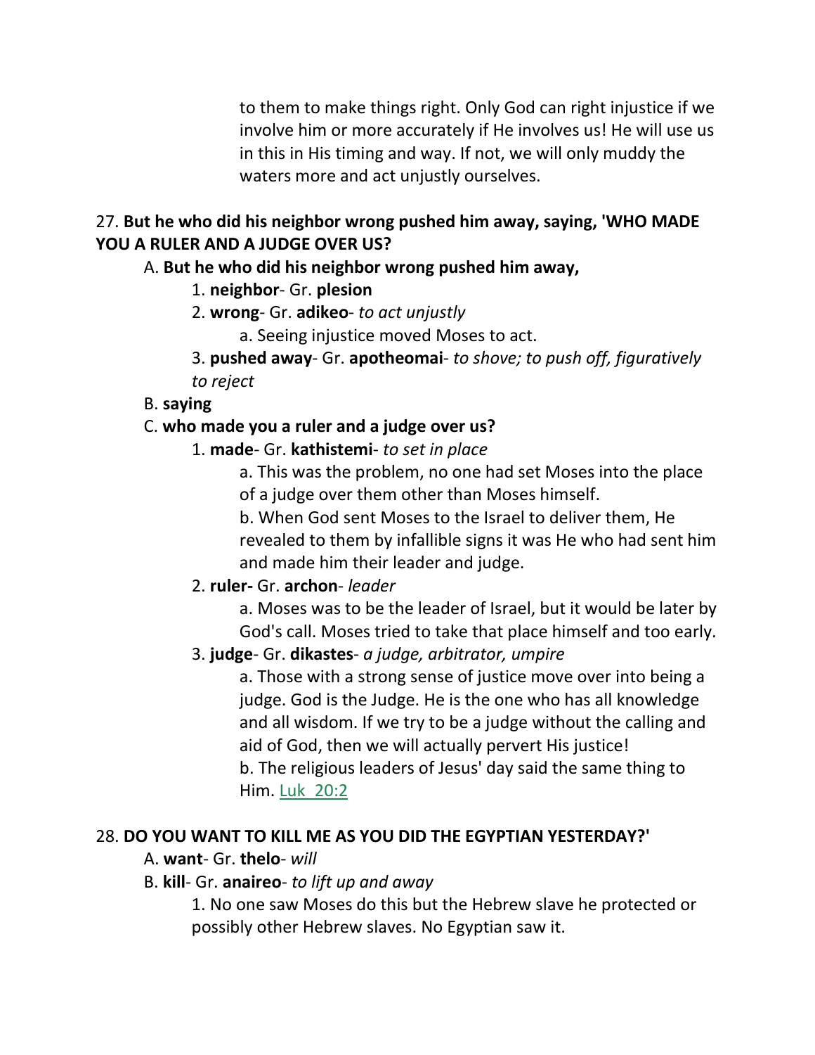to them to make things right. Only God can right injustice if we involve him or more accurately if He involves us! He will use us in this in His timing and way. If not, we will only muddy the waters more and act unjustly ourselves.

27. **But he who did his neighbor wrong pushed him away, saying, 'WHO MADE YOU A RULER AND A JUDGE OVER US?**

A. **But he who did his neighbor wrong pushed him away,**

1. **neighbor**- Gr. **plesion**

2. **wrong**- Gr. **adikeo**- *to act unjustly*

a. Seeing injustice moved Moses to act.

3. **pushed away**- Gr. **apotheomai**- *to shove; to push off, figuratively to reject*

B. **saying**

C. **who made you a ruler and a judge over us?**

1. **made**- Gr. **kathistemi**- *to set in place*

a. This was the problem, no one had set Moses into the place of a judge over them other than Moses himself.

b. When God sent Moses to the Israel to deliver them, He revealed to them by infallible signs it was He who had sent him and made him their leader and judge.

2. **ruler-** Gr. **archon**- *leader*

a. Moses was to be the leader of Israel, but it would be later by God's call. Moses tried to take that place himself and too early.

3. **judge**- Gr. **dikastes**- *a judge, arbitrator, umpire*

a. Those with a strong sense of justice move over into being a judge. God is the Judge. He is the one who has all knowledge and all wisdom. If we try to be a judge without the calling and aid of God, then we will actually pervert His justice!

b. The religious leaders of Jesus' day said the same thing to Him. Luk 20:2

28. **DO YOU WANT TO KILL ME AS YOU DID THE EGYPTIAN YESTERDAY?'**

A. **want**- Gr. **thelo**- *will*

B. **kill**- Gr. **anaireo**- *to lift up and away*

1. No one saw Moses do this but the Hebrew slave he protected or possibly other Hebrew slaves. No Egyptian saw it.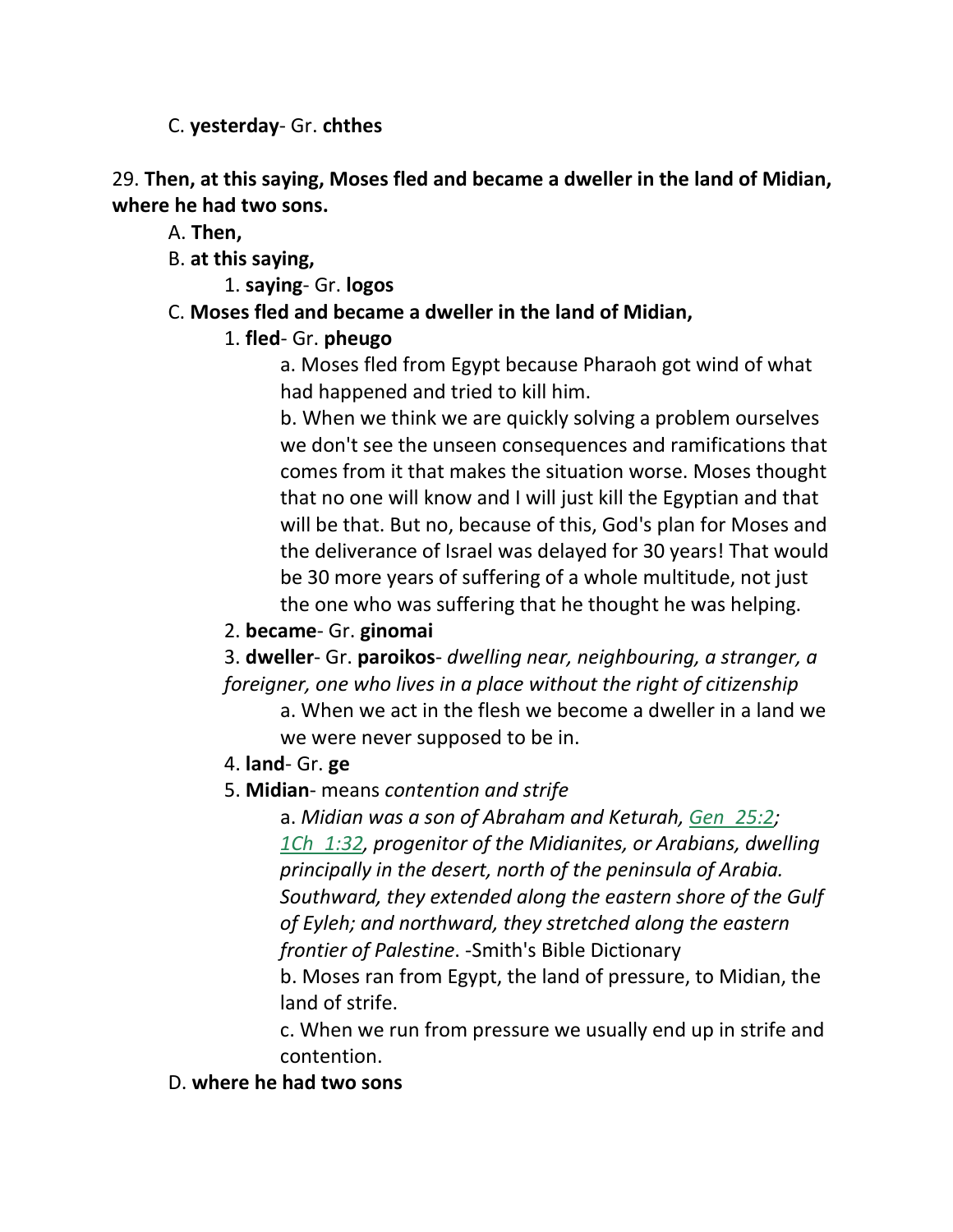C. **yesterday**- Gr. **chthes**

29. **Then, at this saying, Moses fled and became a dweller in the land of Midian, where he had two sons.**

A. **Then,**

B. **at this saying,**

1. **saying**- Gr. **logos**

C. **Moses fled and became a dweller in the land of Midian,**

1. **fled**- Gr. **pheugo**

a. Moses fled from Egypt because Pharaoh got wind of what had happened and tried to kill him.

b. When we think we are quickly solving a problem ourselves we don't see the unseen consequences and ramifications that comes from it that makes the situation worse. Moses thought that no one will know and I will just kill the Egyptian and that will be that. But no, because of this, God's plan for Moses and the deliverance of Israel was delayed for 30 years! That would be 30 more years of suffering of a whole multitude, not just the one who was suffering that he thought he was helping.

2. **became**- Gr. **ginomai**

3. **dweller**- Gr. **paroikos**- *dwelling near, neighbouring, a stranger, a foreigner, one who lives in a place without the right of citizenship*

a. When we act in the flesh we become a dweller in a land we we were never supposed to be in.

4. **land**- Gr. **ge**

5. **Midian**- means *contention and strife*

a. *Midian was a son of Abraham and Keturah, Gen 25:2; 1Ch 1:32, progenitor of the Midianites, or Arabians, dwelling principally in the desert, north of the peninsula of Arabia. Southward, they extended along the eastern shore of the Gulf of Eyleh; and northward, they stretched along the eastern frontier of Palestine*. -Smith's Bible Dictionary

b. Moses ran from Egypt, the land of pressure, to Midian, the land of strife.

c. When we run from pressure we usually end up in strife and contention.

D. **where he had two sons**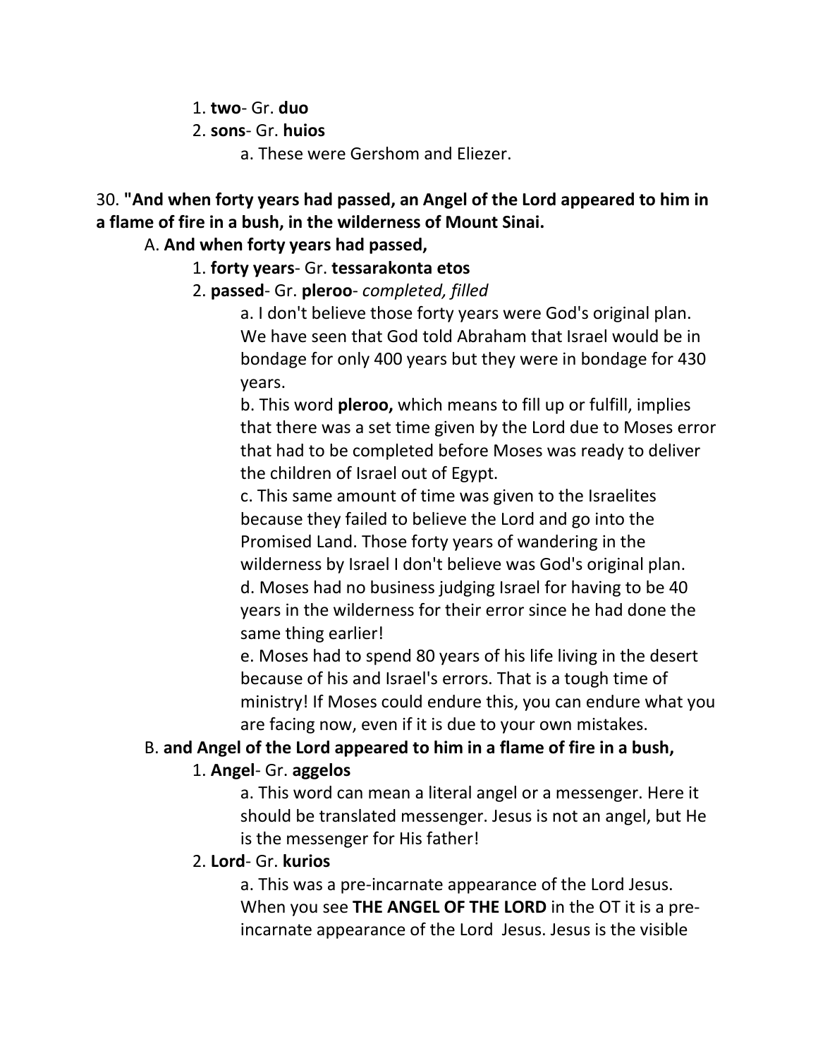1. **two**- Gr. **duo**
2. **sons**- Gr. **huios**
    a. These were Gershom and Eliezer.

30. **"And when forty years had passed, an Angel of the Lord appeared to him in a flame of fire in a bush, in the wilderness of Mount Sinai.**

A. **And when forty years had passed,**

1. **forty years**- Gr. **tessarakonta etos**
2. **passed**- Gr. **pleroo**- *completed, filled*
    a. I don't believe those forty years were God's original plan. We have seen that God told Abraham that Israel would be in bondage for only 400 years but they were in bondage for 430 years.
    b. This word **pleroo,** which means to fill up or fulfill, implies that there was a set time given by the Lord due to Moses error that had to be completed before Moses was ready to deliver the children of Israel out of Egypt.
    c. This same amount of time was given to the Israelites because they failed to believe the Lord and go into the Promised Land. Those forty years of wandering in the wilderness by Israel I don't believe was God's original plan.
    d. Moses had no business judging Israel for having to be 40 years in the wilderness for their error since he had done the same thing earlier!
    e. Moses had to spend 80 years of his life living in the desert because of his and Israel's errors. That is a tough time of ministry! If Moses could endure this, you can endure what you are facing now, even if it is due to your own mistakes.

B. **and Angel of the Lord appeared to him in a flame of fire in a bush,**

1. **Angel**- Gr. **aggelos**
    a. This word can mean a literal angel or a messenger. Here it should be translated messenger. Jesus is not an angel, but He is the messenger for His father!
2. **Lord**- Gr. **kurios**
    a. This was a pre-incarnate appearance of the Lord Jesus. When you see **THE ANGEL OF THE LORD** in the OT it is a pre-incarnate appearance of the Lord Jesus. Jesus is the visible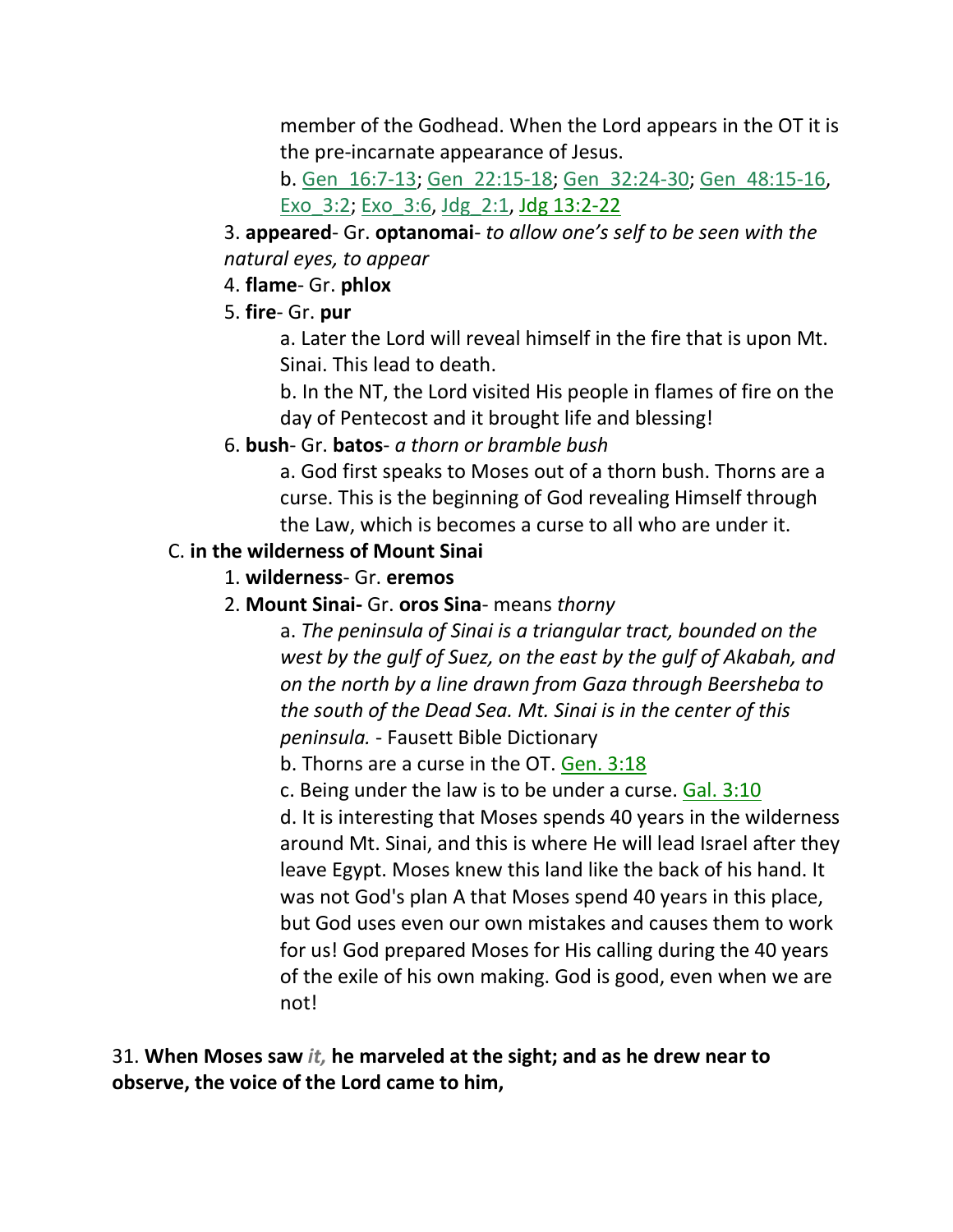member of the Godhead. When the Lord appears in the OT it is the pre-incarnate appearance of Jesus.

b. Gen_16:7-13; Gen_22:15-18; Gen_32:24-30; Gen_48:15-16, Exo_3:2; Exo_3:6, Jdg_2:1, Jdg 13:2-22

3. **appeared**- Gr. **optanomai**- *to allow one's self to be seen with the natural eyes, to appear*

4. **flame**- Gr. **phlox**

5. **fire**- Gr. **pur**

a. Later the Lord will reveal himself in the fire that is upon Mt. Sinai. This lead to death.

b. In the NT, the Lord visited His people in flames of fire on the day of Pentecost and it brought life and blessing!

6. **bush**- Gr. **batos**- *a thorn or bramble bush*

a. God first speaks to Moses out of a thorn bush. Thorns are a curse. This is the beginning of God revealing Himself through the Law, which is becomes a curse to all who are under it.

C. **in the wilderness of Mount Sinai**

1. **wilderness**- Gr. **eremos**

2. **Mount Sinai-** Gr. **oros Sina**- means *thorny*

a. *The peninsula of Sinai is a triangular tract, bounded on the west by the gulf of Suez, on the east by the gulf of Akabah, and on the north by a line drawn from Gaza through Beersheba to the south of the Dead Sea. Mt. Sinai is in the center of this peninsula.* - Fausett Bible Dictionary

b. Thorns are a curse in the OT. Gen. 3:18

c. Being under the law is to be under a curse. Gal. 3:10

d. It is interesting that Moses spends 40 years in the wilderness around Mt. Sinai, and this is where He will lead Israel after they leave Egypt. Moses knew this land like the back of his hand. It was not God's plan A that Moses spend 40 years in this place, but God uses even our own mistakes and causes them to work for us! God prepared Moses for His calling during the 40 years of the exile of his own making. God is good, even when we are not!

31. **When Moses saw *it,* he marveled at the sight; and as he drew near to observe, the voice of the Lord came to him,**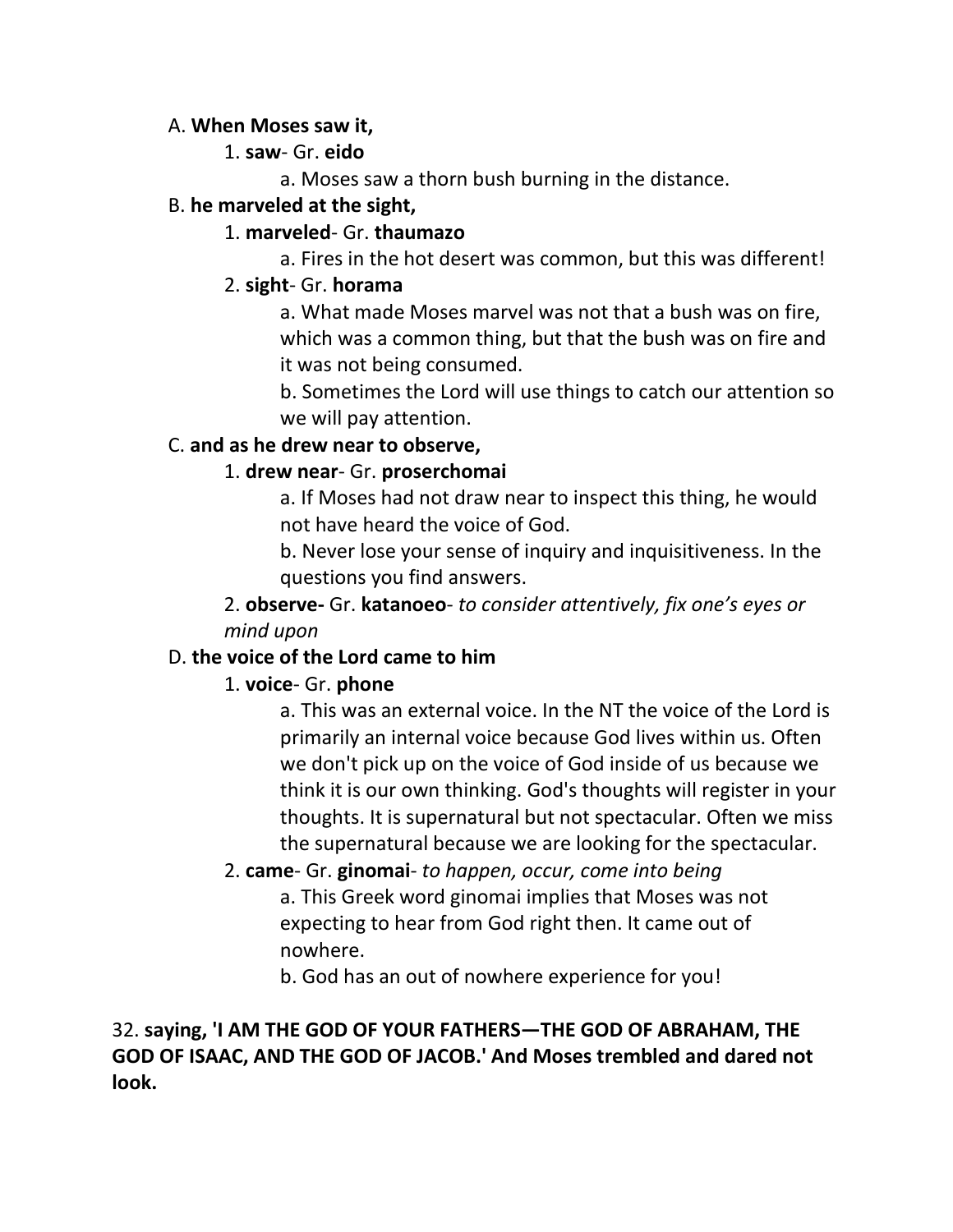A. **When Moses saw it,**

1. **saw**- Gr. **eido**

a. Moses saw a thorn bush burning in the distance.

B. **he marveled at the sight,**

1. **marveled**- Gr. **thaumazo**

a. Fires in the hot desert was common, but this was different!

2. **sight**- Gr. **horama**

a. What made Moses marvel was not that a bush was on fire, which was a common thing, but that the bush was on fire and it was not being consumed.

b. Sometimes the Lord will use things to catch our attention so we will pay attention.

C. **and as he drew near to observe,**

1. **drew near**- Gr. **proserchomai**

a. If Moses had not draw near to inspect this thing, he would not have heard the voice of God.

b. Never lose your sense of inquiry and inquisitiveness. In the questions you find answers.

2. **observe-** Gr. **katanoeo**- *to consider attentively, fix one's eyes or mind upon*

D. **the voice of the Lord came to him**

1. **voice**- Gr. **phone**

a. This was an external voice. In the NT the voice of the Lord is primarily an internal voice because God lives within us. Often we don't pick up on the voice of God inside of us because we think it is our own thinking. God's thoughts will register in your thoughts. It is supernatural but not spectacular. Often we miss the supernatural because we are looking for the spectacular.

2. **came**- Gr. **ginomai**- *to happen, occur, come into being*

a. This Greek word ginomai implies that Moses was not expecting to hear from God right then. It came out of nowhere.

b. God has an out of nowhere experience for you!

32. **saying, 'I AM THE GOD OF YOUR FATHERS—THE GOD OF ABRAHAM, THE GOD OF ISAAC, AND THE GOD OF JACOB.' And Moses trembled and dared not look.**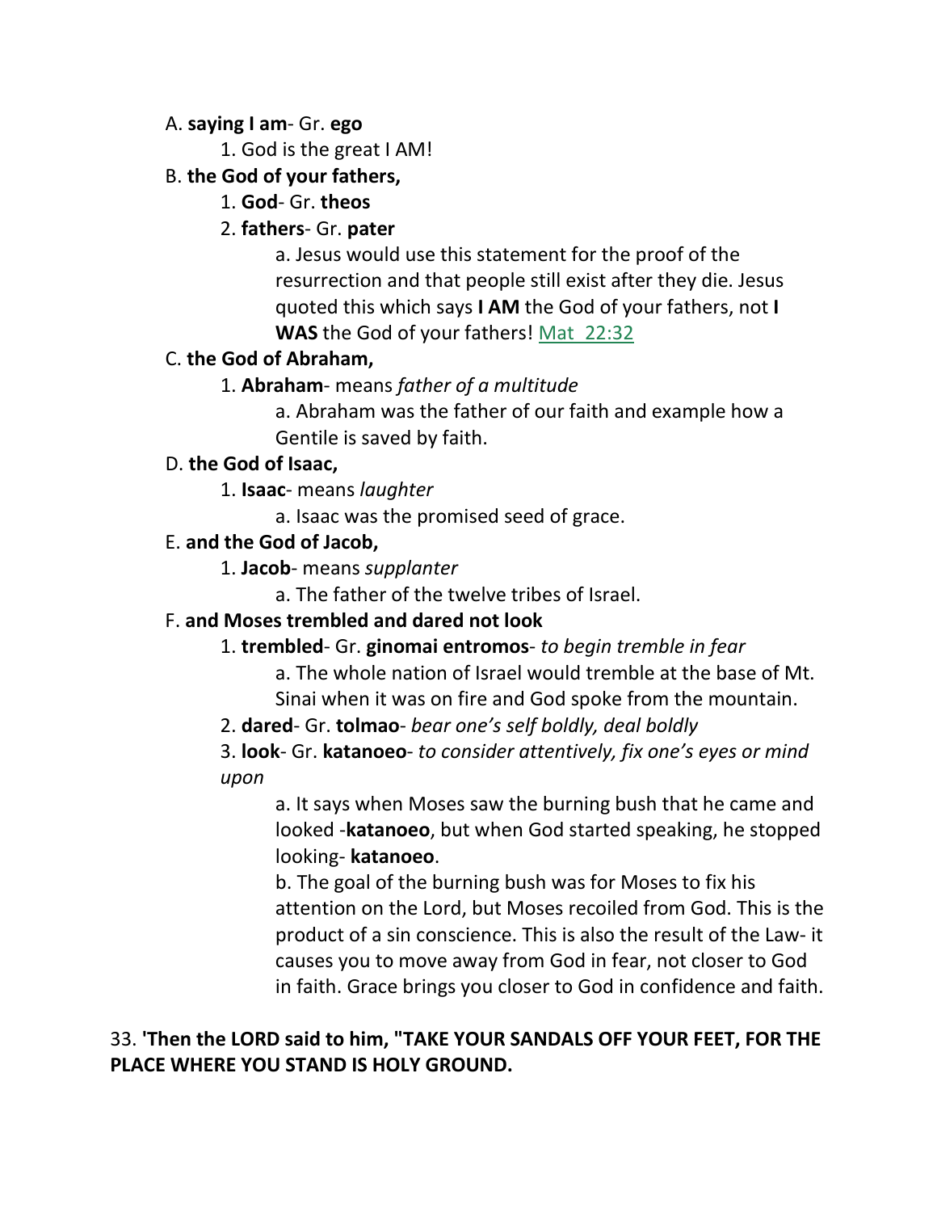A. **saying I am**- Gr. **ego**

1. God is the great I AM!

B. **the God of your fathers,**

1. **God**- Gr. **theos**

2. **fathers**- Gr. **pater**

a. Jesus would use this statement for the proof of the resurrection and that people still exist after they die. Jesus quoted this which says **I AM** the God of your fathers, not **I WAS** the God of your fathers! Mat 22:32

C. **the God of Abraham,**

1. **Abraham**- means *father of a multitude*

a. Abraham was the father of our faith and example how a Gentile is saved by faith.

D. **the God of Isaac,**

1. **Isaac**- means *laughter*

a. Isaac was the promised seed of grace.

E. **and the God of Jacob,**

1. **Jacob**- means *supplanter*

a. The father of the twelve tribes of Israel.

F. **and Moses trembled and dared not look**

1. **trembled**- Gr. **ginomai entromos**- *to begin tremble in fear*

a. The whole nation of Israel would tremble at the base of Mt. Sinai when it was on fire and God spoke from the mountain.

2. **dared**- Gr. **tolmao**- *bear one's self boldly, deal boldly*

3. **look**- Gr. **katanoeo**- *to consider attentively, fix one's eyes or mind upon*

a. It says when Moses saw the burning bush that he came and looked -**katanoeo**, but when God started speaking, he stopped looking- **katanoeo**.

b. The goal of the burning bush was for Moses to fix his attention on the Lord, but Moses recoiled from God. This is the product of a sin conscience. This is also the result of the Law- it causes you to move away from God in fear, not closer to God in faith. Grace brings you closer to God in confidence and faith.

33. **'Then the LORD said to him, "TAKE YOUR SANDALS OFF YOUR FEET, FOR THE PLACE WHERE YOU STAND IS HOLY GROUND.**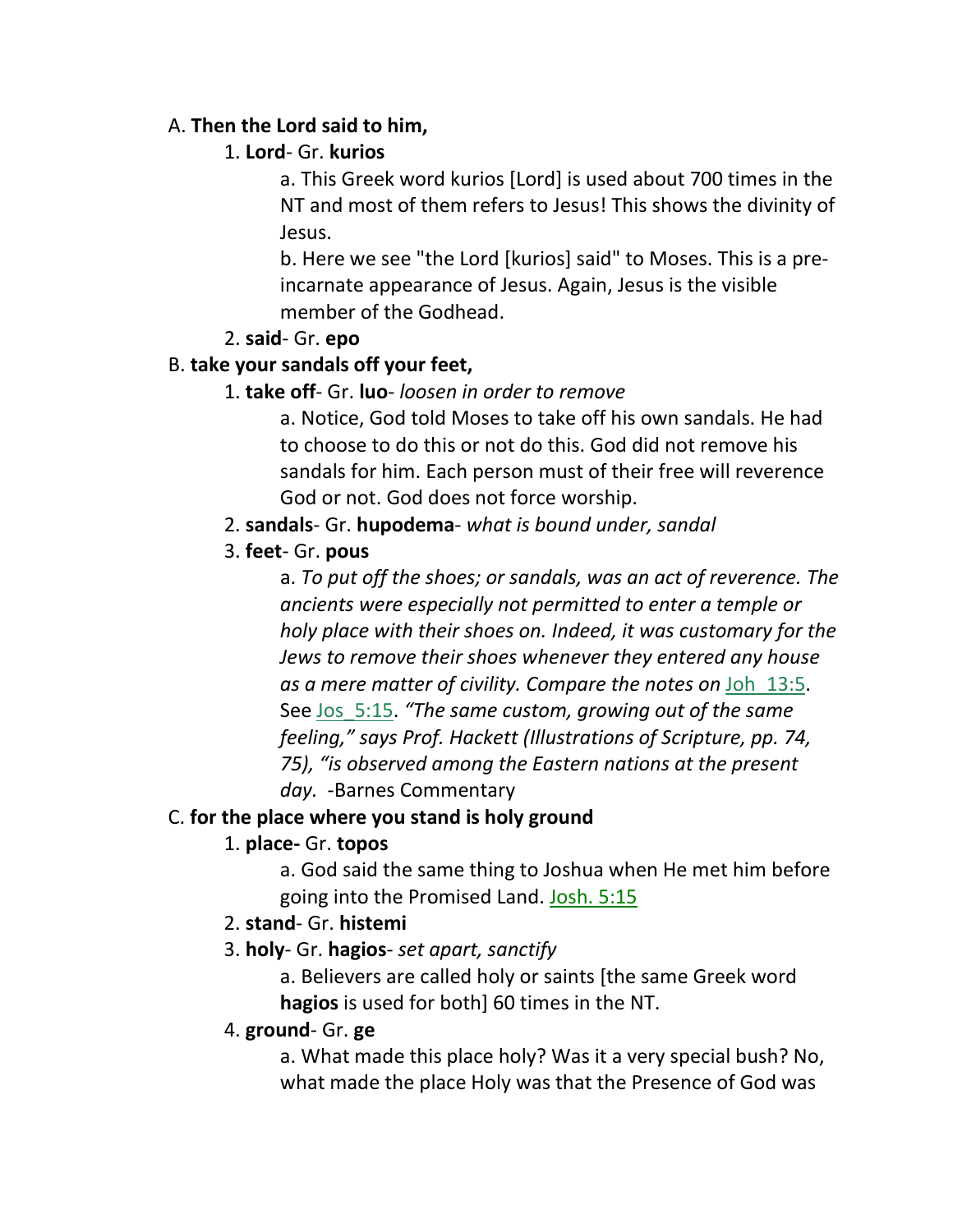A. **Then the Lord said to him,**

1. **Lord**- Gr. **kurios**

   a. This Greek word kurios [Lord] is used about 700 times in the NT and most of them refers to Jesus! This shows the divinity of Jesus.

   b. Here we see "the Lord [kurios] said" to Moses. This is a pre-incarnate appearance of Jesus. Again, Jesus is the visible member of the Godhead.

2. **said**- Gr. **epo**

B. **take your sandals off your feet,**

1. **take off**- Gr. **luo**- *loosen in order to remove*

   a. Notice, God told Moses to take off his own sandals. He had to choose to do this or not do this. God did not remove his sandals for him. Each person must of their free will reverence God or not. God does not force worship.

2. **sandals**- Gr. **hupodema**- *what is bound under, sandal*

3. **feet**- Gr. **pous**

   a. *To put off the shoes; or sandals, was an act of reverence. The ancients were especially not permitted to enter a temple or holy place with their shoes on. Indeed, it was customary for the Jews to remove their shoes whenever they entered any house as a mere matter of civility. Compare the notes on* Joh_13:5. See Jos_5:15. *"The same custom, growing out of the same feeling," says Prof. Hackett (Illustrations of Scripture, pp. 74, 75), "is observed among the Eastern nations at the present day.* -Barnes Commentary

C. **for the place where you stand is holy ground**

1. **place-** Gr. **topos**

   a. God said the same thing to Joshua when He met him before going into the Promised Land. Josh. 5:15

2. **stand**- Gr. **histemi**

3. **holy**- Gr. **hagios**- *set apart, sanctify*

   a. Believers are called holy or saints [the same Greek word **hagios** is used for both] 60 times in the NT.

4. **ground**- Gr. **ge**

   a. What made this place holy? Was it a very special bush? No, what made the place Holy was that the Presence of God was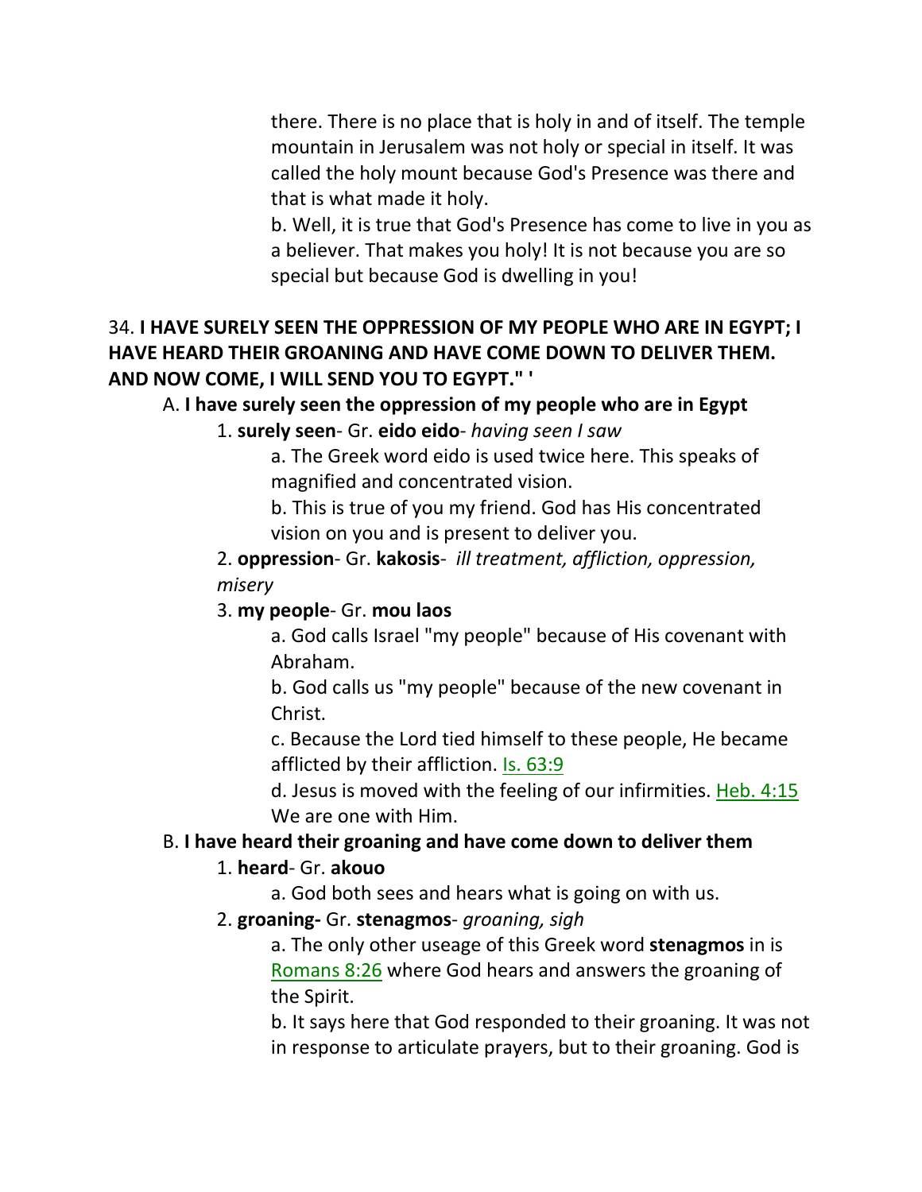there. There is no place that is holy in and of itself. The temple mountain in Jerusalem was not holy or special in itself. It was called the holy mount because God's Presence was there and that is what made it holy.

b. Well, it is true that God's Presence has come to live in you as a believer. That makes you holy! It is not because you are so special but because God is dwelling in you!

34. **I HAVE SURELY SEEN THE OPPRESSION OF MY PEOPLE WHO ARE IN EGYPT; I HAVE HEARD THEIR GROANING AND HAVE COME DOWN TO DELIVER THEM. AND NOW COME, I WILL SEND YOU TO EGYPT." '**

A. **I have surely seen the oppression of my people who are in Egypt**

1. **surely seen**- Gr. **eido eido**- *having seen I saw*

a. The Greek word eido is used twice here. This speaks of magnified and concentrated vision.

b. This is true of you my friend. God has His concentrated vision on you and is present to deliver you.

2. **oppression**- Gr. **kakosis**- *ill treatment, affliction, oppression, misery*

3. **my people**- Gr. **mou laos**

a. God calls Israel "my people" because of His covenant with Abraham.

b. God calls us "my people" because of the new covenant in Christ.

c. Because the Lord tied himself to these people, He became afflicted by their affliction. Is. 63:9

d. Jesus is moved with the feeling of our infirmities. Heb. 4:15 We are one with Him.

B. **I have heard their groaning and have come down to deliver them**

1. **heard**- Gr. **akouo**

a. God both sees and hears what is going on with us.

2. **groaning-** Gr. **stenagmos**- *groaning, sigh*

a. The only other useage of this Greek word **stenagmos** in is Romans 8:26 where God hears and answers the groaning of the Spirit.

b. It says here that God responded to their groaning. It was not in response to articulate prayers, but to their groaning. God is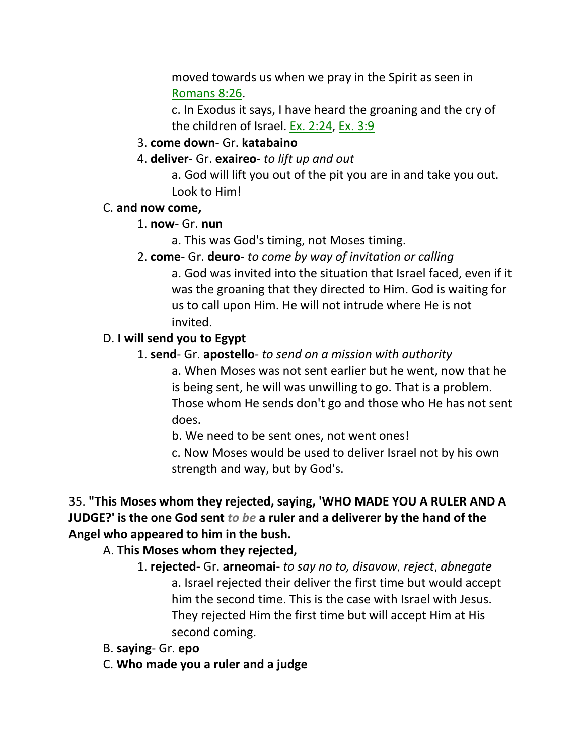moved towards us when we pray in the Spirit as seen in Romans 8:26.

c. In Exodus it says, I have heard the groaning and the cry of the children of Israel. Ex. 2:24, Ex. 3:9

3. **come down**- Gr. **katabaino**

4. **deliver**- Gr. **exaireo**- *to lift up and out*

a. God will lift you out of the pit you are in and take you out. Look to Him!

C. **and now come,**

1. **now**- Gr. **nun**

a. This was God's timing, not Moses timing.

2. **come**- Gr. **deuro**- *to come by way of invitation or calling*

a. God was invited into the situation that Israel faced, even if it was the groaning that they directed to Him. God is waiting for us to call upon Him. He will not intrude where He is not invited.

D. **I will send you to Egypt**

1. **send**- Gr. **apostello**- *to send on a mission with authority*

a. When Moses was not sent earlier but he went, now that he is being sent, he will was unwilling to go. That is a problem. Those whom He sends don't go and those who He has not sent does.

b. We need to be sent ones, not went ones!

c. Now Moses would be used to deliver Israel not by his own strength and way, but by God's.

35. **"This Moses whom they rejected, saying, 'WHO MADE YOU A RULER AND A JUDGE?' is the one God sent *to be* a ruler and a deliverer by the hand of the Angel who appeared to him in the bush.**

A. **This Moses whom they rejected,**

1. **rejected**- Gr. **arneomai**- *to say no to, disavow*, *reject*, *abnegate*

a. Israel rejected their deliver the first time but would accept him the second time. This is the case with Israel with Jesus. They rejected Him the first time but will accept Him at His second coming.

B. **saying**- Gr. **epo**

C. **Who made you a ruler and a judge**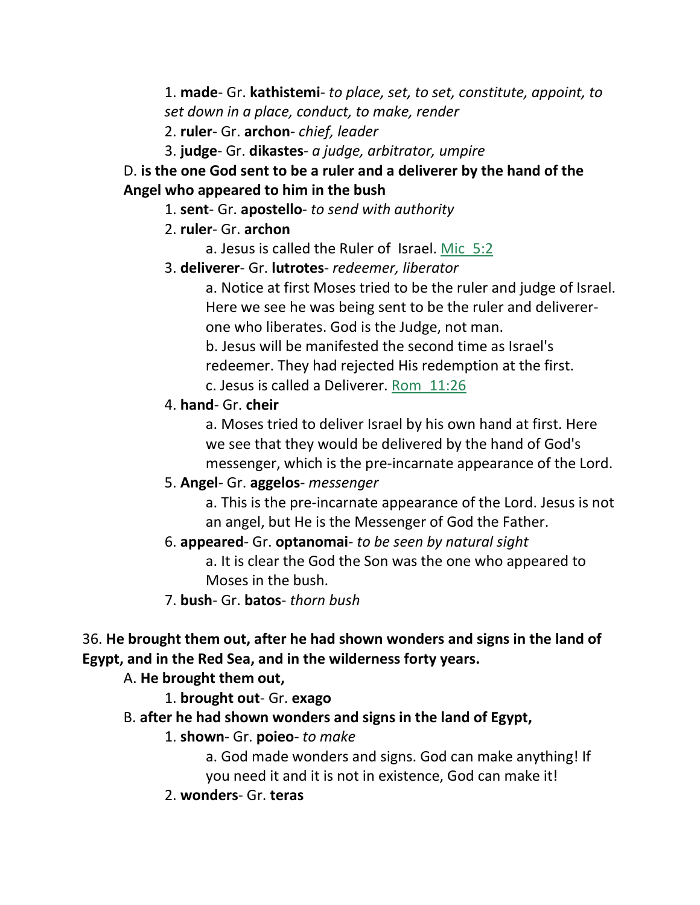1. **made**- Gr. **kathistemi**- *to place, set, to set, constitute, appoint, to set down in a place, conduct, to make, render*

2. **ruler**- Gr. **archon**- *chief, leader*

3. **judge**- Gr. **dikastes**- *a judge, arbitrator, umpire*

D. **is the one God sent to be a ruler and a deliverer by the hand of the Angel who appeared to him in the bush**

1. **sent**- Gr. **apostello**- *to send with authority*

2. **ruler**- Gr. **archon**

a. Jesus is called the Ruler of Israel. Mic 5:2

3. **deliverer**- Gr. **lutrotes**- *redeemer, liberator*

a. Notice at first Moses tried to be the ruler and judge of Israel. Here we see he was being sent to be the ruler and deliverer- one who liberates. God is the Judge, not man.

b. Jesus will be manifested the second time as Israel's redeemer. They had rejected His redemption at the first.

c. Jesus is called a Deliverer. Rom 11:26

4. **hand**- Gr. **cheir**

a. Moses tried to deliver Israel by his own hand at first. Here we see that they would be delivered by the hand of God's messenger, which is the pre-incarnate appearance of the Lord.

5. **Angel**- Gr. **aggelos**- *messenger*

a. This is the pre-incarnate appearance of the Lord. Jesus is not an angel, but He is the Messenger of God the Father.

6. **appeared**- Gr. **optanomai**- *to be seen by natural sight*

a. It is clear the God the Son was the one who appeared to Moses in the bush.

7. **bush**- Gr. **batos**- *thorn bush*

36. **He brought them out, after he had shown wonders and signs in the land of Egypt, and in the Red Sea, and in the wilderness forty years.**

A. **He brought them out,**

1. **brought out**- Gr. **exago**

B. **after he had shown wonders and signs in the land of Egypt,**

1. **shown**- Gr. **poieo**- *to make*

a. God made wonders and signs. God can make anything! If you need it and it is not in existence, God can make it!

2. **wonders**- Gr. **teras**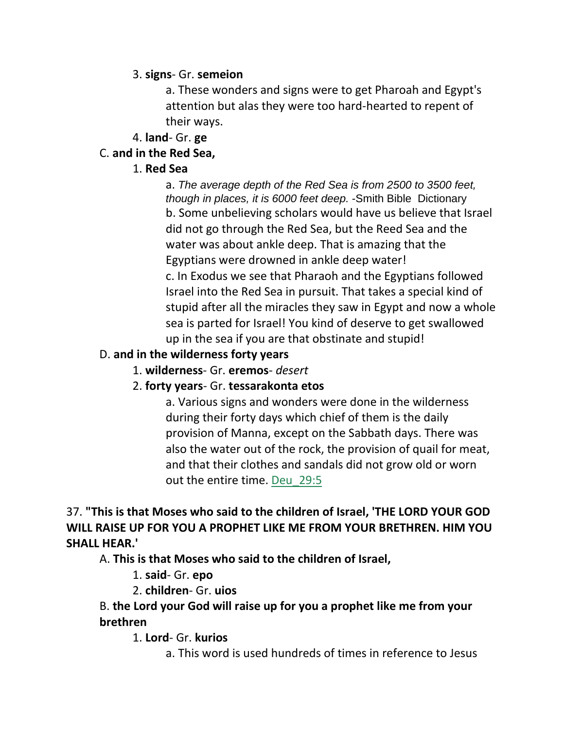3. **signs**- Gr. **semeion**

a. These wonders and signs were to get Pharoah and Egypt's attention but alas they were too hard-hearted to repent of their ways.

4. **land**- Gr. **ge**

C. **and in the Red Sea,**

1. **Red Sea**

a. *The average depth of the Red Sea is from 2500 to 3500 feet, though in places, it is 6000 feet deep.* -Smith Bible Dictionary

b. Some unbelieving scholars would have us believe that Israel did not go through the Red Sea, but the Reed Sea and the water was about ankle deep. That is amazing that the Egyptians were drowned in ankle deep water!

c. In Exodus we see that Pharaoh and the Egyptians followed Israel into the Red Sea in pursuit. That takes a special kind of stupid after all the miracles they saw in Egypt and now a whole sea is parted for Israel! You kind of deserve to get swallowed up in the sea if you are that obstinate and stupid!

D. **and in the wilderness forty years**

1. **wilderness**- Gr. **eremos**- *desert*

2. **forty years**- Gr. **tessarakonta etos**

a. Various signs and wonders were done in the wilderness during their forty days which chief of them is the daily provision of Manna, except on the Sabbath days. There was also the water out of the rock, the provision of quail for meat, and that their clothes and sandals did not grow old or worn out the entire time. Deu_29:5

37. **"This is that Moses who said to the children of Israel, 'THE LORD YOUR GOD WILL RAISE UP FOR YOU A PROPHET LIKE ME FROM YOUR BRETHREN. HIM YOU SHALL HEAR.'**

A. **This is that Moses who said to the children of Israel,**

1. **said**- Gr. **epo**

2. **children**- Gr. **uios**

B. **the Lord your God will raise up for you a prophet like me from your brethren**

1. **Lord**- Gr. **kurios**

a. This word is used hundreds of times in reference to Jesus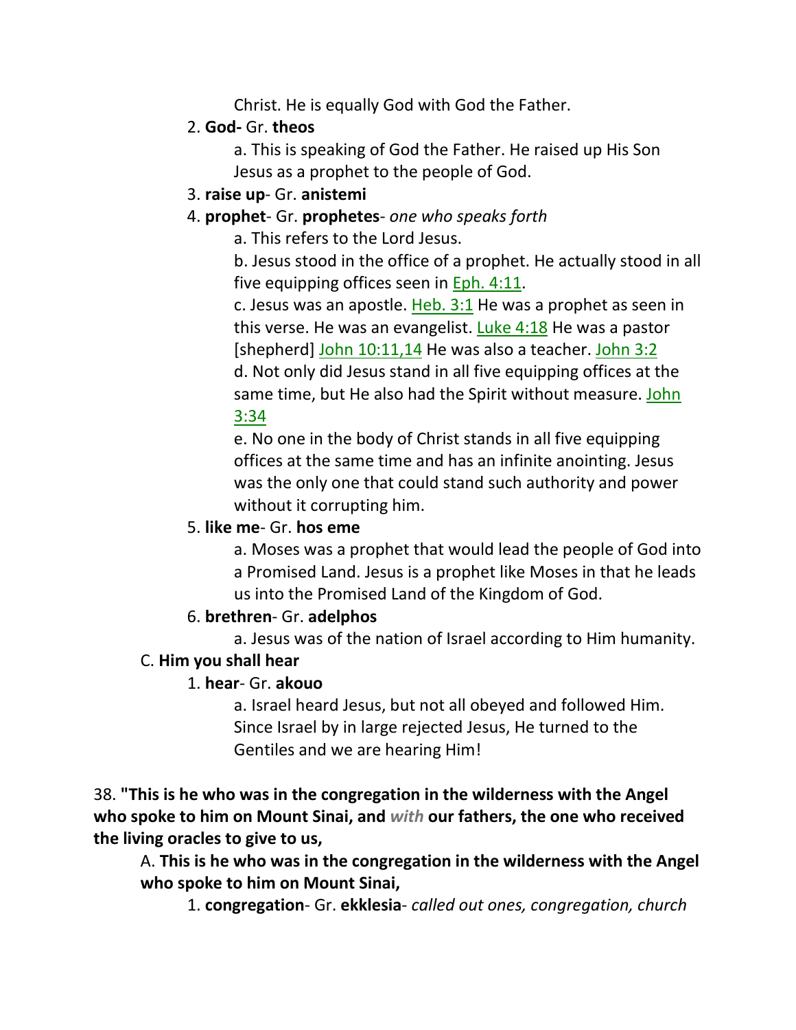Christ. He is equally God with God the Father.

2. **God-** Gr. **theos**

    a. This is speaking of God the Father. He raised up His Son Jesus as a prophet to the people of God.

3. **raise up**- Gr. **anistemi**

4. **prophet**- Gr. **prophetes**- *one who speaks forth*

    a. This refers to the Lord Jesus.

    b. Jesus stood in the office of a prophet. He actually stood in all five equipping offices seen in Eph. 4:11.

    c. Jesus was an apostle. Heb. 3:1 He was a prophet as seen in this verse. He was an evangelist. Luke 4:18 He was a pastor [shepherd] John 10:11,14 He was also a teacher. John 3:2

    d. Not only did Jesus stand in all five equipping offices at the same time, but He also had the Spirit without measure. John 3:34

    e. No one in the body of Christ stands in all five equipping offices at the same time and has an infinite anointing. Jesus was the only one that could stand such authority and power without it corrupting him.

5. **like me**- Gr. **hos eme**

    a. Moses was a prophet that would lead the people of God into a Promised Land. Jesus is a prophet like Moses in that he leads us into the Promised Land of the Kingdom of God.

6. **brethren**- Gr. **adelphos**

    a. Jesus was of the nation of Israel according to Him humanity.

C. **Him you shall hear**

1. **hear**- Gr. **akouo**

    a. Israel heard Jesus, but not all obeyed and followed Him. Since Israel by in large rejected Jesus, He turned to the Gentiles and we are hearing Him!

38. **"This is he who was in the congregation in the wilderness with the Angel who spoke to him on Mount Sinai, and *with* our fathers, the one who received the living oracles to give to us,**

A. **This is he who was in the congregation in the wilderness with the Angel who spoke to him on Mount Sinai,**

1. **congregation**- Gr. **ekklesia**- *called out ones, congregation, church*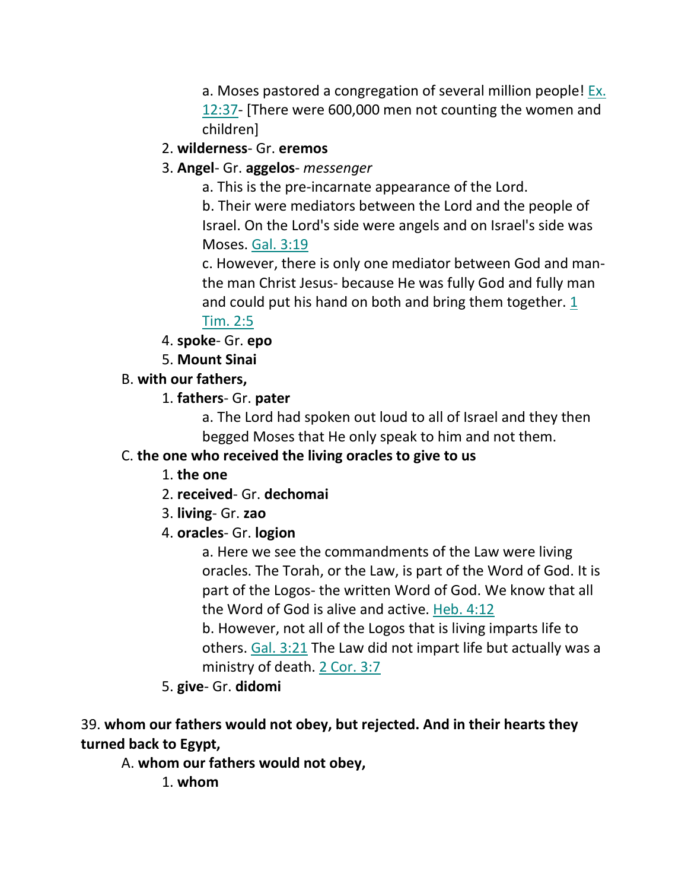a. Moses pastored a congregation of several million people! Ex. 12:37- [There were 600,000 men not counting the women and children]

2. **wilderness**- Gr. **eremos**
3. **Angel**- Gr. **aggelos**- *messenger*

a. This is the pre-incarnate appearance of the Lord.

b. Their were mediators between the Lord and the people of Israel. On the Lord's side were angels and on Israel's side was Moses. Gal. 3:19

c. However, there is only one mediator between God and man- the man Christ Jesus- because He was fully God and fully man and could put his hand on both and bring them together. 1 Tim. 2:5

4. **spoke**- Gr. **epo**
5. **Mount Sinai**

B. **with our fathers,**

1. **fathers**- Gr. **pater**

a. The Lord had spoken out loud to all of Israel and they then begged Moses that He only speak to him and not them.

C. **the one who received the living oracles to give to us**

1. **the one**
2. **received**- Gr. **dechomai**
3. **living**- Gr. **zao**
4. **oracles**- Gr. **logion**

a. Here we see the commandments of the Law were living oracles. The Torah, or the Law, is part of the Word of God. It is part of the Logos- the written Word of God. We know that all the Word of God is alive and active. Heb. 4:12

b. However, not all of the Logos that is living imparts life to others. Gal. 3:21 The Law did not impart life but actually was a ministry of death. 2 Cor. 3:7

5. **give**- Gr. **didomi**

39. **whom our fathers would not obey, but rejected. And in their hearts they turned back to Egypt,**

A. **whom our fathers would not obey,**

1. **whom**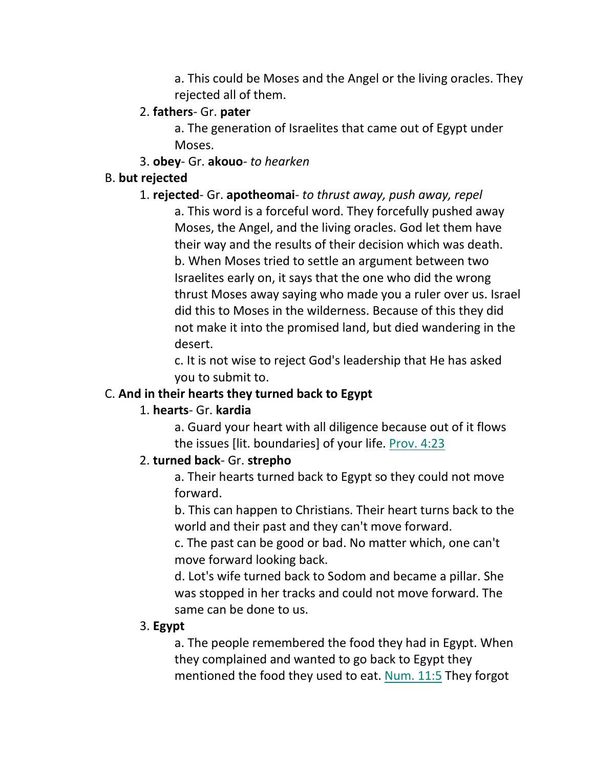a. This could be Moses and the Angel or the living oracles. They rejected all of them.

2. **fathers**- Gr. **pater**

a. The generation of Israelites that came out of Egypt under Moses.

3. **obey**- Gr. **akouo**- *to hearken*

B. **but rejected**

1. **rejected**- Gr. **apotheomai**- *to thrust away, push away, repel*

a. This word is a forceful word. They forcefully pushed away Moses, the Angel, and the living oracles. God let them have their way and the results of their decision which was death.

b. When Moses tried to settle an argument between two Israelites early on, it says that the one who did the wrong thrust Moses away saying who made you a ruler over us. Israel did this to Moses in the wilderness. Because of this they did not make it into the promised land, but died wandering in the desert.

c. It is not wise to reject God's leadership that He has asked you to submit to.

C. **And in their hearts they turned back to Egypt**

1. **hearts**- Gr. **kardia**

a. Guard your heart with all diligence because out of it flows the issues [lit. boundaries] of your life. Prov. 4:23

2. **turned back**- Gr. **strepho**

a. Their hearts turned back to Egypt so they could not move forward.

b. This can happen to Christians. Their heart turns back to the world and their past and they can't move forward.

c. The past can be good or bad. No matter which, one can't move forward looking back.

d. Lot's wife turned back to Sodom and became a pillar. She was stopped in her tracks and could not move forward. The same can be done to us.

3. **Egypt**

a. The people remembered the food they had in Egypt. When they complained and wanted to go back to Egypt they mentioned the food they used to eat. Num. 11:5 They forgot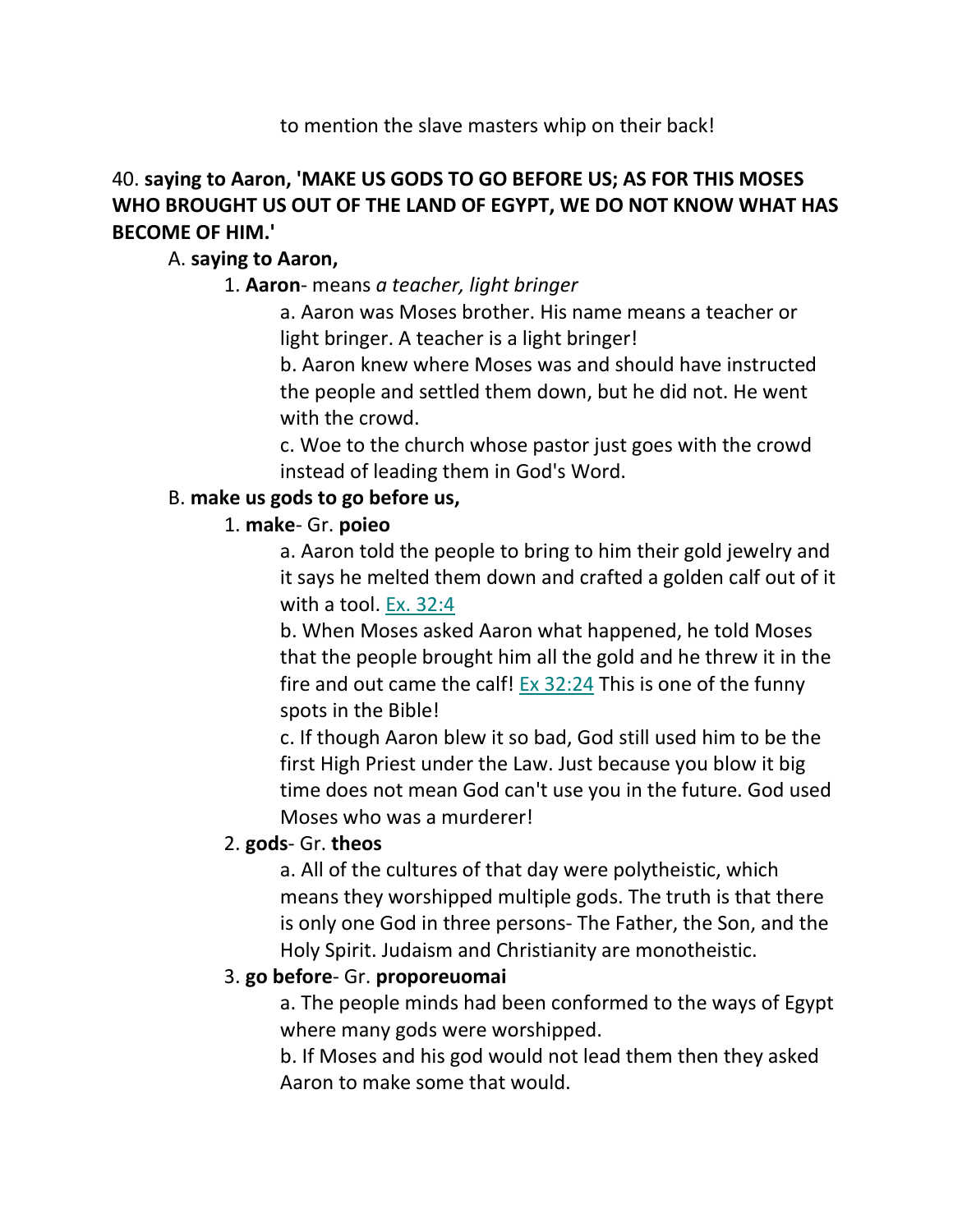to mention the slave masters whip on their back!

40. **saying to Aaron, 'MAKE US GODS TO GO BEFORE US; AS FOR THIS MOSES WHO BROUGHT US OUT OF THE LAND OF EGYPT, WE DO NOT KNOW WHAT HAS BECOME OF HIM.'**

A. **saying to Aaron,**

1. **Aaron**- means *a teacher, light bringer*

a. Aaron was Moses brother. His name means a teacher or light bringer. A teacher is a light bringer!

b. Aaron knew where Moses was and should have instructed the people and settled them down, but he did not. He went with the crowd.

c. Woe to the church whose pastor just goes with the crowd instead of leading them in God's Word.

B. **make us gods to go before us,**

1. **make**- Gr. **poieo**

a. Aaron told the people to bring to him their gold jewelry and it says he melted them down and crafted a golden calf out of it with a tool. Ex. 32:4

b. When Moses asked Aaron what happened, he told Moses that the people brought him all the gold and he threw it in the fire and out came the calf! Ex 32:24 This is one of the funny spots in the Bible!

c. If though Aaron blew it so bad, God still used him to be the first High Priest under the Law. Just because you blow it big time does not mean God can't use you in the future. God used Moses who was a murderer!

2. **gods**- Gr. **theos**

a. All of the cultures of that day were polytheistic, which means they worshipped multiple gods. The truth is that there is only one God in three persons- The Father, the Son, and the Holy Spirit. Judaism and Christianity are monotheistic.

3. **go before**- Gr. **proporeuomai**

a. The people minds had been conformed to the ways of Egypt where many gods were worshipped.

b. If Moses and his god would not lead them then they asked Aaron to make some that would.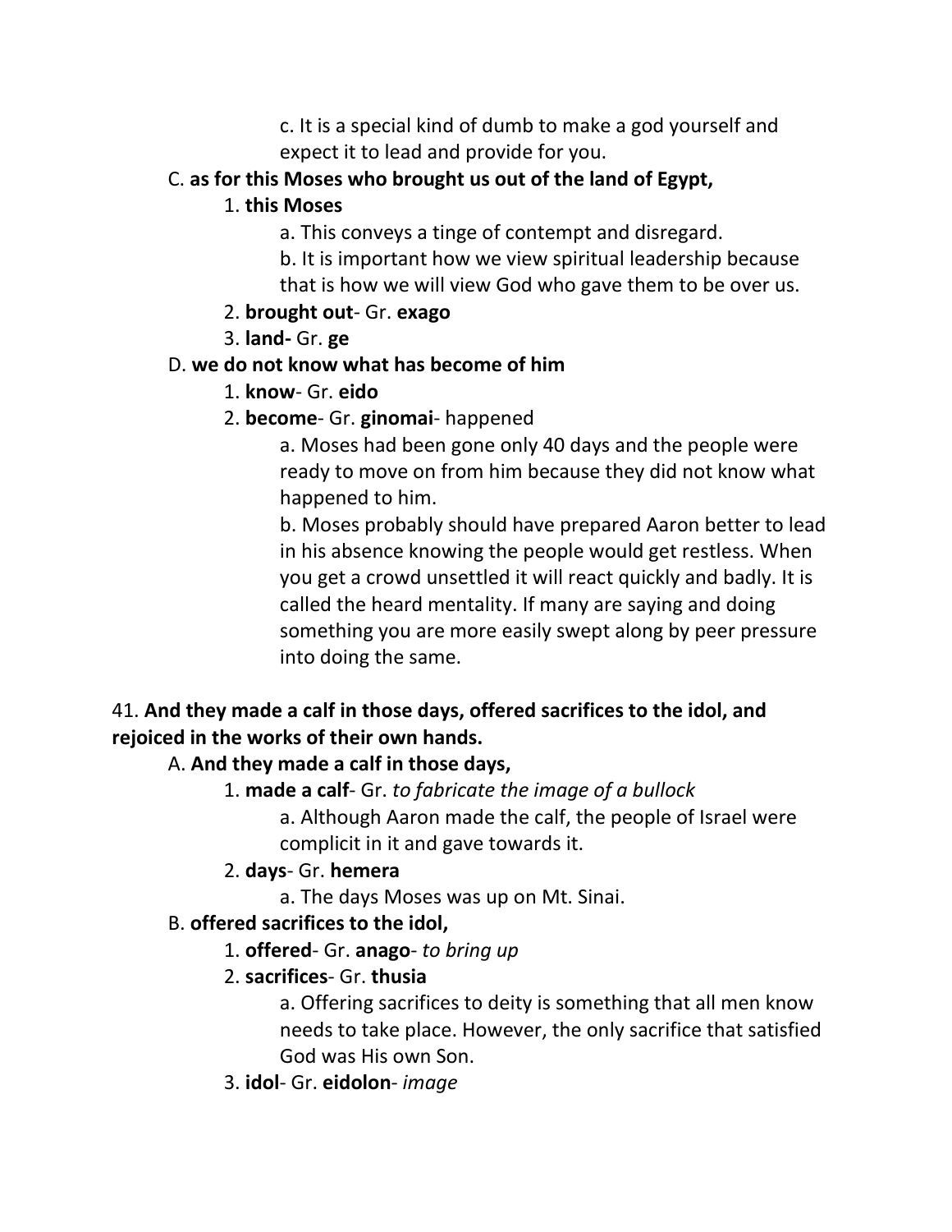c. It is a special kind of dumb to make a god yourself and expect it to lead and provide for you.

C. **as for this Moses who brought us out of the land of Egypt,**

1. **this Moses**

a. This conveys a tinge of contempt and disregard.

b. It is important how we view spiritual leadership because that is how we will view God who gave them to be over us.

2. **brought out**- Gr. **exago**

3. **land-** Gr. **ge**

D. **we do not know what has become of him**

1. **know**- Gr. **eido**

2. **become**- Gr. **ginomai**- happened

a. Moses had been gone only 40 days and the people were ready to move on from him because they did not know what happened to him.

b. Moses probably should have prepared Aaron better to lead in his absence knowing the people would get restless. When you get a crowd unsettled it will react quickly and badly. It is called the heard mentality. If many are saying and doing something you are more easily swept along by peer pressure into doing the same.

41. **And they made a calf in those days, offered sacrifices to the idol, and rejoiced in the works of their own hands.**

A. **And they made a calf in those days,**

1. **made a calf**- Gr. *to fabricate the image of a bullock*

a. Although Aaron made the calf, the people of Israel were complicit in it and gave towards it.

2. **days**- Gr. **hemera**

a. The days Moses was up on Mt. Sinai.

B. **offered sacrifices to the idol,**

1. **offered**- Gr. **anago**- *to bring up*

2. **sacrifices**- Gr. **thusia**

a. Offering sacrifices to deity is something that all men know needs to take place. However, the only sacrifice that satisfied God was His own Son.

3. **idol**- Gr. **eidolon**- *image*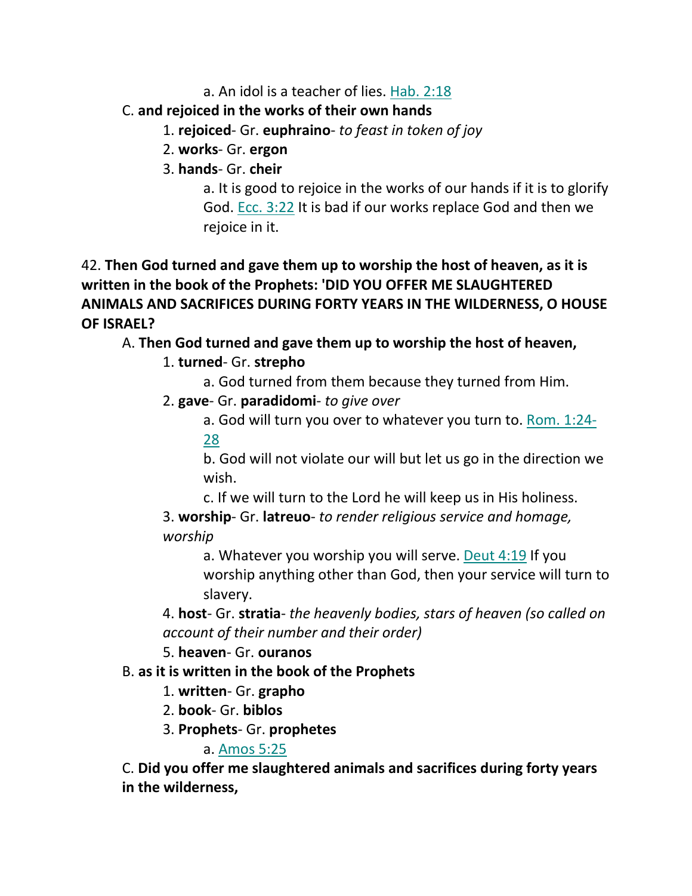a. An idol is a teacher of lies. Hab. 2:18

C. **and rejoiced in the works of their own hands**

1. **rejoiced**- Gr. **euphraino**- *to feast in token of joy*
2. **works**- Gr. **ergon**
3. **hands**- Gr. **cheir**

a. It is good to rejoice in the works of our hands if it is to glorify God. Ecc. 3:22 It is bad if our works replace God and then we rejoice in it.

42. **Then God turned and gave them up to worship the host of heaven, as it is written in the book of the Prophets: 'DID YOU OFFER ME SLAUGHTERED ANIMALS AND SACRIFICES DURING FORTY YEARS IN THE WILDERNESS, O HOUSE OF ISRAEL?**

A. **Then God turned and gave them up to worship the host of heaven,**

1. **turned**- Gr. **strepho**

a. God turned from them because they turned from Him.

2. **gave**- Gr. **paradidomi**- *to give over*

a. God will turn you over to whatever you turn to. Rom. 1:24-28

b. God will not violate our will but let us go in the direction we wish.

c. If we will turn to the Lord he will keep us in His holiness.

3. **worship**- Gr. **latreuo**- *to render religious service and homage, worship*

a. Whatever you worship you will serve. Deut 4:19 If you worship anything other than God, then your service will turn to slavery.

4. **host**- Gr. **stratia**- *the heavenly bodies, stars of heaven (so called on account of their number and their order)*

5. **heaven**- Gr. **ouranos**

B. **as it is written in the book of the Prophets**

1. **written**- Gr. **grapho**
2. **book**- Gr. **biblos**
3. **Prophets**- Gr. **prophetes**

a. Amos 5:25

C. **Did you offer me slaughtered animals and sacrifices during forty years in the wilderness,**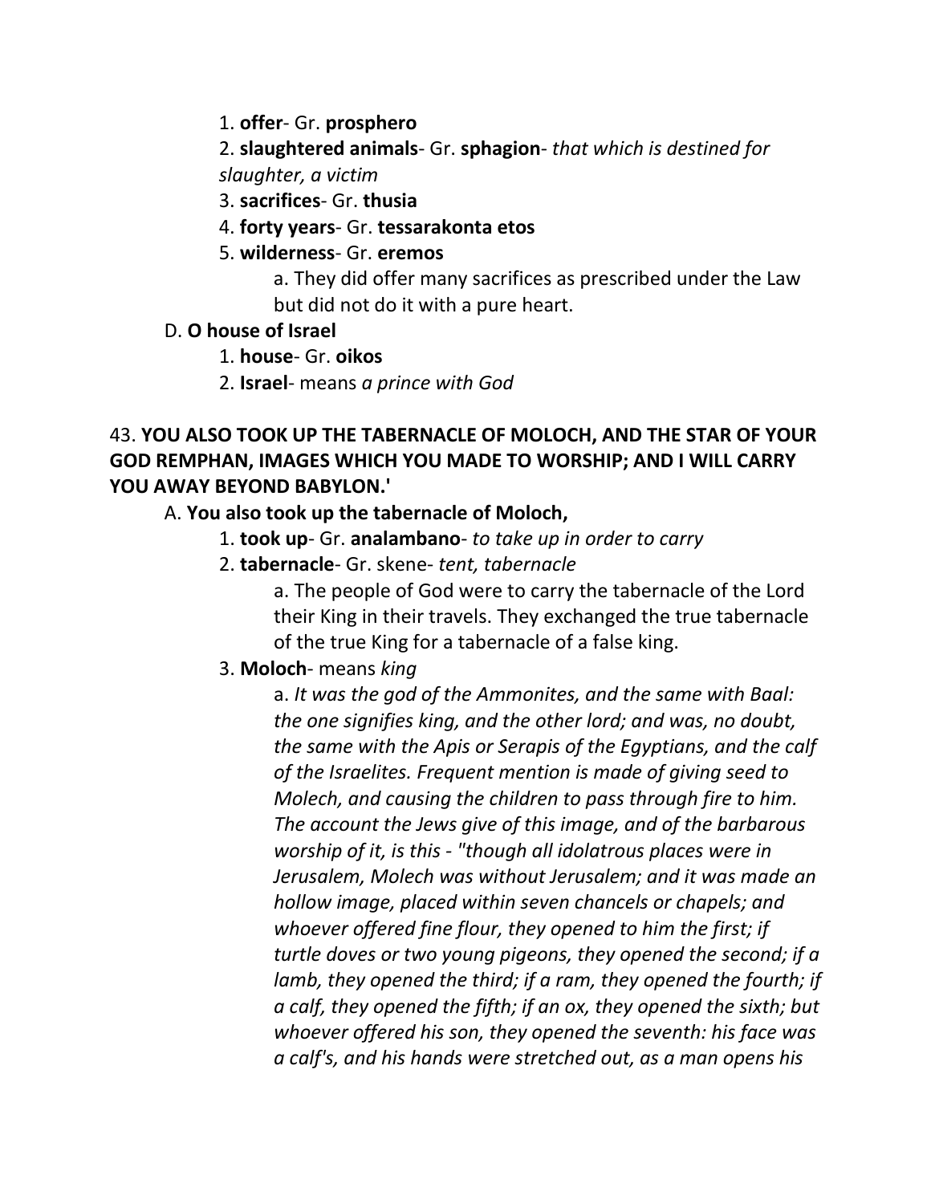1. **offer**- Gr. **prosphero**

2. **slaughtered animals**- Gr. **sphagion**- *that which is destined for slaughter, a victim*

3. **sacrifices**- Gr. **thusia**

4. **forty years**- Gr. **tessarakonta etos**

5. **wilderness**- Gr. **eremos**

a. They did offer many sacrifices as prescribed under the Law but did not do it with a pure heart.

D. **O house of Israel**

1. **house**- Gr. **oikos**

2. **Israel**- means *a prince with God*

43. **YOU ALSO TOOK UP THE TABERNACLE OF MOLOCH, AND THE STAR OF YOUR GOD REMPHAN, IMAGES WHICH YOU MADE TO WORSHIP; AND I WILL CARRY YOU AWAY BEYOND BABYLON.'**

A. **You also took up the tabernacle of Moloch,**

1. **took up**- Gr. **analambano**- *to take up in order to carry*

2. **tabernacle**- Gr. skene- *tent, tabernacle*

a. The people of God were to carry the tabernacle of the Lord their King in their travels. They exchanged the true tabernacle of the true King for a tabernacle of a false king.

3. **Moloch**- means *king*

a. *It was the god of the Ammonites, and the same with Baal: the one signifies king, and the other lord; and was, no doubt, the same with the Apis or Serapis of the Egyptians, and the calf of the Israelites. Frequent mention is made of giving seed to Molech, and causing the children to pass through fire to him. The account the Jews give of this image, and of the barbarous worship of it, is this - "though all idolatrous places were in Jerusalem, Molech was without Jerusalem; and it was made an hollow image, placed within seven chancels or chapels; and whoever offered fine flour, they opened to him the first; if turtle doves or two young pigeons, they opened the second; if a lamb, they opened the third; if a ram, they opened the fourth; if a calf, they opened the fifth; if an ox, they opened the sixth; but whoever offered his son, they opened the seventh: his face was a calf's, and his hands were stretched out, as a man opens his*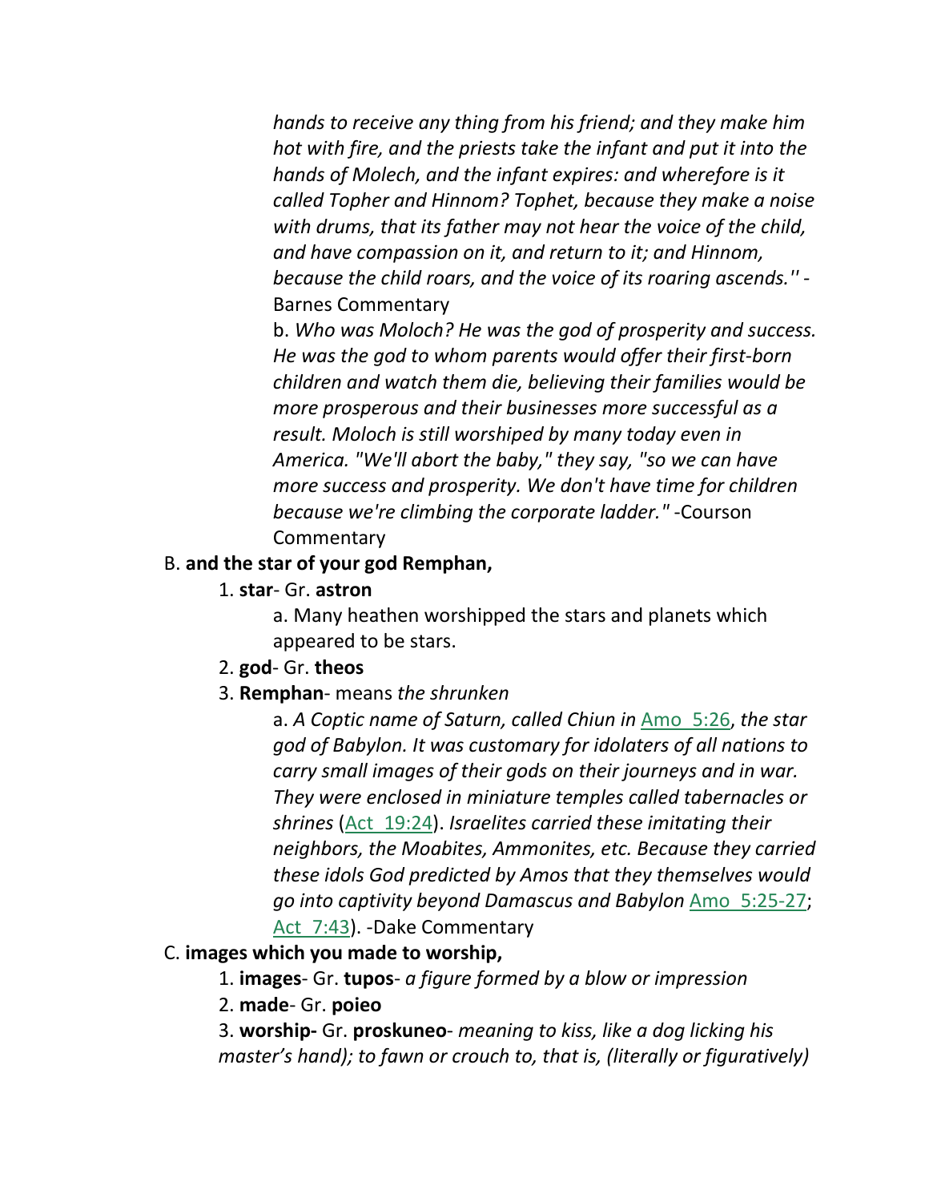*hands to receive any thing from his friend; and they make him hot with fire, and the priests take the infant and put it into the hands of Molech, and the infant expires: and wherefore is it called Topher and Hinnom? Tophet, because they make a noise with drums, that its father may not hear the voice of the child, and have compassion on it, and return to it; and Hinnom, because the child roars, and the voice of its roaring ascends.''* -Barnes Commentary

b. *Who was Moloch? He was the god of prosperity and success. He was the god to whom parents would offer their first-born children and watch them die, believing their families would be more prosperous and their businesses more successful as a result. Moloch is still worshiped by many today even in America. "We'll abort the baby," they say, "so we can have more success and prosperity. We don't have time for children because we're climbing the corporate ladder."* -Courson Commentary

B. **and the star of your god Remphan,**

1. **star**- Gr. **astron**

a. Many heathen worshipped the stars and planets which appeared to be stars.

2. **god**- Gr. **theos**

3. **Remphan**- means *the shrunken*

a. *A Coptic name of Saturn, called Chiun in* Amo_5:26*, the star god of Babylon. It was customary for idolaters of all nations to carry small images of their gods on their journeys and in war. They were enclosed in miniature temples called tabernacles or shrines* (Act_19:24). *Israelites carried these imitating their neighbors, the Moabites, Ammonites, etc. Because they carried these idols God predicted by Amos that they themselves would go into captivity beyond Damascus and Babylon* Amo_5:25-27; Act_7:43). -Dake Commentary

C. **images which you made to worship,**

1. **images**- Gr. **tupos**- *a figure formed by a blow or impression*

2. **made**- Gr. **poieo**

3. **worship-** Gr. **proskuneo**- *meaning to kiss, like a dog licking his master's hand); to fawn or crouch to, that is, (literally or figuratively)*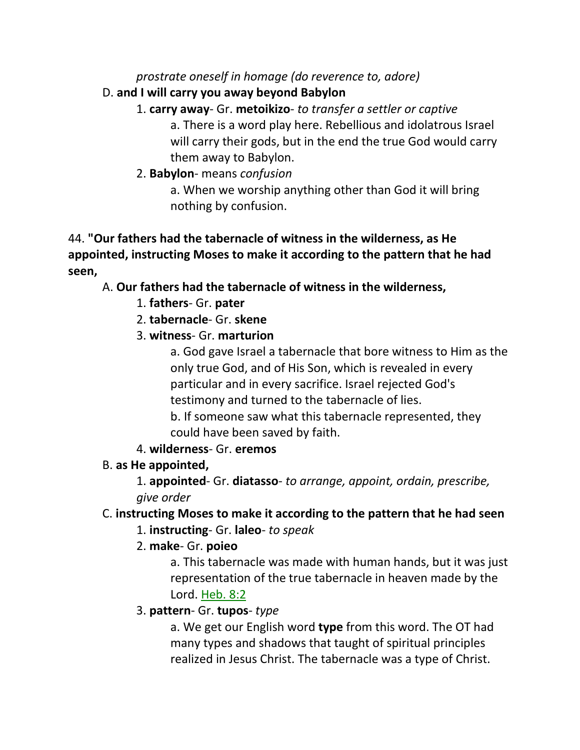*prostrate oneself in homage (do reverence to, adore)*

D. **and I will carry you away beyond Babylon**

1. **carry away**- Gr. **metoikizo**- *to transfer a settler or captive*

a. There is a word play here. Rebellious and idolatrous Israel will carry their gods, but in the end the true God would carry them away to Babylon.

2. **Babylon**- means *confusion*

a. When we worship anything other than God it will bring nothing by confusion.

44. **"Our fathers had the tabernacle of witness in the wilderness, as He appointed, instructing Moses to make it according to the pattern that he had seen,**

A. **Our fathers had the tabernacle of witness in the wilderness,**

1. **fathers**- Gr. **pater**

2. **tabernacle**- Gr. **skene**

3. **witness**- Gr. **marturion**

a. God gave Israel a tabernacle that bore witness to Him as the only true God, and of His Son, which is revealed in every particular and in every sacrifice. Israel rejected God's testimony and turned to the tabernacle of lies.

b. If someone saw what this tabernacle represented, they could have been saved by faith.

4. **wilderness**- Gr. **eremos**

B. **as He appointed,**

1. **appointed**- Gr. **diatasso**- *to arrange, appoint, ordain, prescribe, give order*

C. **instructing Moses to make it according to the pattern that he had seen**

1. **instructing**- Gr. **laleo**- *to speak*

2. **make**- Gr. **poieo**

a. This tabernacle was made with human hands, but it was just representation of the true tabernacle in heaven made by the Lord. Heb. 8:2

3. **pattern**- Gr. **tupos**- *type*

a. We get our English word **type** from this word. The OT had many types and shadows that taught of spiritual principles realized in Jesus Christ. The tabernacle was a type of Christ.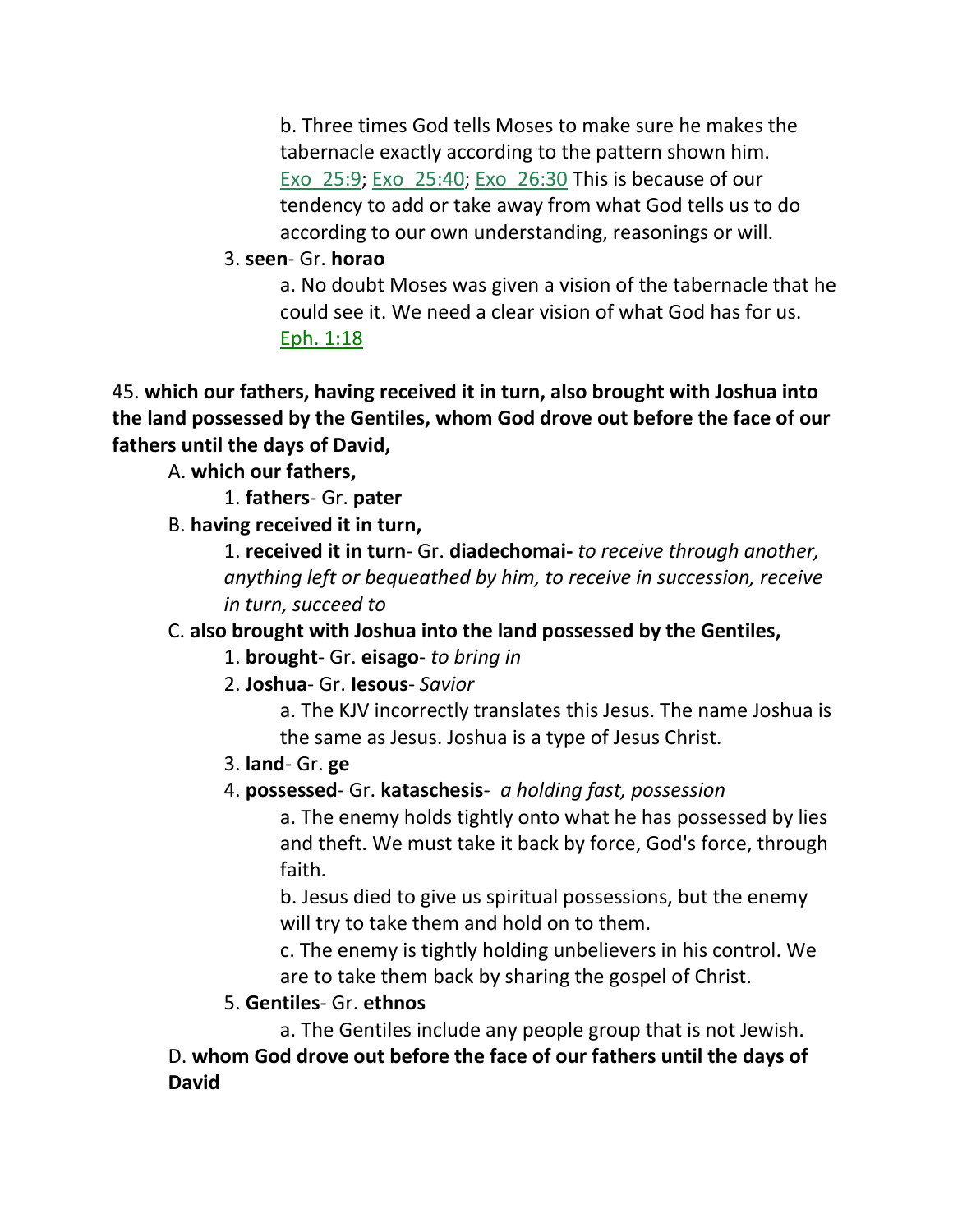b. Three times God tells Moses to make sure he makes the tabernacle exactly according to the pattern shown him. Exo_25:9; Exo_25:40; Exo_26:30 This is because of our tendency to add or take away from what God tells us to do according to our own understanding, reasonings or will.

3. **seen**- Gr. **horao**

a. No doubt Moses was given a vision of the tabernacle that he could see it. We need a clear vision of what God has for us. Eph. 1:18

45. **which our fathers, having received it in turn, also brought with Joshua into the land possessed by the Gentiles, whom God drove out before the face of our fathers until the days of David,**

A. **which our fathers,**

1. **fathers**- Gr. **pater**

B. **having received it in turn,**

1. **received it in turn**- Gr. **diadechomai-** *to receive through another, anything left or bequeathed by him, to receive in succession, receive in turn, succeed to*

C. **also brought with Joshua into the land possessed by the Gentiles,**

1. **brought**- Gr. **eisago**- *to bring in*

2. **Joshua**- Gr. **Iesous**- *Savior*

a. The KJV incorrectly translates this Jesus. The name Joshua is the same as Jesus. Joshua is a type of Jesus Christ.

3. **land**- Gr. **ge**

4. **possessed**- Gr. **kataschesis**- *a holding fast, possession*

a. The enemy holds tightly onto what he has possessed by lies and theft. We must take it back by force, God's force, through faith.

b. Jesus died to give us spiritual possessions, but the enemy will try to take them and hold on to them.

c. The enemy is tightly holding unbelievers in his control. We are to take them back by sharing the gospel of Christ.

5. **Gentiles**- Gr. **ethnos**

a. The Gentiles include any people group that is not Jewish.

D. **whom God drove out before the face of our fathers until the days of David**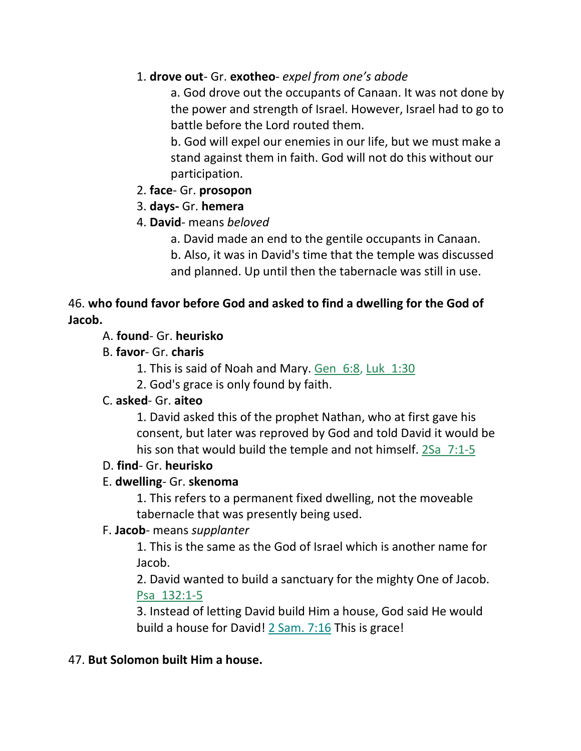1. **drove out**- Gr. **exotheo**- *expel from one's abode*

    a. God drove out the occupants of Canaan. It was not done by the power and strength of Israel. However, Israel had to go to battle before the Lord routed them.

    b. God will expel our enemies in our life, but we must make a stand against them in faith. God will not do this without our participation.

2. **face**- Gr. **prosopon**
3. **days-** Gr. **hemera**
4. **David**- means *beloved*

    a. David made an end to the gentile occupants in Canaan.

    b. Also, it was in David's time that the temple was discussed and planned. Up until then the tabernacle was still in use.

46. **who found favor before God and asked to find a dwelling for the God of Jacob.**

A. **found**- Gr. **heurisko**

B. **favor**- Gr. **charis**

1. This is said of Noah and Mary. Gen 6:8, Luk 1:30
2. God's grace is only found by faith.

C. **asked**- Gr. **aiteo**

1. David asked this of the prophet Nathan, who at first gave his consent, but later was reproved by God and told David it would be his son that would build the temple and not himself. 2Sa 7:1-5

D. **find**- Gr. **heurisko**

E. **dwelling**- Gr. **skenoma**

1. This refers to a permanent fixed dwelling, not the moveable tabernacle that was presently being used.

F. **Jacob**- means *supplanter*

1. This is the same as the God of Israel which is another name for Jacob.
2. David wanted to build a sanctuary for the mighty One of Jacob. Psa 132:1-5
3. Instead of letting David build Him a house, God said He would build a house for David! 2 Sam. 7:16 This is grace!

47. **But Solomon built Him a house.**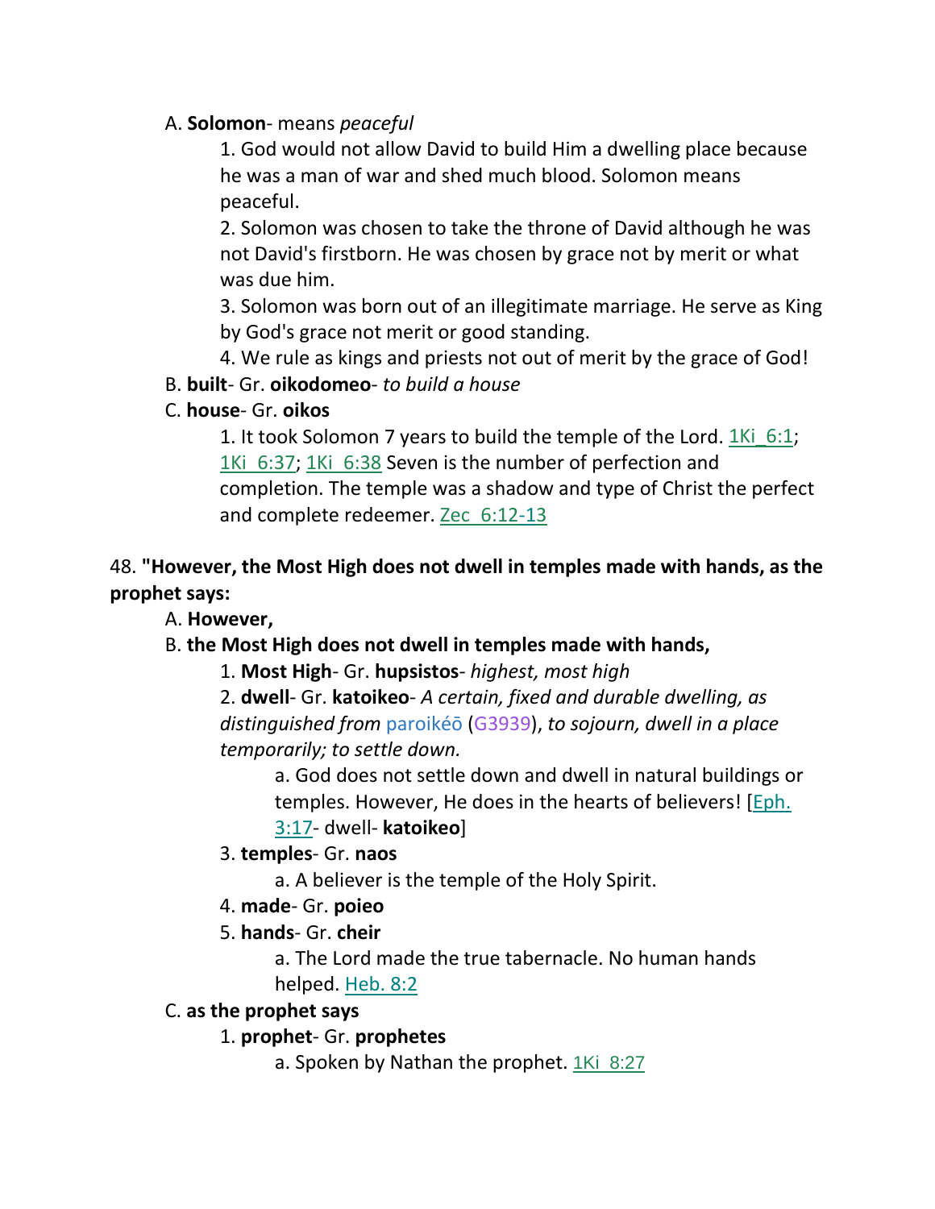A. **Solomon**- means *peaceful*

1. God would not allow David to build Him a dwelling place because he was a man of war and shed much blood. Solomon means peaceful.
2. Solomon was chosen to take the throne of David although he was not David's firstborn. He was chosen by grace not by merit or what was due him.
3. Solomon was born out of an illegitimate marriage. He serve as King by God's grace not merit or good standing.
4. We rule as kings and priests not out of merit by the grace of God!

B. **built**- Gr. **oikodomeo**- *to build a house*

C. **house**- Gr. **oikos**

1. It took Solomon 7 years to build the temple of the Lord. 1Ki_6:1; 1Ki_6:37; 1Ki_6:38 Seven is the number of perfection and completion. The temple was a shadow and type of Christ the perfect and complete redeemer. Zec_6:12-13

48. **"However, the Most High does not dwell in temples made with hands, as the prophet says:**

A. **However,**

B. **the Most High does not dwell in temples made with hands,**

1. **Most High**- Gr. **hupsistos**- *highest, most high*
2. **dwell**- Gr. **katoikeo**- *A certain, fixed and durable dwelling, as distinguished from* paroikéō (G3939), *to sojourn, dwell in a place temporarily; to settle down.*
   a. God does not settle down and dwell in natural buildings or temples. However, He does in the hearts of believers! [Eph. 3:17- dwell- **katoikeo**]
3. **temples**- Gr. **naos**
   a. A believer is the temple of the Holy Spirit.
4. **made**- Gr. **poieo**
5. **hands**- Gr. **cheir**
   a. The Lord made the true tabernacle. No human hands helped. Heb. 8:2

C. **as the prophet says**

1. **prophet**- Gr. **prophetes**
   a. Spoken by Nathan the prophet. 1Ki_8:27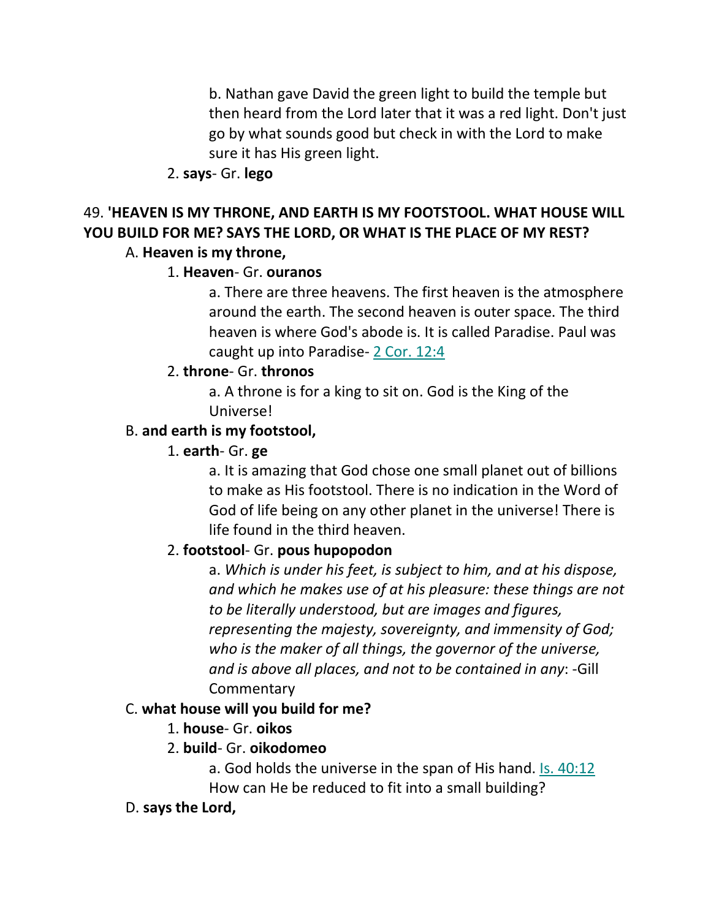b. Nathan gave David the green light to build the temple but then heard from the Lord later that it was a red light. Don't just go by what sounds good but check in with the Lord to make sure it has His green light.

2. **says**- Gr. **lego**

49. **'HEAVEN IS MY THRONE, AND EARTH IS MY FOOTSTOOL. WHAT HOUSE WILL YOU BUILD FOR ME? SAYS THE LORD, OR WHAT IS THE PLACE OF MY REST?**

A. **Heaven is my throne,**

1. **Heaven**- Gr. **ouranos**

a. There are three heavens. The first heaven is the atmosphere around the earth. The second heaven is outer space. The third heaven is where God's abode is. It is called Paradise. Paul was caught up into Paradise- 2 Cor. 12:4

2. **throne**- Gr. **thronos**

a. A throne is for a king to sit on. God is the King of the Universe!

B. **and earth is my footstool,**

1. **earth**- Gr. **ge**

a. It is amazing that God chose one small planet out of billions to make as His footstool. There is no indication in the Word of God of life being on any other planet in the universe! There is life found in the third heaven.

2. **footstool**- Gr. **pous hupopodon**

a. *Which is under his feet, is subject to him, and at his dispose, and which he makes use of at his pleasure: these things are not to be literally understood, but are images and figures, representing the majesty, sovereignty, and immensity of God; who is the maker of all things, the governor of the universe, and is above all places, and not to be contained in any*: -Gill Commentary

C. **what house will you build for me?**

1. **house**- Gr. **oikos**

2. **build**- Gr. **oikodomeo**

a. God holds the universe in the span of His hand. Is. 40:12 How can He be reduced to fit into a small building?

D. **says the Lord,**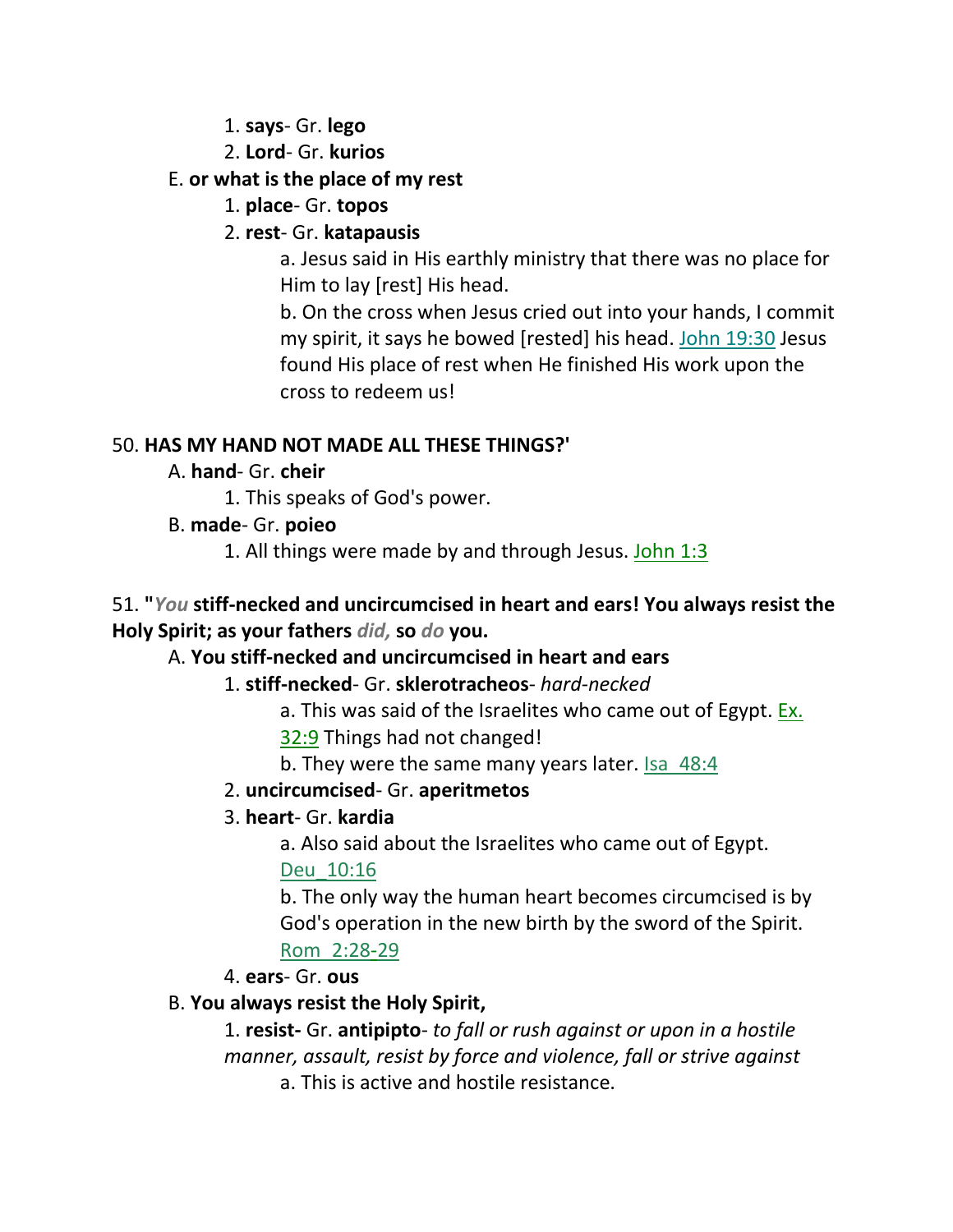1. **says**- Gr. **lego**
2. **Lord**- Gr. **kurios**

E. **or what is the place of my rest**

1. **place**- Gr. **topos**
2. **rest**- Gr. **katapausis**

a. Jesus said in His earthly ministry that there was no place for Him to lay [rest] His head.

b. On the cross when Jesus cried out into your hands, I commit my spirit, it says he bowed [rested] his head. John 19:30 Jesus found His place of rest when He finished His work upon the cross to redeem us!

50. **HAS MY HAND NOT MADE ALL THESE THINGS?'**

A. **hand**- Gr. **cheir**

1. This speaks of God's power.

B. **made**- Gr. **poieo**

1. All things were made by and through Jesus. John 1:3

51. **"*You* stiff-necked and uncircumcised in heart and ears! You always resist the Holy Spirit; as your fathers *did,* so *do* you.**

A. **You stiff-necked and uncircumcised in heart and ears**

1. **stiff-necked**- Gr. **sklerotracheos**- *hard-necked*

a. This was said of the Israelites who came out of Egypt. Ex. 32:9 Things had not changed!

b. They were the same many years later. Isa_48:4

2. **uncircumcised**- Gr. **aperitmetos**
3. **heart**- Gr. **kardia**

a. Also said about the Israelites who came out of Egypt. Deu_10:16

b. The only way the human heart becomes circumcised is by God's operation in the new birth by the sword of the Spirit. Rom_2:28-29

4. **ears**- Gr. **ous**

B. **You always resist the Holy Spirit,**

1. **resist-** Gr. **antipipto**- *to fall or rush against or upon in a hostile manner, assault, resist by force and violence, fall or strive against*

a. This is active and hostile resistance.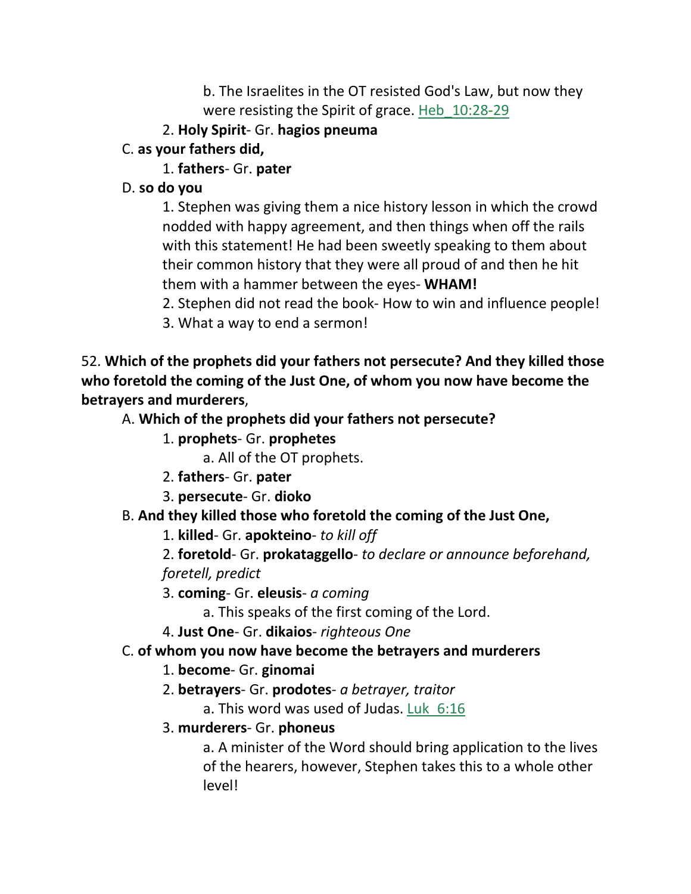b. The Israelites in the OT resisted God's Law, but now they were resisting the Spirit of grace. Heb_10:28-29

2. **Holy Spirit**- Gr. **hagios pneuma**

C. **as your fathers did,**

1. **fathers**- Gr. **pater**

D. **so do you**

1. Stephen was giving them a nice history lesson in which the crowd nodded with happy agreement, and then things when off the rails with this statement! He had been sweetly speaking to them about their common history that they were all proud of and then he hit them with a hammer between the eyes- **WHAM!**

2. Stephen did not read the book- How to win and influence people!

3. What a way to end a sermon!

52. **Which of the prophets did your fathers not persecute? And they killed those who foretold the coming of the Just One, of whom you now have become the betrayers and murderers**,

A. **Which of the prophets did your fathers not persecute?**

1. **prophets**- Gr. **prophetes**

a. All of the OT prophets.

2. **fathers**- Gr. **pater**

3. **persecute**- Gr. **dioko**

B. **And they killed those who foretold the coming of the Just One,**

1. **killed**- Gr. **apokteino**- *to kill off*

2. **foretold**- Gr. **prokataggello**- *to declare or announce beforehand, foretell, predict*

3. **coming**- Gr. **eleusis**- *a coming*

a. This speaks of the first coming of the Lord.

4. **Just One**- Gr. **dikaios**- *righteous One*

C. **of whom you now have become the betrayers and murderers**

1. **become**- Gr. **ginomai**

2. **betrayers**- Gr. **prodotes**- *a betrayer, traitor*

a. This word was used of Judas. Luk_6:16

3. **murderers**- Gr. **phoneus**

a. A minister of the Word should bring application to the lives of the hearers, however, Stephen takes this to a whole other level!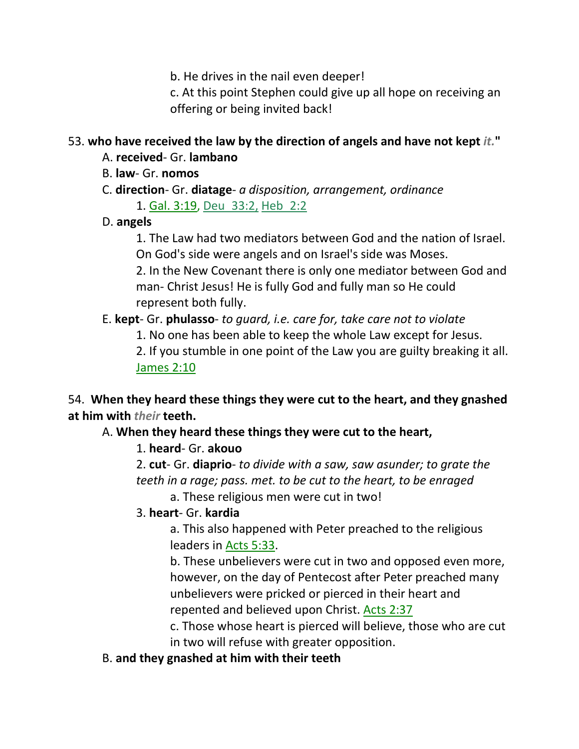b. He drives in the nail even deeper!

c. At this point Stephen could give up all hope on receiving an offering or being invited back!

53. **who have received the law by the direction of angels and have not kept *it.*"**

A. **received**- Gr. **lambano**

B. **law**- Gr. **nomos**

C. **direction**- Gr. **diatage**- *a disposition, arrangement, ordinance*

1. Gal. 3:19, Deu 33:2, Heb 2:2

D. **angels**

1. The Law had two mediators between God and the nation of Israel. On God's side were angels and on Israel's side was Moses.

2. In the New Covenant there is only one mediator between God and man- Christ Jesus! He is fully God and fully man so He could represent both fully.

E. **kept**- Gr. **phulasso**- *to guard, i.e. care for, take care not to violate*

1. No one has been able to keep the whole Law except for Jesus.

2. If you stumble in one point of the Law you are guilty breaking it all. James 2:10

54. **When they heard these things they were cut to the heart, and they gnashed at him with *their* teeth.**

A. **When they heard these things they were cut to the heart,**

1. **heard**- Gr. **akouo**

2. **cut**- Gr. **diaprio**- *to divide with a saw, saw asunder; to grate the teeth in a rage; pass. met. to be cut to the heart, to be enraged*

a. These religious men were cut in two!

3. **heart**- Gr. **kardia**

a. This also happened with Peter preached to the religious leaders in Acts 5:33.

b. These unbelievers were cut in two and opposed even more, however, on the day of Pentecost after Peter preached many unbelievers were pricked or pierced in their heart and repented and believed upon Christ. Acts 2:37

c. Those whose heart is pierced will believe, those who are cut in two will refuse with greater opposition.

B. **and they gnashed at him with their teeth**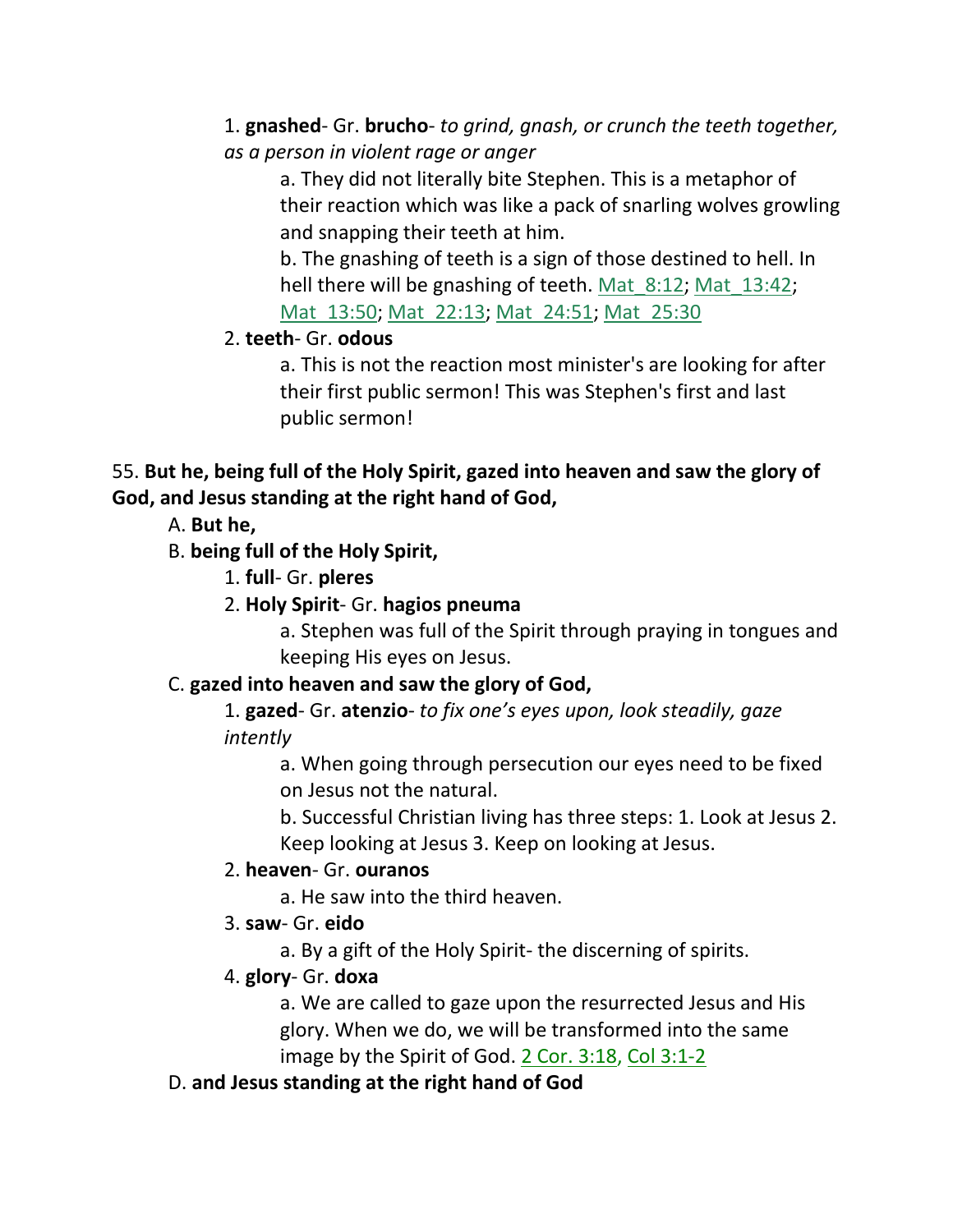1. **gnashed**- Gr. **brucho**- *to grind, gnash, or crunch the teeth together, as a person in violent rage or anger*

    a. They did not literally bite Stephen. This is a metaphor of their reaction which was like a pack of snarling wolves growling and snapping their teeth at him.

    b. The gnashing of teeth is a sign of those destined to hell. In hell there will be gnashing of teeth. Mat_8:12; Mat_13:42; Mat_13:50; Mat_22:13; Mat_24:51; Mat_25:30

2. **teeth**- Gr. **odous**

    a. This is not the reaction most minister's are looking for after their first public sermon! This was Stephen's first and last public sermon!

55. **But he, being full of the Holy Spirit, gazed into heaven and saw the glory of God, and Jesus standing at the right hand of God,**

A. **But he,**

B. **being full of the Holy Spirit,**

1. **full**- Gr. **pleres**

2. **Holy Spirit**- Gr. **hagios pneuma**

    a. Stephen was full of the Spirit through praying in tongues and keeping His eyes on Jesus.

C. **gazed into heaven and saw the glory of God,**

1. **gazed**- Gr. **atenzio**- *to fix one's eyes upon, look steadily, gaze intently*

    a. When going through persecution our eyes need to be fixed on Jesus not the natural.

    b. Successful Christian living has three steps: 1. Look at Jesus 2. Keep looking at Jesus 3. Keep on looking at Jesus.

2. **heaven**- Gr. **ouranos**

    a. He saw into the third heaven.

3. **saw**- Gr. **eido**

    a. By a gift of the Holy Spirit- the discerning of spirits.

4. **glory**- Gr. **doxa**

    a. We are called to gaze upon the resurrected Jesus and His glory. When we do, we will be transformed into the same image by the Spirit of God. 2 Cor. 3:18, Col 3:1-2

D. **and Jesus standing at the right hand of God**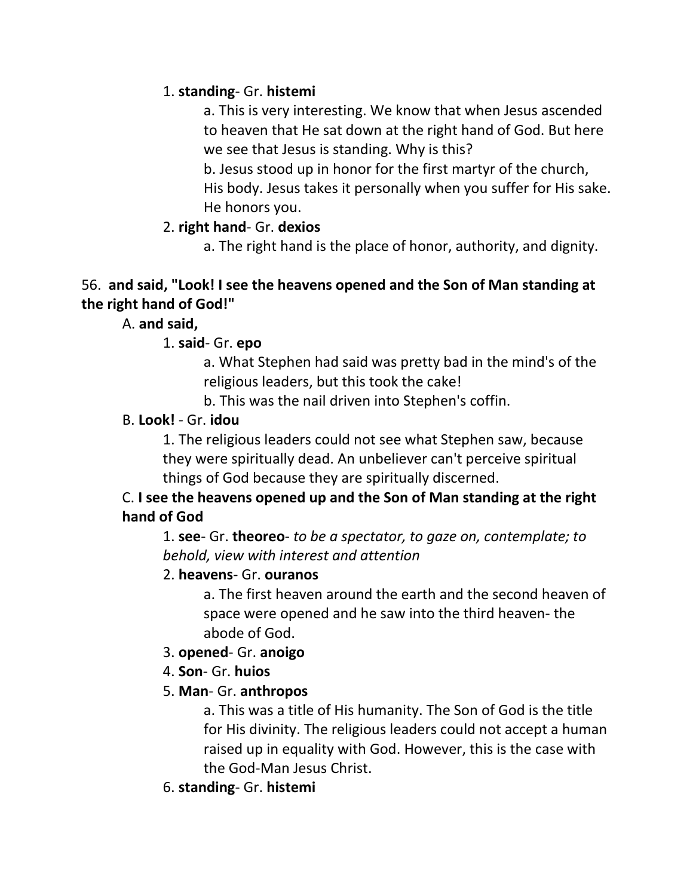1. **standing**- Gr. **histemi**

   a. This is very interesting. We know that when Jesus ascended to heaven that He sat down at the right hand of God. But here we see that Jesus is standing. Why is this?

   b. Jesus stood up in honor for the first martyr of the church, His body. Jesus takes it personally when you suffer for His sake. He honors you.

2. **right hand**- Gr. **dexios**

   a. The right hand is the place of honor, authority, and dignity.

56. **and said, "Look! I see the heavens opened and the Son of Man standing at the right hand of God!"**

A. **and said,**

1. **said**- Gr. **epo**

   a. What Stephen had said was pretty bad in the mind's of the religious leaders, but this took the cake!

   b. This was the nail driven into Stephen's coffin.

B. **Look!** - Gr. **idou**

1. The religious leaders could not see what Stephen saw, because they were spiritually dead. An unbeliever can't perceive spiritual things of God because they are spiritually discerned.

C. **I see the heavens opened up and the Son of Man standing at the right hand of God**

1. **see**- Gr. **theoreo**- *to be a spectator, to gaze on, contemplate; to behold, view with interest and attention*

2. **heavens**- Gr. **ouranos**

   a. The first heaven around the earth and the second heaven of space were opened and he saw into the third heaven- the abode of God.

3. **opened**- Gr. **anoigo**

4. **Son**- Gr. **huios**

5. **Man**- Gr. **anthropos**

   a. This was a title of His humanity. The Son of God is the title for His divinity. The religious leaders could not accept a human raised up in equality with God. However, this is the case with the God-Man Jesus Christ.

6. **standing**- Gr. **histemi**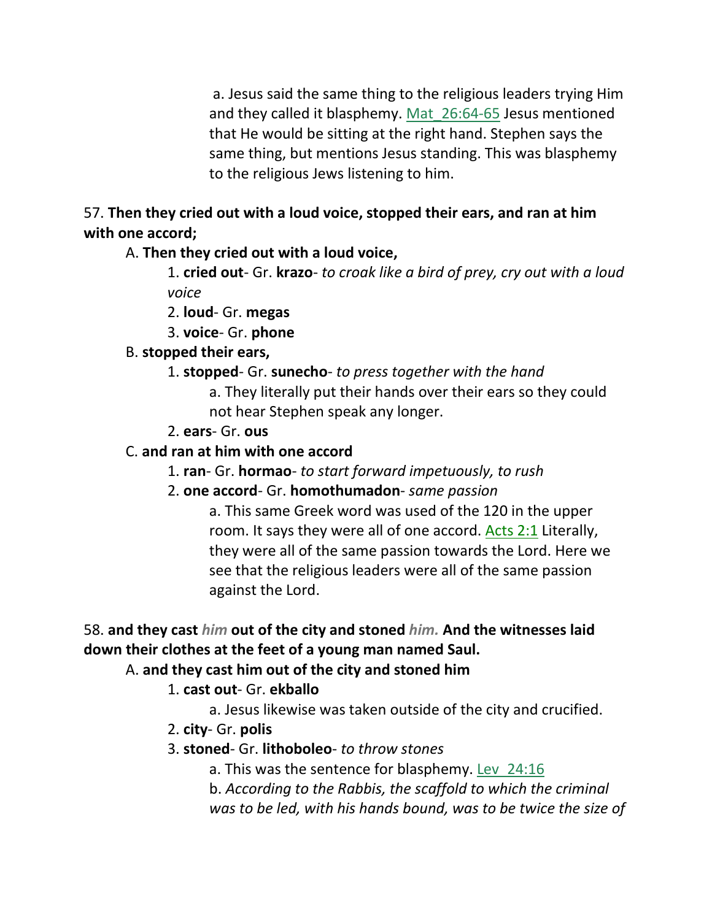a. Jesus said the same thing to the religious leaders trying Him and they called it blasphemy. Mat_26:64-65 Jesus mentioned that He would be sitting at the right hand. Stephen says the same thing, but mentions Jesus standing. This was blasphemy to the religious Jews listening to him.

57. **Then they cried out with a loud voice, stopped their ears, and ran at him with one accord;**

A. **Then they cried out with a loud voice,**

1. **cried out**- Gr. **krazo**- *to croak like a bird of prey, cry out with a loud voice*
2. **loud**- Gr. **megas**
3. **voice**- Gr. **phone**

B. **stopped their ears,**

1. **stopped**- Gr. **sunecho**- *to press together with the hand*
   a. They literally put their hands over their ears so they could not hear Stephen speak any longer.
2. **ears**- Gr. **ous**

C. **and ran at him with one accord**

1. **ran**- Gr. **hormao**- *to start forward impetuously, to rush*
2. **one accord**- Gr. **homothumadon**- *same passion*
   a. This same Greek word was used of the 120 in the upper room. It says they were all of one accord. Acts 2:1 Literally, they were all of the same passion towards the Lord. Here we see that the religious leaders were all of the same passion against the Lord.

58. **and they cast** ***him*** **out of the city and stoned** ***him.*** **And the witnesses laid down their clothes at the feet of a young man named Saul.**

A. **and they cast him out of the city and stoned him**

1. **cast out**- Gr. **ekballo**
   a. Jesus likewise was taken outside of the city and crucified.
2. **city**- Gr. **polis**
3. **stoned**- Gr. **lithoboleo**- *to throw stones*
   a. This was the sentence for blasphemy. Lev_24:16
   b. *According to the Rabbis, the scaffold to which the criminal was to be led, with his hands bound, was to be twice the size of*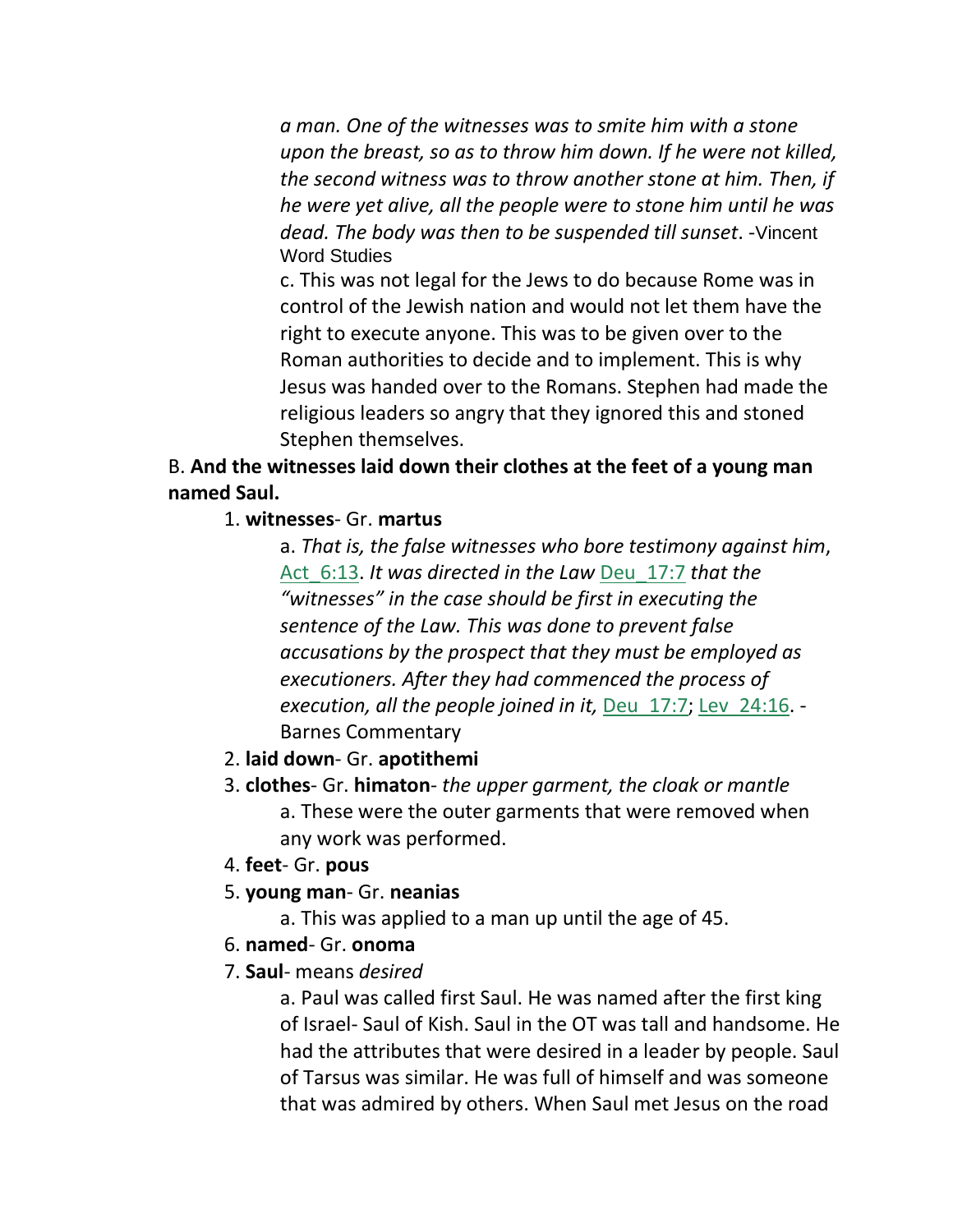*a man. One of the witnesses was to smite him with a stone upon the breast, so as to throw him down. If he were not killed, the second witness was to throw another stone at him. Then, if he were yet alive, all the people were to stone him until he was dead. The body was then to be suspended till sunset*. -Vincent Word Studies

c. This was not legal for the Jews to do because Rome was in control of the Jewish nation and would not let them have the right to execute anyone. This was to be given over to the Roman authorities to decide and to implement. This is why Jesus was handed over to the Romans. Stephen had made the religious leaders so angry that they ignored this and stoned Stephen themselves.

B. **And the witnesses laid down their clothes at the feet of a young man named Saul.**

1. **witnesses**- Gr. **martus**

   a. *That is, the false witnesses who bore testimony against him*, Act_6:13. *It was directed in the Law* Deu_17:7 *that the "witnesses" in the case should be first in executing the sentence of the Law. This was done to prevent false accusations by the prospect that they must be employed as executioners. After they had commenced the process of execution, all the people joined in it,* Deu_17:7; Lev_24:16. -Barnes Commentary

2. **laid down**- Gr. **apotithemi**
3. **clothes**- Gr. **himaton**- *the upper garment, the cloak or mantle*

   a. These were the outer garments that were removed when any work was performed.

4. **feet**- Gr. **pous**
5. **young man**- Gr. **neanias**

   a. This was applied to a man up until the age of 45.

6. **named**- Gr. **onoma**
7. **Saul**- means *desired*

   a. Paul was called first Saul. He was named after the first king of Israel- Saul of Kish. Saul in the OT was tall and handsome. He had the attributes that were desired in a leader by people. Saul of Tarsus was similar. He was full of himself and was someone that was admired by others. When Saul met Jesus on the road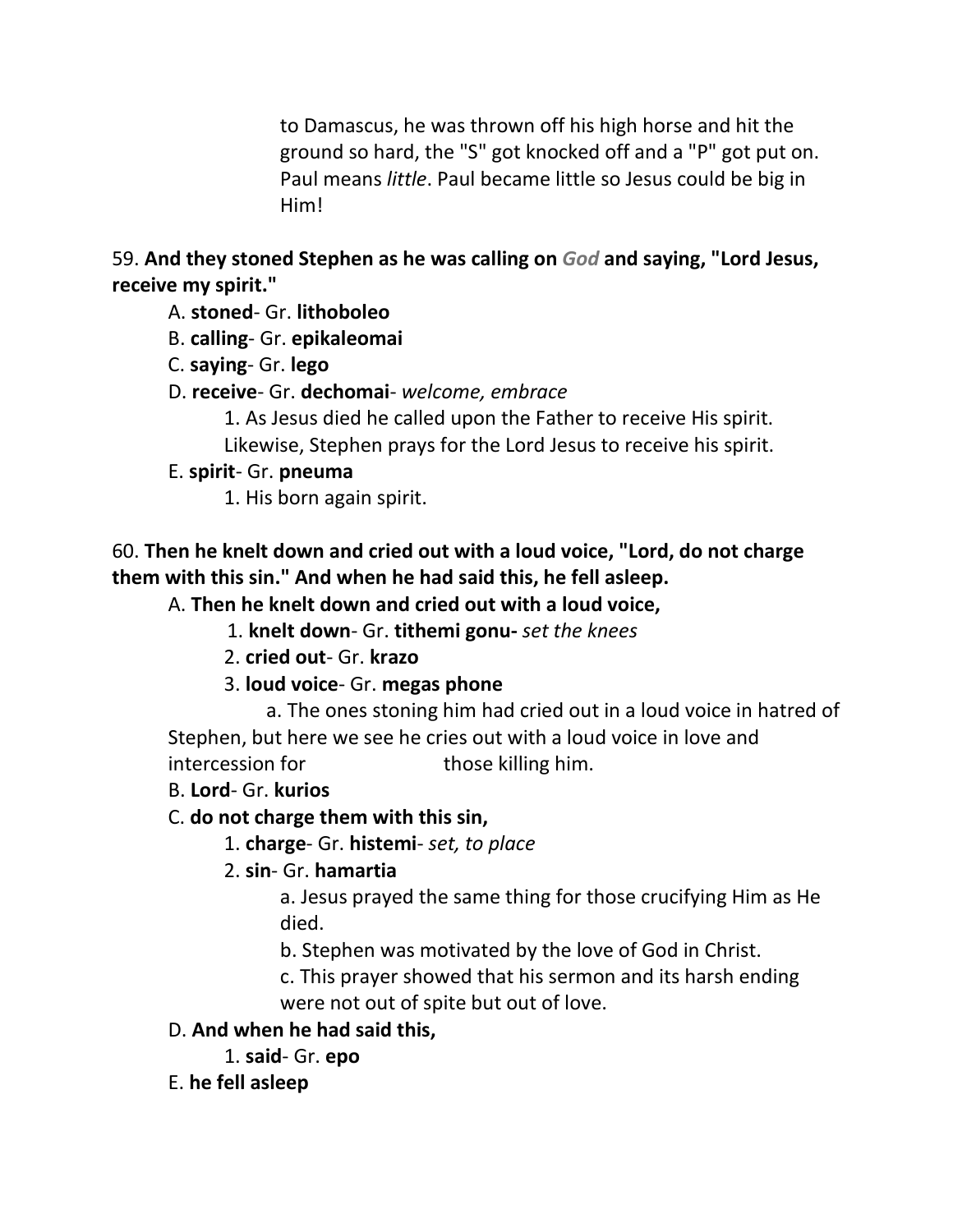to Damascus, he was thrown off his high horse and hit the ground so hard, the "S" got knocked off and a "P" got put on. Paul means *little*. Paul became little so Jesus could be big in Him!

59. **And they stoned Stephen as he was calling on *God* and saying, "Lord Jesus, receive my spirit."**

A. **stoned**- Gr. **lithoboleo**

B. **calling**- Gr. **epikaleomai**

C. **saying**- Gr. **lego**

D. **receive**- Gr. **dechomai**- *welcome, embrace*

1. As Jesus died he called upon the Father to receive His spirit. Likewise, Stephen prays for the Lord Jesus to receive his spirit.

E. **spirit**- Gr. **pneuma**

1. His born again spirit.

60. **Then he knelt down and cried out with a loud voice, "Lord, do not charge them with this sin." And when he had said this, he fell asleep.**

A. **Then he knelt down and cried out with a loud voice,**

1. **knelt down**- Gr. **tithemi gonu-** *set the knees*

2. **cried out**- Gr. **krazo**

3. **loud voice**- Gr. **megas phone**

a. The ones stoning him had cried out in a loud voice in hatred of Stephen, but here we see he cries out with a loud voice in love and intercession for those killing him.

B. **Lord**- Gr. **kurios**

C. **do not charge them with this sin,**

1. **charge**- Gr. **histemi**- *set, to place*

2. **sin**- Gr. **hamartia**

a. Jesus prayed the same thing for those crucifying Him as He died.

b. Stephen was motivated by the love of God in Christ.

c. This prayer showed that his sermon and its harsh ending were not out of spite but out of love.

D. **And when he had said this,**

1. **said**- Gr. **epo**

E. **he fell asleep**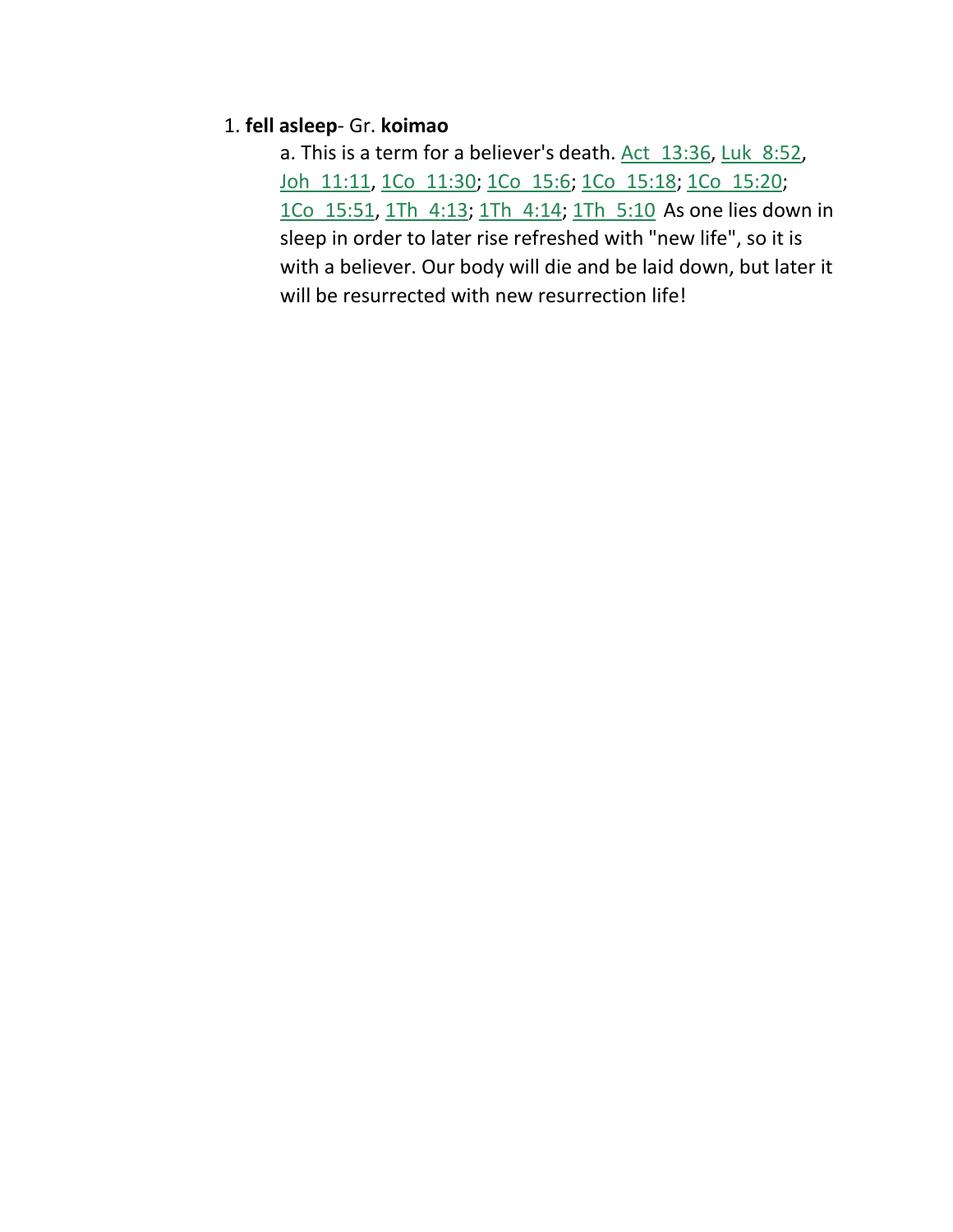1. **fell asleep**- Gr. **koimao**

    a. This is a term for a believer's death. Act 13:36, Luk 8:52, Joh 11:11, 1Co 11:30; 1Co 15:6; 1Co 15:18; 1Co 15:20; 1Co 15:51, 1Th 4:13; 1Th 4:14; 1Th 5:10 As one lies down in sleep in order to later rise refreshed with "new life", so it is with a believer. Our body will die and be laid down, but later it will be resurrected with new resurrection life!